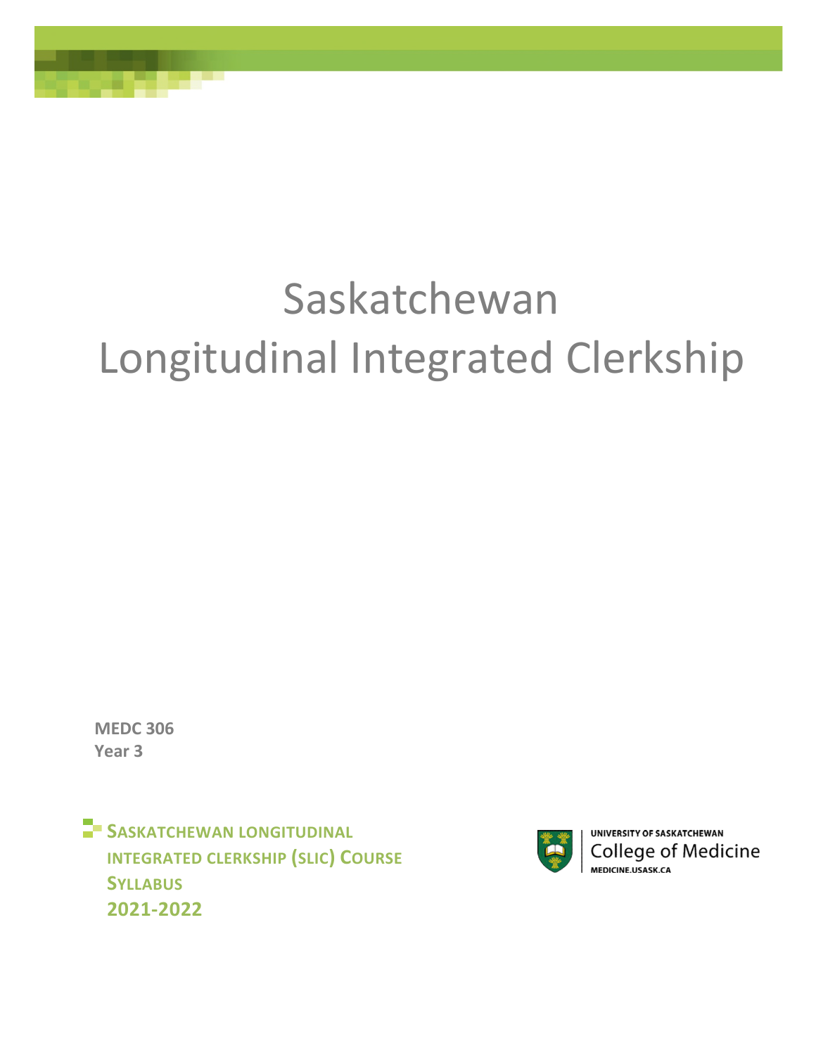# Saskatchewan
# Longitudinal Integrated Clerkship

**MEDC 306**
**Year 3**

**SASKATCHEWAN LONGITUDINAL INTEGRATED CLERKSHIP (SLIC) COURSE SYLLABUS**
**2021-2022**

UNIVERSITY OF SASKATCHEWAN
College of Medicine
MEDICINE.USASK.CA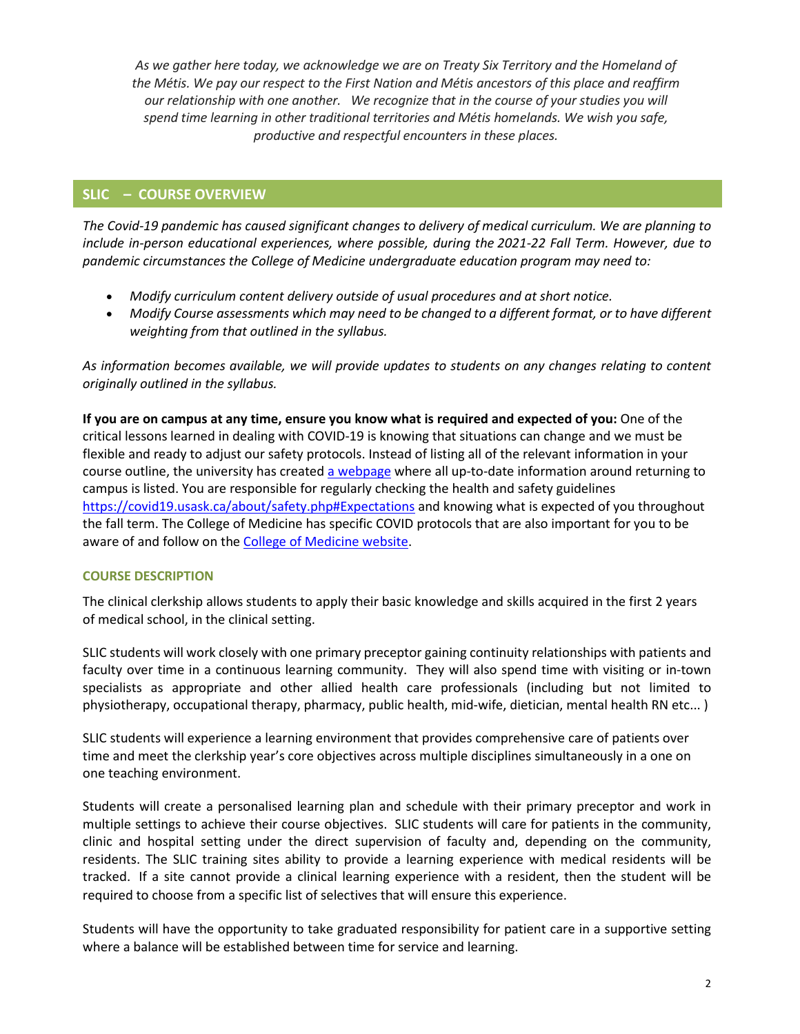*As we gather here today, we acknowledge we are on Treaty Six Territory and the Homeland of the Métis. We pay our respect to the First Nation and Métis ancestors of this place and reaffirm our relationship with one another. We recognize that in the course of your studies you will spend time learning in other traditional territories and Métis homelands. We wish you safe, productive and respectful encounters in these places.*

## SLIC – COURSE OVERVIEW

*The Covid-19 pandemic has caused significant changes to delivery of medical curriculum. We are planning to include in-person educational experiences, where possible, during the 2021-22 Fall Term. However, due to pandemic circumstances the College of Medicine undergraduate education program may need to:*

- *Modify curriculum content delivery outside of usual procedures and at short notice.*
- *Modify Course assessments which may need to be changed to a different format, or to have different weighting from that outlined in the syllabus.*

*As information becomes available, we will provide updates to students on any changes relating to content originally outlined in the syllabus.*

**If you are on campus at any time, ensure you know what is required and expected of you:** One of the critical lessons learned in dealing with COVID-19 is knowing that situations can change and we must be flexible and ready to adjust our safety protocols. Instead of listing all of the relevant information in your course outline, the university has created a webpage where all up-to-date information around returning to campus is listed. You are responsible for regularly checking the health and safety guidelines https://covid19.usask.ca/about/safety.php#Expectations and knowing what is expected of you throughout the fall term. The College of Medicine has specific COVID protocols that are also important for you to be aware of and follow on the College of Medicine website.

### COURSE DESCRIPTION

The clinical clerkship allows students to apply their basic knowledge and skills acquired in the first 2 years of medical school, in the clinical setting.

SLIC students will work closely with one primary preceptor gaining continuity relationships with patients and faculty over time in a continuous learning community. They will also spend time with visiting or in-town specialists as appropriate and other allied health care professionals (including but not limited to physiotherapy, occupational therapy, pharmacy, public health, mid-wife, dietician, mental health RN etc... )

SLIC students will experience a learning environment that provides comprehensive care of patients over time and meet the clerkship year's core objectives across multiple disciplines simultaneously in a one on one teaching environment.

Students will create a personalised learning plan and schedule with their primary preceptor and work in multiple settings to achieve their course objectives. SLIC students will care for patients in the community, clinic and hospital setting under the direct supervision of faculty and, depending on the community, residents. The SLIC training sites ability to provide a learning experience with medical residents will be tracked. If a site cannot provide a clinical learning experience with a resident, then the student will be required to choose from a specific list of selectives that will ensure this experience.

Students will have the opportunity to take graduated responsibility for patient care in a supportive setting where a balance will be established between time for service and learning.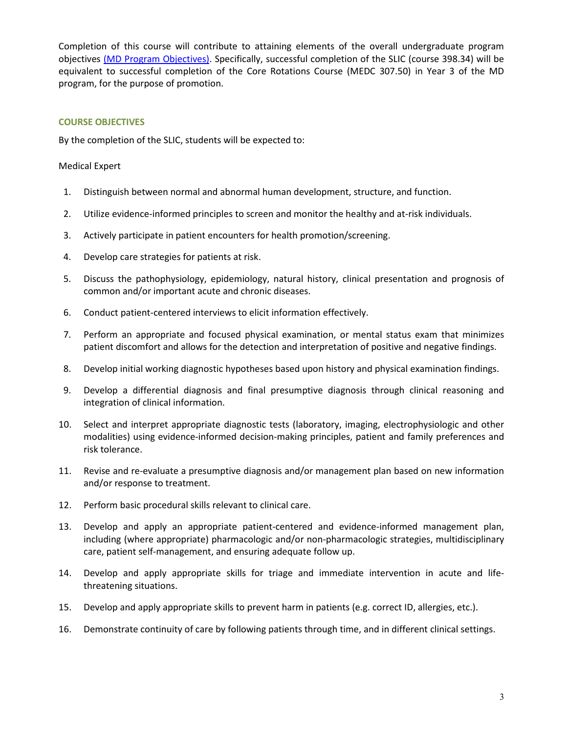Completion of this course will contribute to attaining elements of the overall undergraduate program objectives [(MD Program Objectives)](). Specifically, successful completion of the SLIC (course 398.34) will be equivalent to successful completion of the Core Rotations Course (MEDC 307.50) in Year 3 of the MD program, for the purpose of promotion.

## COURSE OBJECTIVES

By the completion of the SLIC, students will be expected to:

Medical Expert

1. Distinguish between normal and abnormal human development, structure, and function.
2. Utilize evidence-informed principles to screen and monitor the healthy and at-risk individuals.
3. Actively participate in patient encounters for health promotion/screening.
4. Develop care strategies for patients at risk.
5. Discuss the pathophysiology, epidemiology, natural history, clinical presentation and prognosis of common and/or important acute and chronic diseases.
6. Conduct patient-centered interviews to elicit information effectively.
7. Perform an appropriate and focused physical examination, or mental status exam that minimizes patient discomfort and allows for the detection and interpretation of positive and negative findings.
8. Develop initial working diagnostic hypotheses based upon history and physical examination findings.
9. Develop a differential diagnosis and final presumptive diagnosis through clinical reasoning and integration of clinical information.
10. Select and interpret appropriate diagnostic tests (laboratory, imaging, electrophysiologic and other modalities) using evidence-informed decision-making principles, patient and family preferences and risk tolerance.
11. Revise and re-evaluate a presumptive diagnosis and/or management plan based on new information and/or response to treatment.
12. Perform basic procedural skills relevant to clinical care.
13. Develop and apply an appropriate patient-centered and evidence-informed management plan, including (where appropriate) pharmacologic and/or non-pharmacologic strategies, multidisciplinary care, patient self-management, and ensuring adequate follow up.
14. Develop and apply appropriate skills for triage and immediate intervention in acute and life-threatening situations.
15. Develop and apply appropriate skills to prevent harm in patients (e.g. correct ID, allergies, etc.).
16. Demonstrate continuity of care by following patients through time, and in different clinical settings.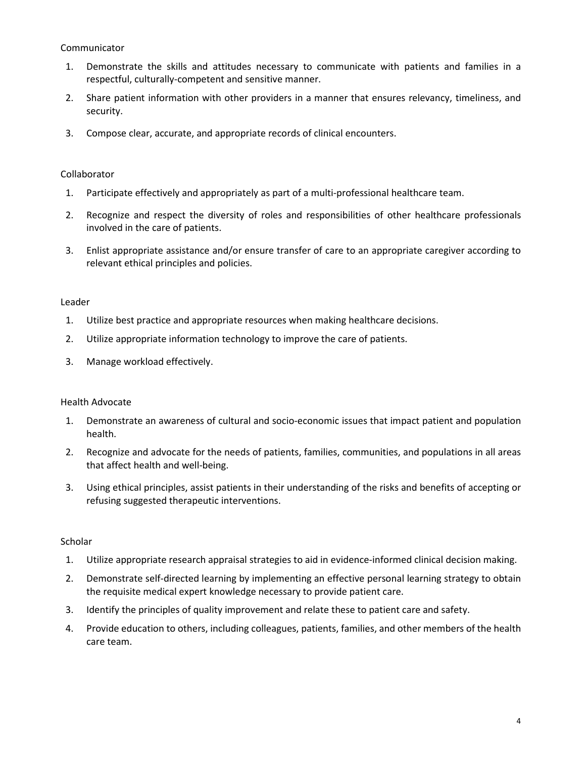Communicator

1. Demonstrate the skills and attitudes necessary to communicate with patients and families in a respectful, culturally-competent and sensitive manner.
2. Share patient information with other providers in a manner that ensures relevancy, timeliness, and security.
3. Compose clear, accurate, and appropriate records of clinical encounters.

Collaborator

1. Participate effectively and appropriately as part of a multi-professional healthcare team.
2. Recognize and respect the diversity of roles and responsibilities of other healthcare professionals involved in the care of patients.
3. Enlist appropriate assistance and/or ensure transfer of care to an appropriate caregiver according to relevant ethical principles and policies.

Leader

1. Utilize best practice and appropriate resources when making healthcare decisions.
2. Utilize appropriate information technology to improve the care of patients.
3. Manage workload effectively.

Health Advocate

1. Demonstrate an awareness of cultural and socio-economic issues that impact patient and population health.
2. Recognize and advocate for the needs of patients, families, communities, and populations in all areas that affect health and well-being.
3. Using ethical principles, assist patients in their understanding of the risks and benefits of accepting or refusing suggested therapeutic interventions.

Scholar

1. Utilize appropriate research appraisal strategies to aid in evidence-informed clinical decision making.
2. Demonstrate self-directed learning by implementing an effective personal learning strategy to obtain the requisite medical expert knowledge necessary to provide patient care.
3. Identify the principles of quality improvement and relate these to patient care and safety.
4. Provide education to others, including colleagues, patients, families, and other members of the health care team.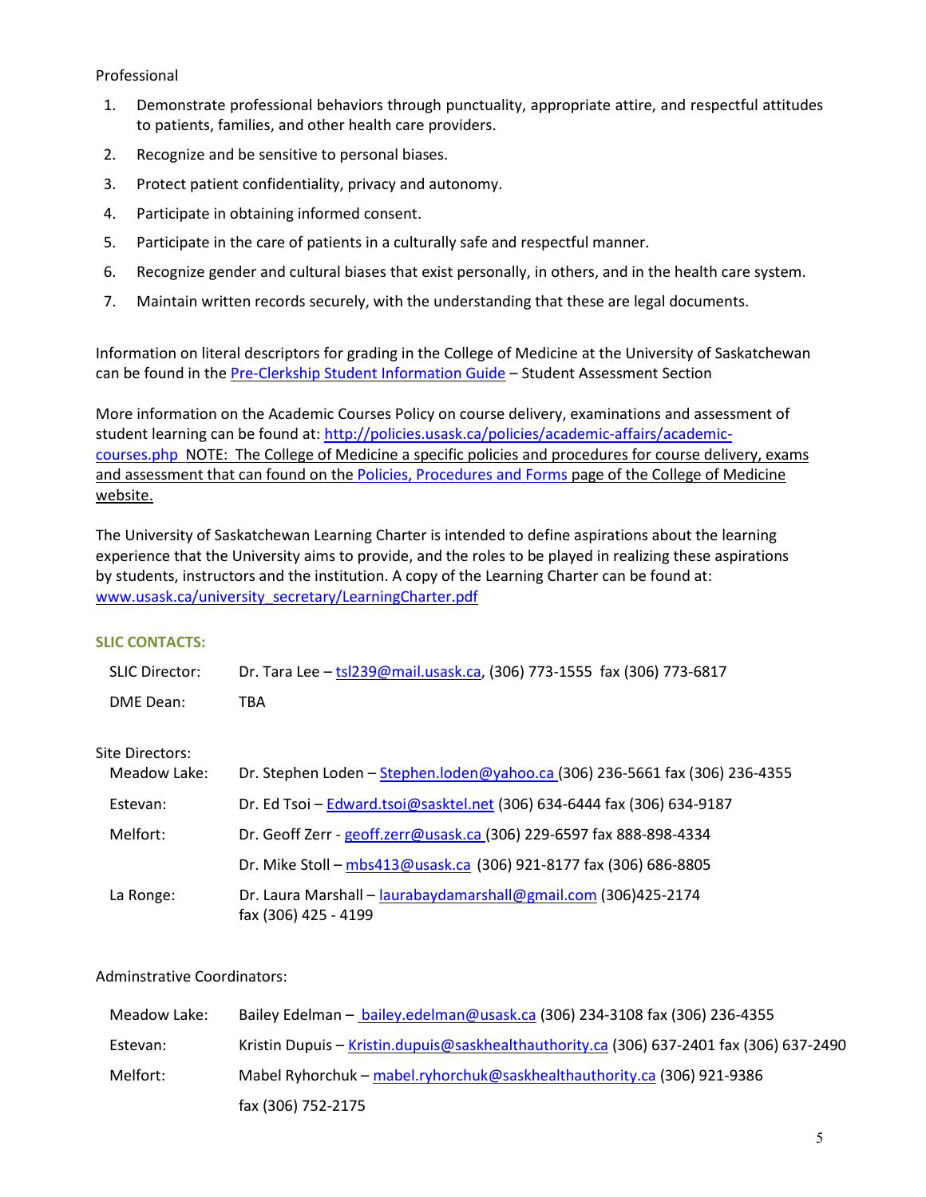Professional

1. Demonstrate professional behaviors through punctuality, appropriate attire, and respectful attitudes to patients, families, and other health care providers.
2. Recognize and be sensitive to personal biases.
3. Protect patient confidentiality, privacy and autonomy.
4. Participate in obtaining informed consent.
5. Participate in the care of patients in a culturally safe and respectful manner.
6. Recognize gender and cultural biases that exist personally, in others, and in the health care system.
7. Maintain written records securely, with the understanding that these are legal documents.

Information on literal descriptors for grading in the College of Medicine at the University of Saskatchewan can be found in the [Pre-Clerkship Student Information Guide]() – Student Assessment Section

More information on the Academic Courses Policy on course delivery, examinations and assessment of student learning can be found at: [http://policies.usask.ca/policies/academic-affairs/academic-courses.php](http://policies.usask.ca/policies/academic-affairs/academic-courses.php) NOTE: The College of Medicine a specific policies and procedures for course delivery, exams and assessment that can found on the [Policies, Procedures and Forms]() page of the College of Medicine website.

The University of Saskatchewan Learning Charter is intended to define aspirations about the learning experience that the University aims to provide, and the roles to be played in realizing these aspirations by students, instructors and the institution. A copy of the Learning Charter can be found at: [www.usask.ca/university_secretary/LearningCharter.pdf](www.usask.ca/university_secretary/LearningCharter.pdf)

**SLIC CONTACTS:**

| | |
|---|---|
| SLIC Director: | Dr. Tara Lee – tsl239@mail.usask.ca, (306) 773-1555 fax (306) 773-6817 |
| DME Dean: | TBA |

Site Directors:

| | |
|---|---|
| Meadow Lake: | Dr. Stephen Loden – Stephen.loden@yahoo.ca (306) 236-5661 fax (306) 236-4355 |
| Estevan: | Dr. Ed Tsoi – Edward.tsoi@sasktel.net (306) 634-6444 fax (306) 634-9187 |
| Melfort: | Dr. Geoff Zerr - geoff.zerr@usask.ca (306) 229-6597 fax 888-898-4334 |
| | Dr. Mike Stoll – mbs413@usask.ca (306) 921-8177 fax (306) 686-8805 |
| La Ronge: | Dr. Laura Marshall – laurabaydamarshall@gmail.com (306)425-2174 fax (306) 425 - 4199 |

Adminstrative Coordinators:

| | |
|---|---|
| Meadow Lake: | Bailey Edelman – bailey.edelman@usask.ca (306) 234-3108 fax (306) 236-4355 |
| Estevan: | Kristin Dupuis – Kristin.dupuis@saskhealthauthority.ca (306) 637-2401 fax (306) 637-2490 |
| Melfort: | Mabel Ryhorchuk – mabel.ryhorchuk@saskhealthauthority.ca (306) 921-9386 fax (306) 752-2175 |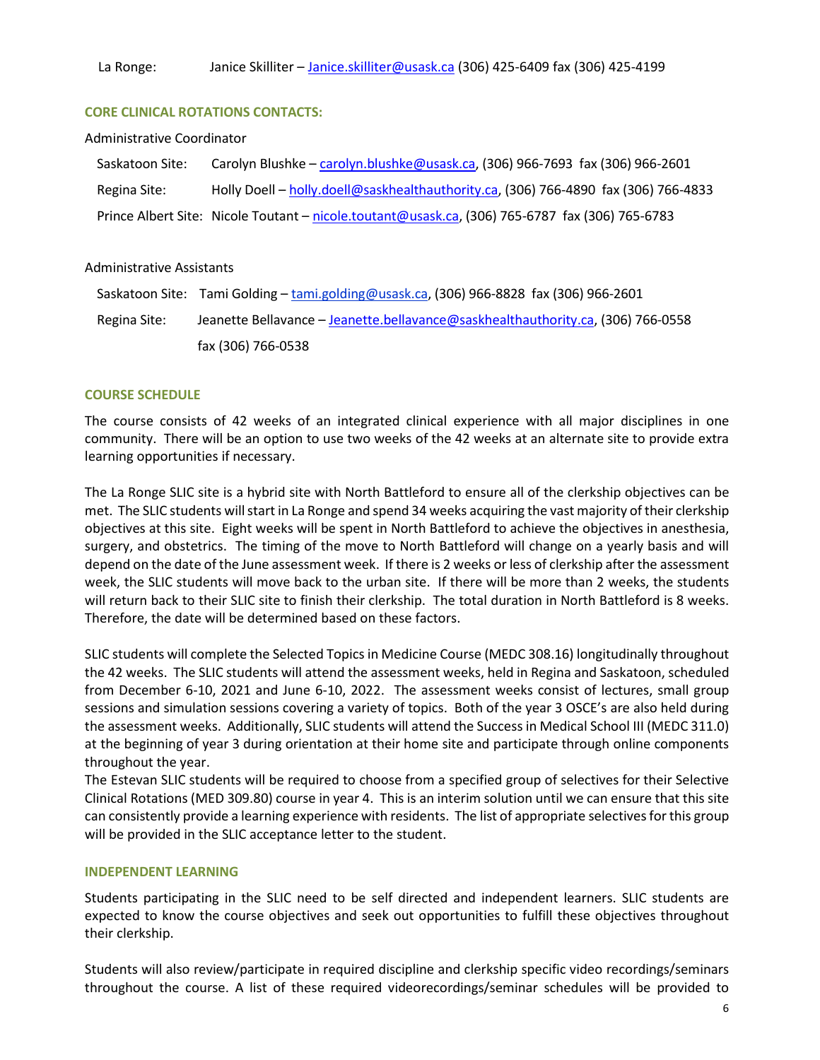La Ronge: Janice Skilliter – Janice.skilliter@usask.ca (306) 425-6409 fax (306) 425-4199

## CORE CLINICAL ROTATIONS CONTACTS:

Administrative Coordinator

Saskatoon Site: Carolyn Blushke – carolyn.blushke@usask.ca, (306) 966-7693 fax (306) 966-2601

Regina Site: Holly Doell – holly.doell@saskhealthauthority.ca, (306) 766-4890 fax (306) 766-4833

Prince Albert Site: Nicole Toutant – nicole.toutant@usask.ca, (306) 765-6787 fax (306) 765-6783

Administrative Assistants

Saskatoon Site: Tami Golding – tami.golding@usask.ca, (306) 966-8828 fax (306) 966-2601

Regina Site: Jeanette Bellavance – Jeanette.bellavance@saskhealthauthority.ca, (306) 766-0558 fax (306) 766-0538

## COURSE SCHEDULE

The course consists of 42 weeks of an integrated clinical experience with all major disciplines in one community. There will be an option to use two weeks of the 42 weeks at an alternate site to provide extra learning opportunities if necessary.

The La Ronge SLIC site is a hybrid site with North Battleford to ensure all of the clerkship objectives can be met. The SLIC students will start in La Ronge and spend 34 weeks acquiring the vast majority of their clerkship objectives at this site. Eight weeks will be spent in North Battleford to achieve the objectives in anesthesia, surgery, and obstetrics. The timing of the move to North Battleford will change on a yearly basis and will depend on the date of the June assessment week. If there is 2 weeks or less of clerkship after the assessment week, the SLIC students will move back to the urban site. If there will be more than 2 weeks, the students will return back to their SLIC site to finish their clerkship. The total duration in North Battleford is 8 weeks. Therefore, the date will be determined based on these factors.

SLIC students will complete the Selected Topics in Medicine Course (MEDC 308.16) longitudinally throughout the 42 weeks. The SLIC students will attend the assessment weeks, held in Regina and Saskatoon, scheduled from December 6-10, 2021 and June 6-10, 2022. The assessment weeks consist of lectures, small group sessions and simulation sessions covering a variety of topics. Both of the year 3 OSCE's are also held during the assessment weeks. Additionally, SLIC students will attend the Success in Medical School III (MEDC 311.0) at the beginning of year 3 during orientation at their home site and participate through online components throughout the year.
The Estevan SLIC students will be required to choose from a specified group of selectives for their Selective Clinical Rotations (MED 309.80) course in year 4. This is an interim solution until we can ensure that this site can consistently provide a learning experience with residents. The list of appropriate selectives for this group will be provided in the SLIC acceptance letter to the student.

## INDEPENDENT LEARNING

Students participating in the SLIC need to be self directed and independent learners. SLIC students are expected to know the course objectives and seek out opportunities to fulfill these objectives throughout their clerkship.

Students will also review/participate in required discipline and clerkship specific video recordings/seminars throughout the course. A list of these required videorecordings/seminar schedules will be provided to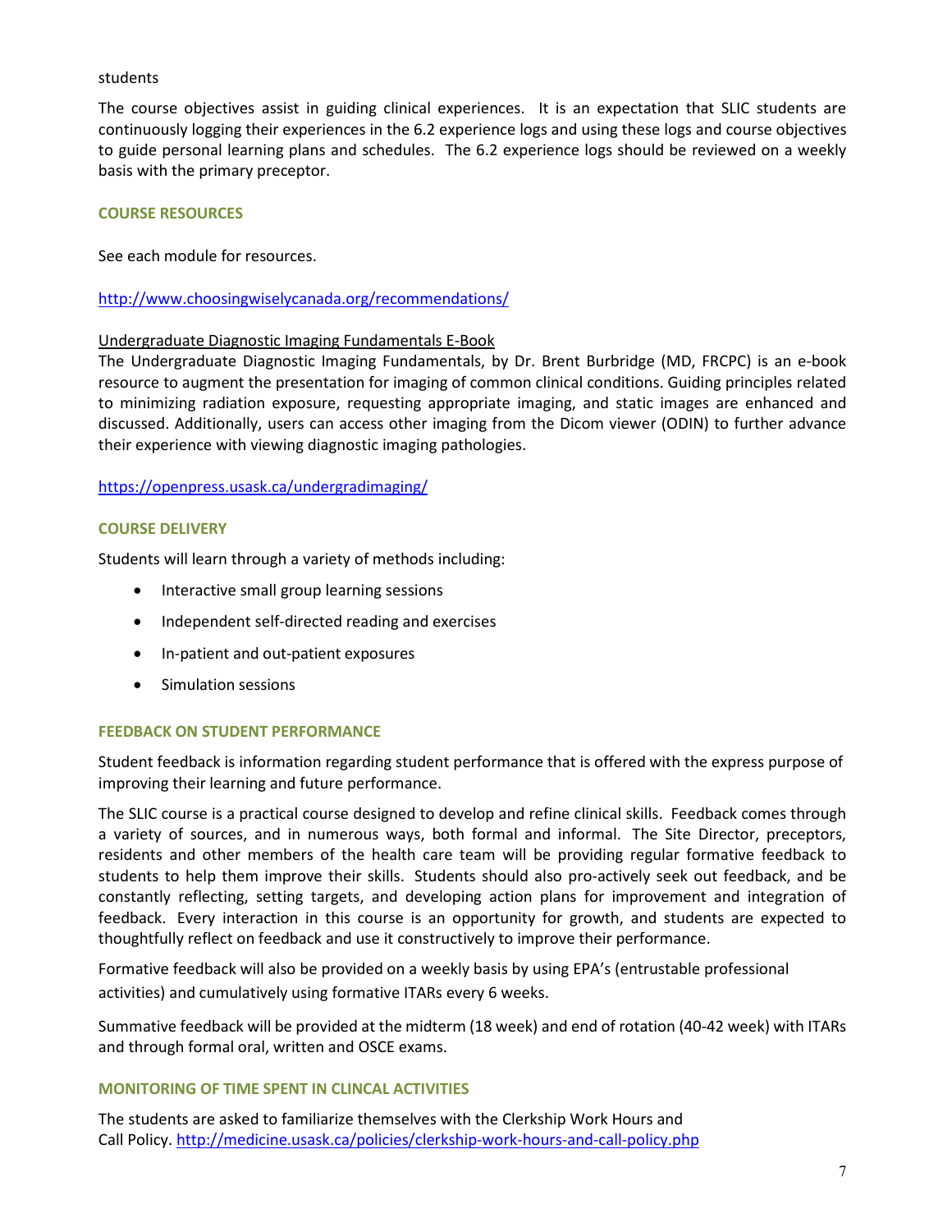students

The course objectives assist in guiding clinical experiences. It is an expectation that SLIC students are continuously logging their experiences in the 6.2 experience logs and using these logs and course objectives to guide personal learning plans and schedules. The 6.2 experience logs should be reviewed on a weekly basis with the primary preceptor.

## COURSE RESOURCES

See each module for resources.

http://www.choosingwiselycanada.org/recommendations/

Undergraduate Diagnostic Imaging Fundamentals E-Book

The Undergraduate Diagnostic Imaging Fundamentals, by Dr. Brent Burbridge (MD, FRCPC) is an e-book resource to augment the presentation for imaging of common clinical conditions. Guiding principles related to minimizing radiation exposure, requesting appropriate imaging, and static images are enhanced and discussed. Additionally, users can access other imaging from the Dicom viewer (ODIN) to further advance their experience with viewing diagnostic imaging pathologies.

https://openpress.usask.ca/undergradimaging/

## COURSE DELIVERY

Students will learn through a variety of methods including:

- Interactive small group learning sessions
- Independent self-directed reading and exercises
- In-patient and out-patient exposures
- Simulation sessions

## FEEDBACK ON STUDENT PERFORMANCE

Student feedback is information regarding student performance that is offered with the express purpose of improving their learning and future performance.

The SLIC course is a practical course designed to develop and refine clinical skills. Feedback comes through a variety of sources, and in numerous ways, both formal and informal. The Site Director, preceptors, residents and other members of the health care team will be providing regular formative feedback to students to help them improve their skills. Students should also pro-actively seek out feedback, and be constantly reflecting, setting targets, and developing action plans for improvement and integration of feedback. Every interaction in this course is an opportunity for growth, and students are expected to thoughtfully reflect on feedback and use it constructively to improve their performance.

Formative feedback will also be provided on a weekly basis by using EPA's (entrustable professional activities) and cumulatively using formative ITARs every 6 weeks.

Summative feedback will be provided at the midterm (18 week) and end of rotation (40-42 week) with ITARs and through formal oral, written and OSCE exams.

## MONITORING OF TIME SPENT IN CLINCAL ACTIVITIES

The students are asked to familiarize themselves with the Clerkship Work Hours and Call Policy. http://medicine.usask.ca/policies/clerkship-work-hours-and-call-policy.php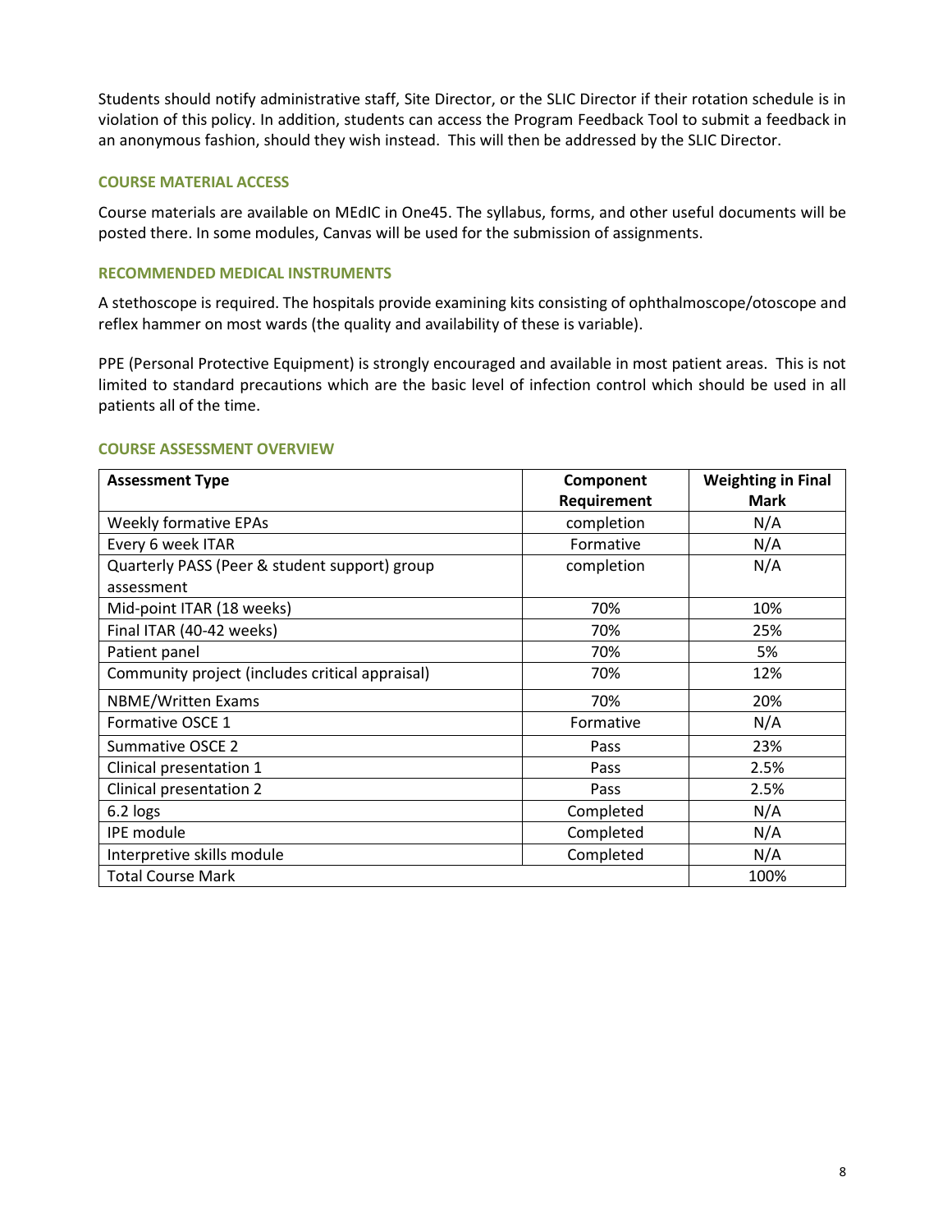Students should notify administrative staff, Site Director, or the SLIC Director if their rotation schedule is in violation of this policy. In addition, students can access the Program Feedback Tool to submit a feedback in an anonymous fashion, should they wish instead. This will then be addressed by the SLIC Director.

### COURSE MATERIAL ACCESS

Course materials are available on MEdIC in One45. The syllabus, forms, and other useful documents will be posted there. In some modules, Canvas will be used for the submission of assignments.

### RECOMMENDED MEDICAL INSTRUMENTS

A stethoscope is required. The hospitals provide examining kits consisting of ophthalmoscope/otoscope and reflex hammer on most wards (the quality and availability of these is variable).

PPE (Personal Protective Equipment) is strongly encouraged and available in most patient areas. This is not limited to standard precautions which are the basic level of infection control which should be used in all patients all of the time.

### COURSE ASSESSMENT OVERVIEW

| Assessment Type | Component Requirement | Weighting in Final Mark |
|---|---|---|
| Weekly formative EPAs | completion | N/A |
| Every 6 week ITAR | Formative | N/A |
| Quarterly PASS (Peer & student support) group assessment | completion | N/A |
| Mid-point ITAR (18 weeks) | 70% | 10% |
| Final ITAR (40-42 weeks) | 70% | 25% |
| Patient panel | 70% | 5% |
| Community project (includes critical appraisal) | 70% | 12% |
| NBME/Written Exams | 70% | 20% |
| Formative OSCE 1 | Formative | N/A |
| Summative OSCE 2 | Pass | 23% |
| Clinical presentation 1 | Pass | 2.5% |
| Clinical presentation 2 | Pass | 2.5% |
| 6.2 logs | Completed | N/A |
| IPE module | Completed | N/A |
| Interpretive skills module | Completed | N/A |
| Total Course Mark | | 100% |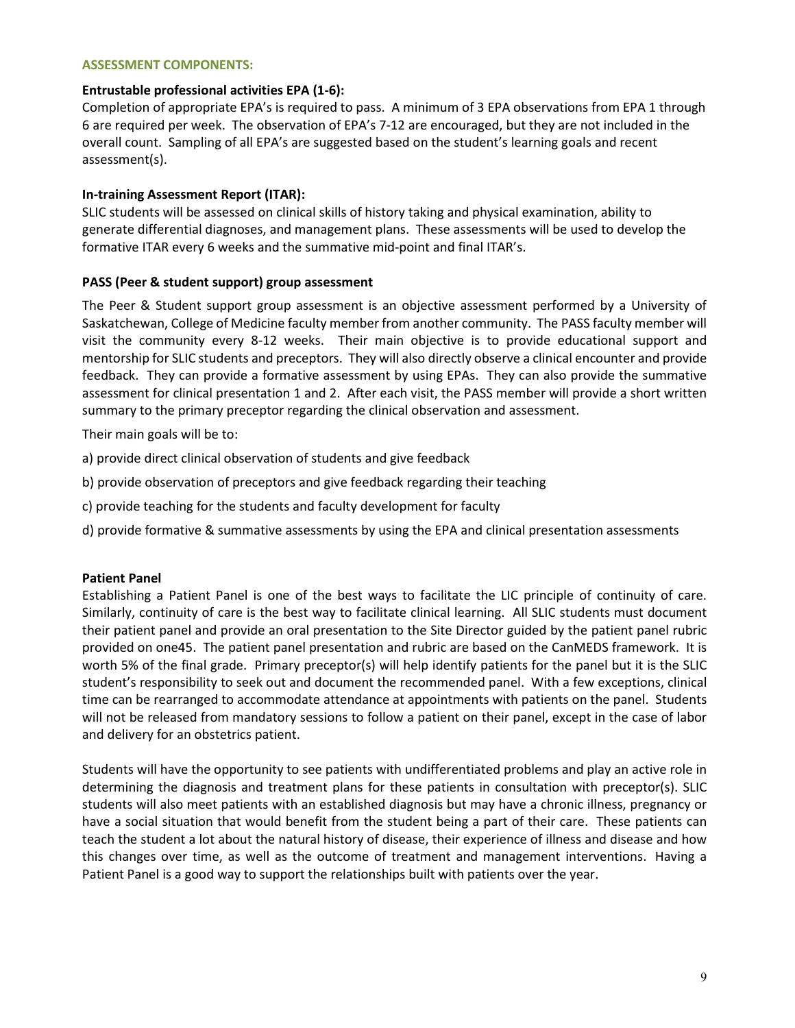## ASSESSMENT COMPONENTS:

### Entrustable professional activities EPA (1-6):

Completion of appropriate EPA's is required to pass. A minimum of 3 EPA observations from EPA 1 through 6 are required per week. The observation of EPA's 7-12 are encouraged, but they are not included in the overall count. Sampling of all EPA's are suggested based on the student's learning goals and recent assessment(s).

### In-training Assessment Report (ITAR):

SLIC students will be assessed on clinical skills of history taking and physical examination, ability to generate differential diagnoses, and management plans. These assessments will be used to develop the formative ITAR every 6 weeks and the summative mid-point and final ITAR's.

### PASS (Peer & student support) group assessment

The Peer & Student support group assessment is an objective assessment performed by a University of Saskatchewan, College of Medicine faculty member from another community. The PASS faculty member will visit the community every 8-12 weeks. Their main objective is to provide educational support and mentorship for SLIC students and preceptors. They will also directly observe a clinical encounter and provide feedback. They can provide a formative assessment by using EPAs. They can also provide the summative assessment for clinical presentation 1 and 2. After each visit, the PASS member will provide a short written summary to the primary preceptor regarding the clinical observation and assessment.

Their main goals will be to:

a) provide direct clinical observation of students and give feedback

b) provide observation of preceptors and give feedback regarding their teaching

c) provide teaching for the students and faculty development for faculty

d) provide formative & summative assessments by using the EPA and clinical presentation assessments

### Patient Panel

Establishing a Patient Panel is one of the best ways to facilitate the LIC principle of continuity of care. Similarly, continuity of care is the best way to facilitate clinical learning. All SLIC students must document their patient panel and provide an oral presentation to the Site Director guided by the patient panel rubric provided on one45. The patient panel presentation and rubric are based on the CanMEDS framework. It is worth 5% of the final grade. Primary preceptor(s) will help identify patients for the panel but it is the SLIC student's responsibility to seek out and document the recommended panel. With a few exceptions, clinical time can be rearranged to accommodate attendance at appointments with patients on the panel. Students will not be released from mandatory sessions to follow a patient on their panel, except in the case of labor and delivery for an obstetrics patient.

Students will have the opportunity to see patients with undifferentiated problems and play an active role in determining the diagnosis and treatment plans for these patients in consultation with preceptor(s). SLIC students will also meet patients with an established diagnosis but may have a chronic illness, pregnancy or have a social situation that would benefit from the student being a part of their care. These patients can teach the student a lot about the natural history of disease, their experience of illness and disease and how this changes over time, as well as the outcome of treatment and management interventions. Having a Patient Panel is a good way to support the relationships built with patients over the year.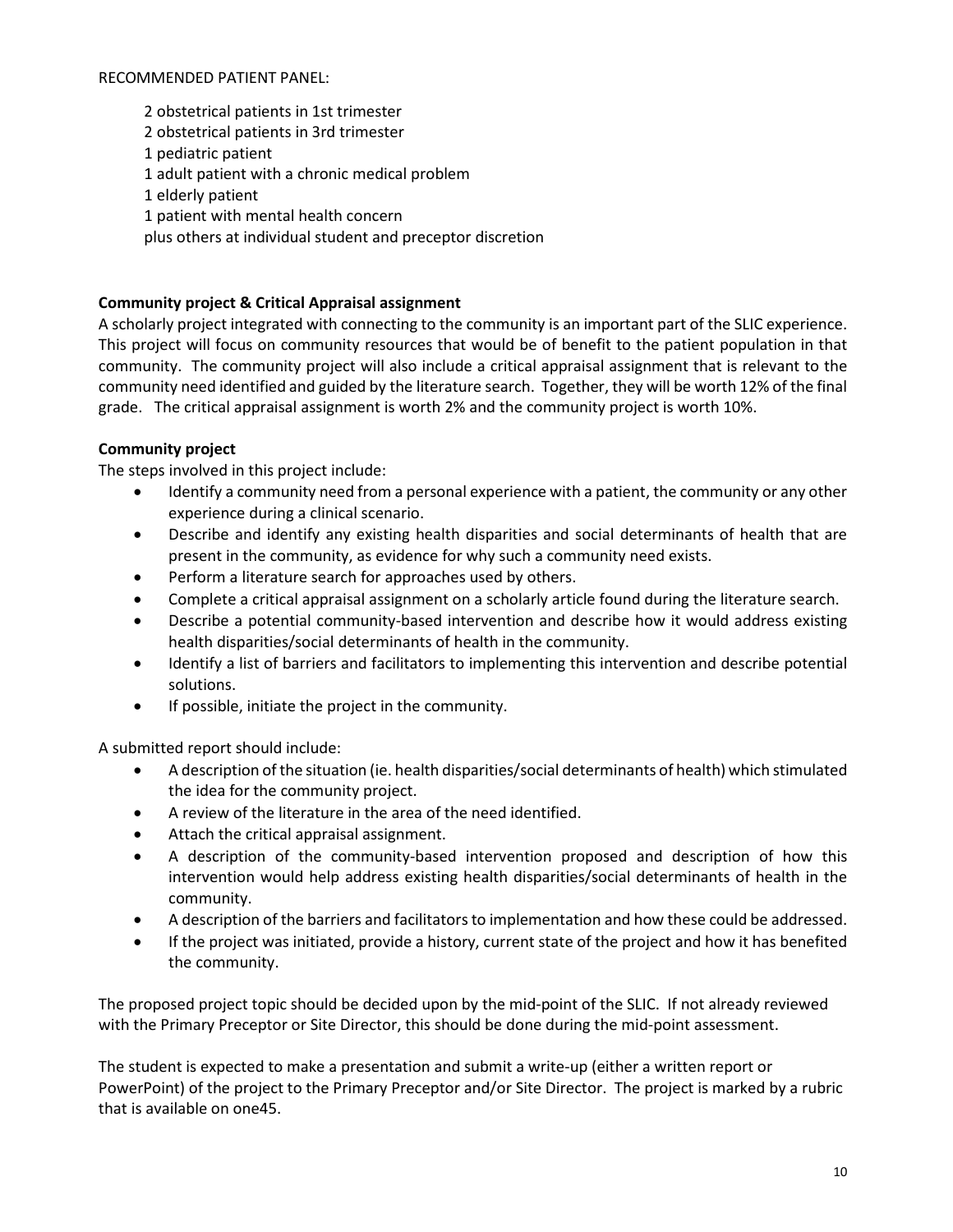RECOMMENDED PATIENT PANEL:

2 obstetrical patients in 1st trimester
2 obstetrical patients in 3rd trimester
1 pediatric patient
1 adult patient with a chronic medical problem
1 elderly patient
1 patient with mental health concern
plus others at individual student and preceptor discretion

**Community project & Critical Appraisal assignment**

A scholarly project integrated with connecting to the community is an important part of the SLIC experience. This project will focus on community resources that would be of benefit to the patient population in that community. The community project will also include a critical appraisal assignment that is relevant to the community need identified and guided by the literature search. Together, they will be worth 12% of the final grade. The critical appraisal assignment is worth 2% and the community project is worth 10%.

**Community project**

The steps involved in this project include:

- Identify a community need from a personal experience with a patient, the community or any other experience during a clinical scenario.
- Describe and identify any existing health disparities and social determinants of health that are present in the community, as evidence for why such a community need exists.
- Perform a literature search for approaches used by others.
- Complete a critical appraisal assignment on a scholarly article found during the literature search.
- Describe a potential community-based intervention and describe how it would address existing health disparities/social determinants of health in the community.
- Identify a list of barriers and facilitators to implementing this intervention and describe potential solutions.
- If possible, initiate the project in the community.

A submitted report should include:

- A description of the situation (ie. health disparities/social determinants of health) which stimulated the idea for the community project.
- A review of the literature in the area of the need identified.
- Attach the critical appraisal assignment.
- A description of the community-based intervention proposed and description of how this intervention would help address existing health disparities/social determinants of health in the community.
- A description of the barriers and facilitators to implementation and how these could be addressed.
- If the project was initiated, provide a history, current state of the project and how it has benefited the community.

The proposed project topic should be decided upon by the mid-point of the SLIC. If not already reviewed with the Primary Preceptor or Site Director, this should be done during the mid-point assessment.

The student is expected to make a presentation and submit a write-up (either a written report or PowerPoint) of the project to the Primary Preceptor and/or Site Director. The project is marked by a rubric that is available on one45.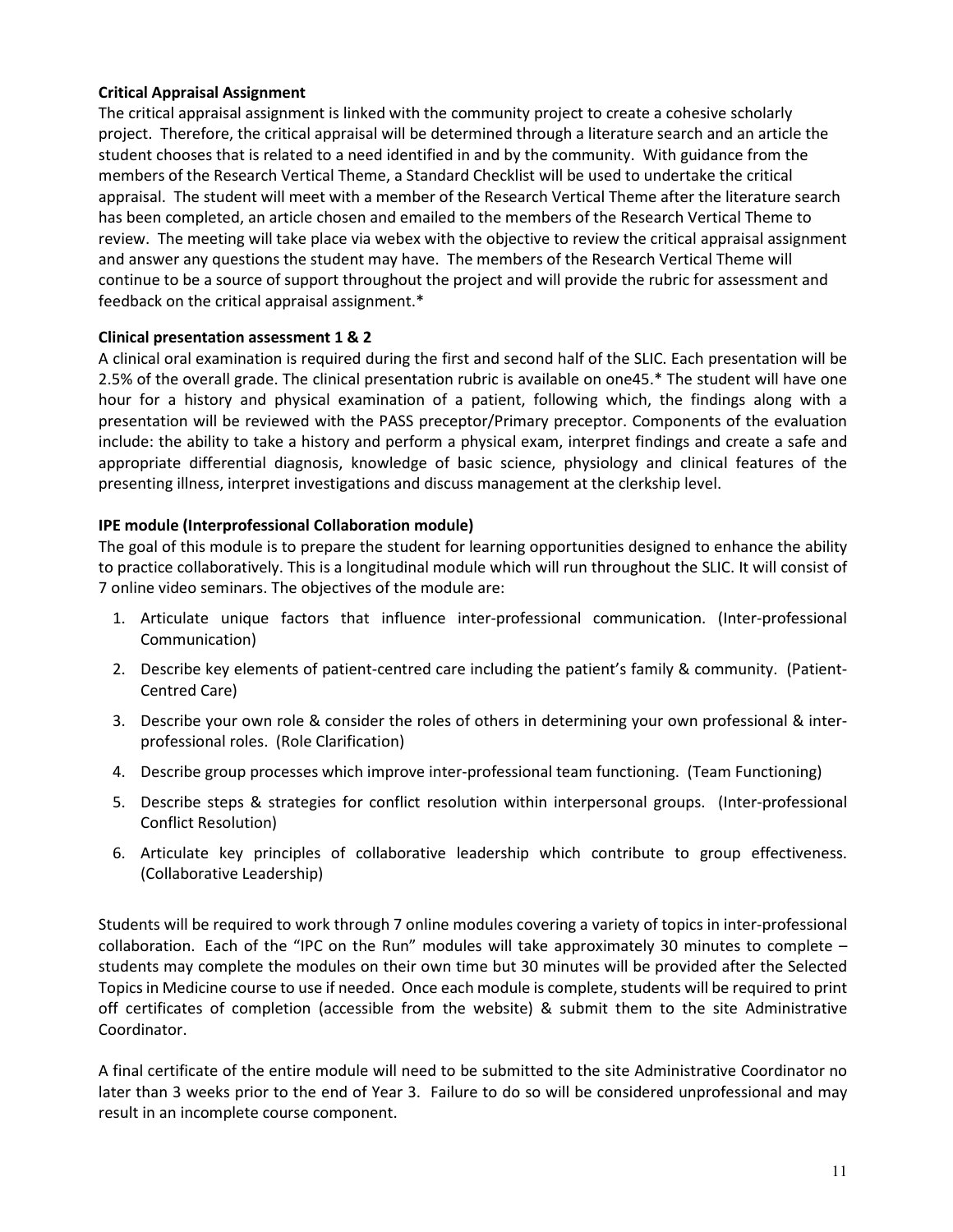**Critical Appraisal Assignment**

The critical appraisal assignment is linked with the community project to create a cohesive scholarly project. Therefore, the critical appraisal will be determined through a literature search and an article the student chooses that is related to a need identified in and by the community. With guidance from the members of the Research Vertical Theme, a Standard Checklist will be used to undertake the critical appraisal. The student will meet with a member of the Research Vertical Theme after the literature search has been completed, an article chosen and emailed to the members of the Research Vertical Theme to review. The meeting will take place via webex with the objective to review the critical appraisal assignment and answer any questions the student may have. The members of the Research Vertical Theme will continue to be a source of support throughout the project and will provide the rubric for assessment and feedback on the critical appraisal assignment.*

**Clinical presentation assessment 1 & 2**

A clinical oral examination is required during the first and second half of the SLIC. Each presentation will be 2.5% of the overall grade. The clinical presentation rubric is available on one45.* The student will have one hour for a history and physical examination of a patient, following which, the findings along with a presentation will be reviewed with the PASS preceptor/Primary preceptor. Components of the evaluation include: the ability to take a history and perform a physical exam, interpret findings and create a safe and appropriate differential diagnosis, knowledge of basic science, physiology and clinical features of the presenting illness, interpret investigations and discuss management at the clerkship level.

**IPE module (Interprofessional Collaboration module)**

The goal of this module is to prepare the student for learning opportunities designed to enhance the ability to practice collaboratively. This is a longitudinal module which will run throughout the SLIC. It will consist of 7 online video seminars. The objectives of the module are:

1. Articulate unique factors that influence inter-professional communication. (Inter-professional Communication)
2. Describe key elements of patient-centred care including the patient's family & community. (Patient-Centred Care)
3. Describe your own role & consider the roles of others in determining your own professional & inter-professional roles. (Role Clarification)
4. Describe group processes which improve inter-professional team functioning. (Team Functioning)
5. Describe steps & strategies for conflict resolution within interpersonal groups. (Inter-professional Conflict Resolution)
6. Articulate key principles of collaborative leadership which contribute to group effectiveness. (Collaborative Leadership)

Students will be required to work through 7 online modules covering a variety of topics in inter-professional collaboration. Each of the "IPC on the Run" modules will take approximately 30 minutes to complete – students may complete the modules on their own time but 30 minutes will be provided after the Selected Topics in Medicine course to use if needed. Once each module is complete, students will be required to print off certificates of completion (accessible from the website) & submit them to the site Administrative Coordinator.

A final certificate of the entire module will need to be submitted to the site Administrative Coordinator no later than 3 weeks prior to the end of Year 3. Failure to do so will be considered unprofessional and may result in an incomplete course component.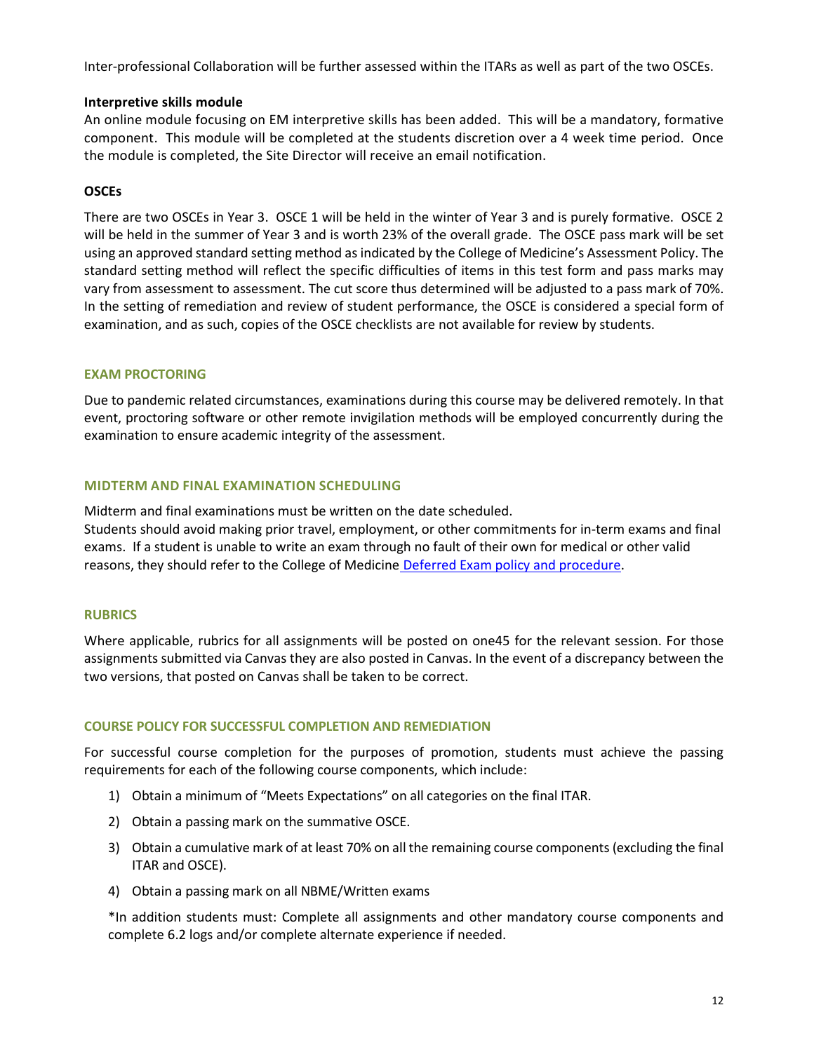Inter-professional Collaboration will be further assessed within the ITARs as well as part of the two OSCEs.

**Interpretive skills module**

An online module focusing on EM interpretive skills has been added. This will be a mandatory, formative component. This module will be completed at the students discretion over a 4 week time period. Once the module is completed, the Site Director will receive an email notification.

**OSCEs**

There are two OSCEs in Year 3. OSCE 1 will be held in the winter of Year 3 and is purely formative. OSCE 2 will be held in the summer of Year 3 and is worth 23% of the overall grade. The OSCE pass mark will be set using an approved standard setting method as indicated by the College of Medicine's Assessment Policy. The standard setting method will reflect the specific difficulties of items in this test form and pass marks may vary from assessment to assessment. The cut score thus determined will be adjusted to a pass mark of 70%. In the setting of remediation and review of student performance, the OSCE is considered a special form of examination, and as such, copies of the OSCE checklists are not available for review by students.

## EXAM PROCTORING

Due to pandemic related circumstances, examinations during this course may be delivered remotely. In that event, proctoring software or other remote invigilation methods will be employed concurrently during the examination to ensure academic integrity of the assessment.

## MIDTERM AND FINAL EXAMINATION SCHEDULING

Midterm and final examinations must be written on the date scheduled.
Students should avoid making prior travel, employment, or other commitments for in-term exams and final exams. If a student is unable to write an exam through no fault of their own for medical or other valid reasons, they should refer to the College of Medicine Deferred Exam policy and procedure.

## RUBRICS

Where applicable, rubrics for all assignments will be posted on one45 for the relevant session. For those assignments submitted via Canvas they are also posted in Canvas. In the event of a discrepancy between the two versions, that posted on Canvas shall be taken to be correct.

## COURSE POLICY FOR SUCCESSFUL COMPLETION AND REMEDIATION

For successful course completion for the purposes of promotion, students must achieve the passing requirements for each of the following course components, which include:

1) Obtain a minimum of "Meets Expectations" on all categories on the final ITAR.
2) Obtain a passing mark on the summative OSCE.
3) Obtain a cumulative mark of at least 70% on all the remaining course components (excluding the final ITAR and OSCE).
4) Obtain a passing mark on all NBME/Written exams

*In addition students must: Complete all assignments and other mandatory course components and complete 6.2 logs and/or complete alternate experience if needed.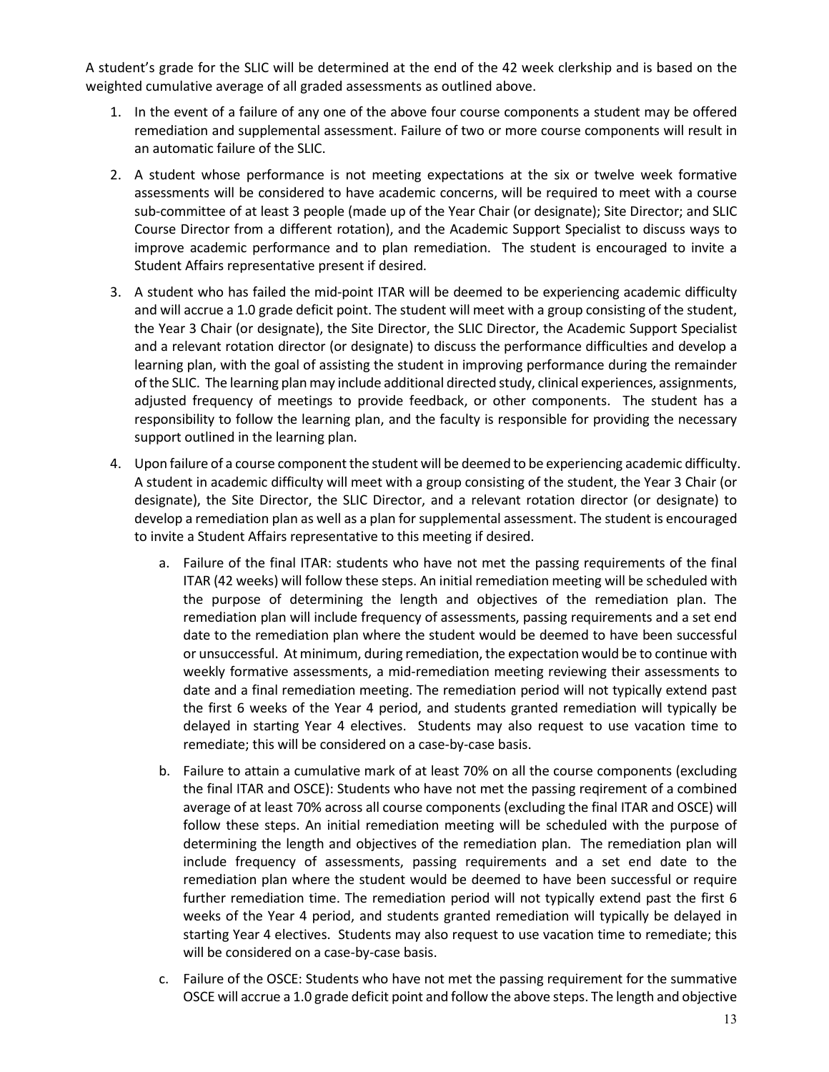A student's grade for the SLIC will be determined at the end of the 42 week clerkship and is based on the weighted cumulative average of all graded assessments as outlined above.

1. In the event of a failure of any one of the above four course components a student may be offered remediation and supplemental assessment. Failure of two or more course components will result in an automatic failure of the SLIC.
2. A student whose performance is not meeting expectations at the six or twelve week formative assessments will be considered to have academic concerns, will be required to meet with a course sub-committee of at least 3 people (made up of the Year Chair (or designate); Site Director; and SLIC Course Director from a different rotation), and the Academic Support Specialist to discuss ways to improve academic performance and to plan remediation. The student is encouraged to invite a Student Affairs representative present if desired.
3. A student who has failed the mid-point ITAR will be deemed to be experiencing academic difficulty and will accrue a 1.0 grade deficit point. The student will meet with a group consisting of the student, the Year 3 Chair (or designate), the Site Director, the SLIC Director, the Academic Support Specialist and a relevant rotation director (or designate) to discuss the performance difficulties and develop a learning plan, with the goal of assisting the student in improving performance during the remainder of the SLIC. The learning plan may include additional directed study, clinical experiences, assignments, adjusted frequency of meetings to provide feedback, or other components. The student has a responsibility to follow the learning plan, and the faculty is responsible for providing the necessary support outlined in the learning plan.
4. Upon failure of a course component the student will be deemed to be experiencing academic difficulty. A student in academic difficulty will meet with a group consisting of the student, the Year 3 Chair (or designate), the Site Director, the SLIC Director, and a relevant rotation director (or designate) to develop a remediation plan as well as a plan for supplemental assessment. The student is encouraged to invite a Student Affairs representative to this meeting if desired.
    a. Failure of the final ITAR: students who have not met the passing requirements of the final ITAR (42 weeks) will follow these steps. An initial remediation meeting will be scheduled with the purpose of determining the length and objectives of the remediation plan. The remediation plan will include frequency of assessments, passing requirements and a set end date to the remediation plan where the student would be deemed to have been successful or unsuccessful. At minimum, during remediation, the expectation would be to continue with weekly formative assessments, a mid-remediation meeting reviewing their assessments to date and a final remediation meeting. The remediation period will not typically extend past the first 6 weeks of the Year 4 period, and students granted remediation will typically be delayed in starting Year 4 electives. Students may also request to use vacation time to remediate; this will be considered on a case-by-case basis.
    b. Failure to attain a cumulative mark of at least 70% on all the course components (excluding the final ITAR and OSCE): Students who have not met the passing reqirement of a combined average of at least 70% across all course components (excluding the final ITAR and OSCE) will follow these steps. An initial remediation meeting will be scheduled with the purpose of determining the length and objectives of the remediation plan. The remediation plan will include frequency of assessments, passing requirements and a set end date to the remediation plan where the student would be deemed to have been successful or require further remediation time. The remediation period will not typically extend past the first 6 weeks of the Year 4 period, and students granted remediation will typically be delayed in starting Year 4 electives. Students may also request to use vacation time to remediate; this will be considered on a case-by-case basis.
    c. Failure of the OSCE: Students who have not met the passing requirement for the summative OSCE will accrue a 1.0 grade deficit point and follow the above steps. The length and objective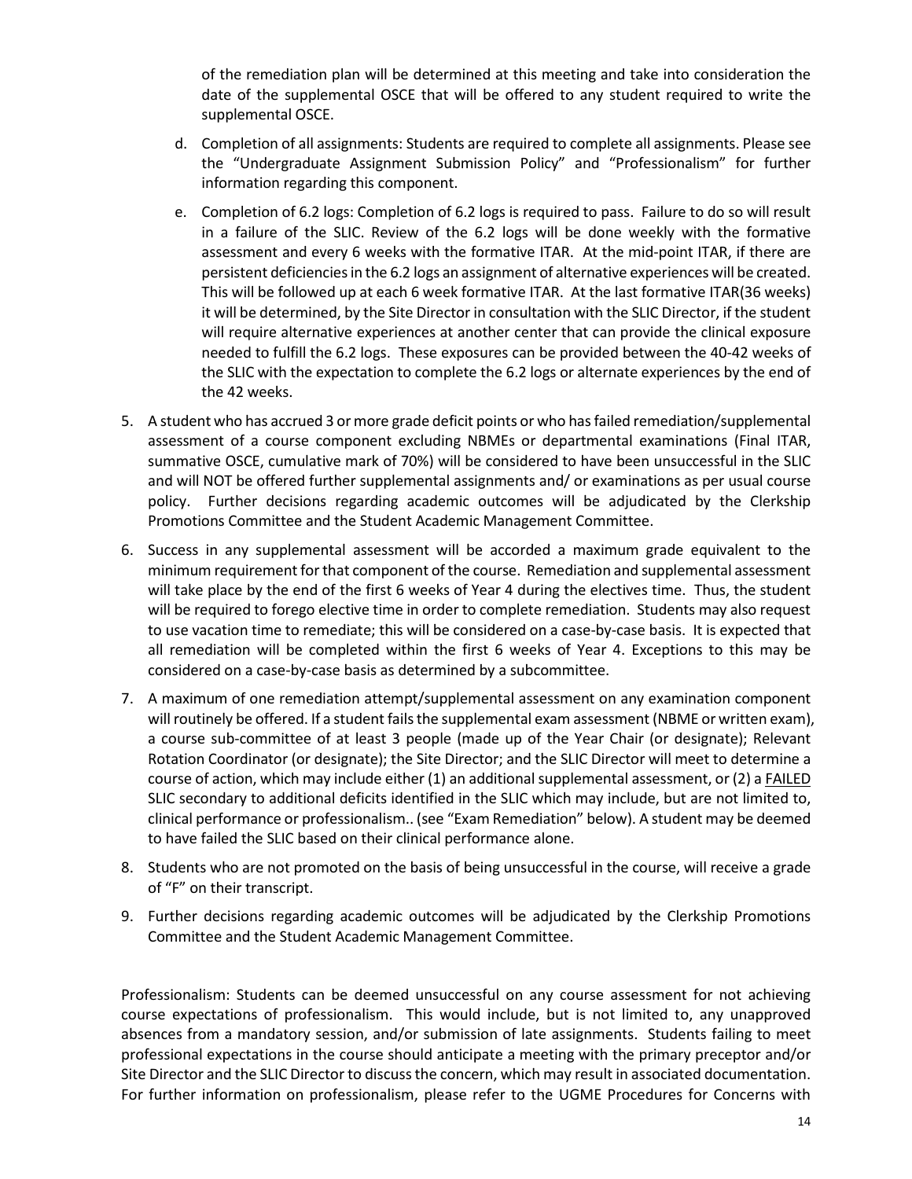of the remediation plan will be determined at this meeting and take into consideration the date of the supplemental OSCE that will be offered to any student required to write the supplemental OSCE.

d. Completion of all assignments: Students are required to complete all assignments. Please see the "Undergraduate Assignment Submission Policy" and "Professionalism" for further information regarding this component.

e. Completion of 6.2 logs: Completion of 6.2 logs is required to pass. Failure to do so will result in a failure of the SLIC. Review of the 6.2 logs will be done weekly with the formative assessment and every 6 weeks with the formative ITAR. At the mid-point ITAR, if there are persistent deficiencies in the 6.2 logs an assignment of alternative experiences will be created. This will be followed up at each 6 week formative ITAR. At the last formative ITAR(36 weeks) it will be determined, by the Site Director in consultation with the SLIC Director, if the student will require alternative experiences at another center that can provide the clinical exposure needed to fulfill the 6.2 logs. These exposures can be provided between the 40-42 weeks of the SLIC with the expectation to complete the 6.2 logs or alternate experiences by the end of the 42 weeks.

5. A student who has accrued 3 or more grade deficit points or who has failed remediation/supplemental assessment of a course component excluding NBMEs or departmental examinations (Final ITAR, summative OSCE, cumulative mark of 70%) will be considered to have been unsuccessful in the SLIC and will NOT be offered further supplemental assignments and/ or examinations as per usual course policy. Further decisions regarding academic outcomes will be adjudicated by the Clerkship Promotions Committee and the Student Academic Management Committee.

6. Success in any supplemental assessment will be accorded a maximum grade equivalent to the minimum requirement for that component of the course. Remediation and supplemental assessment will take place by the end of the first 6 weeks of Year 4 during the electives time. Thus, the student will be required to forego elective time in order to complete remediation. Students may also request to use vacation time to remediate; this will be considered on a case-by-case basis. It is expected that all remediation will be completed within the first 6 weeks of Year 4. Exceptions to this may be considered on a case-by-case basis as determined by a subcommittee.

7. A maximum of one remediation attempt/supplemental assessment on any examination component will routinely be offered. If a student fails the supplemental exam assessment (NBME or written exam), a course sub-committee of at least 3 people (made up of the Year Chair (or designate); Relevant Rotation Coordinator (or designate); the Site Director; and the SLIC Director will meet to determine a course of action, which may include either (1) an additional supplemental assessment, or (2) a <u>FAILED</u> SLIC secondary to additional deficits identified in the SLIC which may include, but are not limited to, clinical performance or professionalism.. (see "Exam Remediation" below). A student may be deemed to have failed the SLIC based on their clinical performance alone.

8. Students who are not promoted on the basis of being unsuccessful in the course, will receive a grade of "F" on their transcript.

9. Further decisions regarding academic outcomes will be adjudicated by the Clerkship Promotions Committee and the Student Academic Management Committee.

Professionalism: Students can be deemed unsuccessful on any course assessment for not achieving course expectations of professionalism. This would include, but is not limited to, any unapproved absences from a mandatory session, and/or submission of late assignments. Students failing to meet professional expectations in the course should anticipate a meeting with the primary preceptor and/or Site Director and the SLIC Director to discuss the concern, which may result in associated documentation. For further information on professionalism, please refer to the UGME Procedures for Concerns with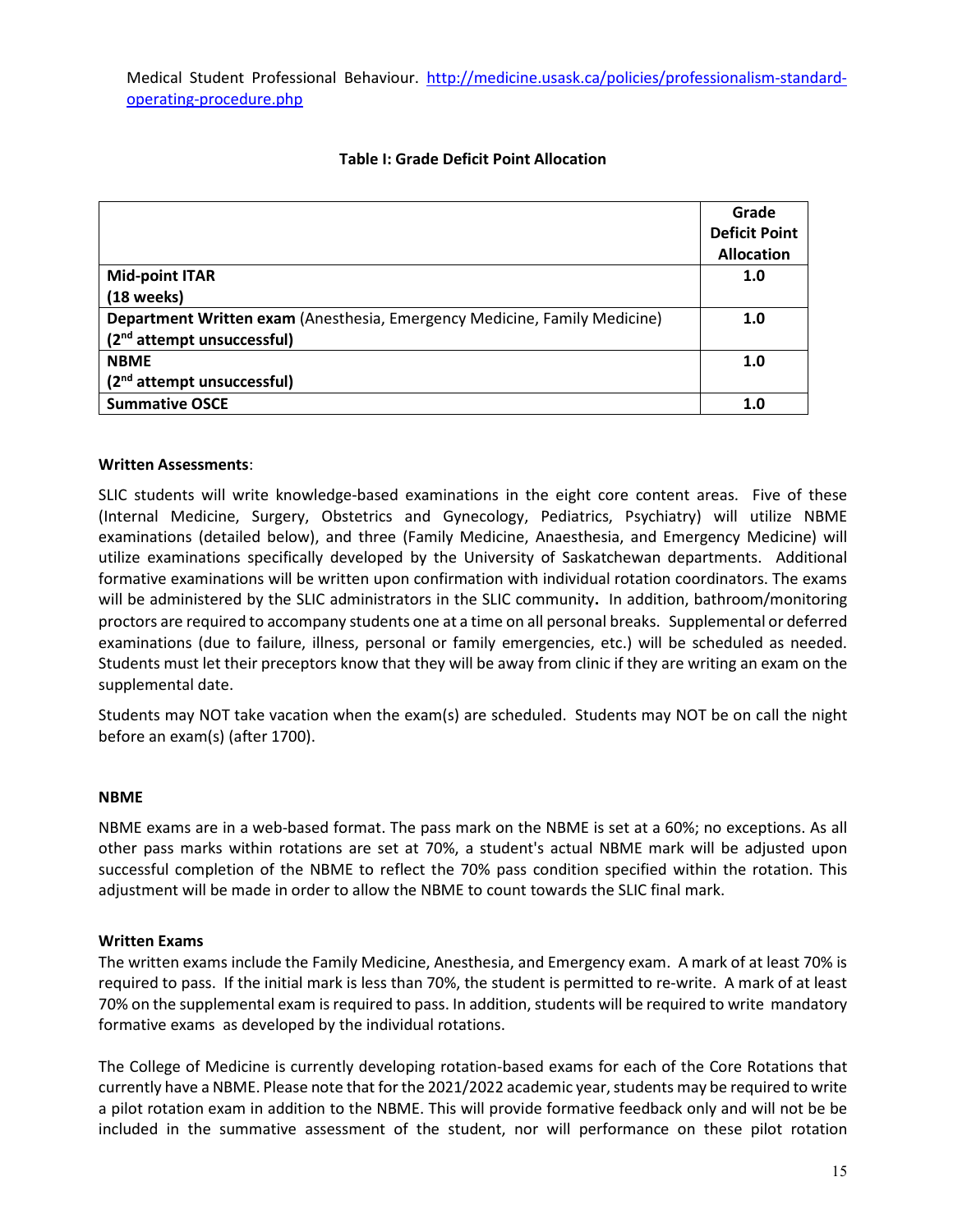Medical Student Professional Behaviour. [http://medicine.usask.ca/policies/professionalism-standard-operating-procedure.php](http://medicine.usask.ca/policies/professionalism-standard-operating-procedure.php)

**Table I: Grade Deficit Point Allocation**

| | **Grade Deficit Point Allocation** |
|---|---|
| **Mid-point ITAR (18 weeks)** | **1.0** |
| **Department Written exam** (Anesthesia, Emergency Medicine, Family Medicine) **(2nd attempt unsuccessful)** | **1.0** |
| **NBME (2nd attempt unsuccessful)** | **1.0** |
| **Summative OSCE** | **1.0** |

**Written Assessments**:

SLIC students will write knowledge-based examinations in the eight core content areas. Five of these (Internal Medicine, Surgery, Obstetrics and Gynecology, Pediatrics, Psychiatry) will utilize NBME examinations (detailed below), and three (Family Medicine, Anaesthesia, and Emergency Medicine) will utilize examinations specifically developed by the University of Saskatchewan departments. Additional formative examinations will be written upon confirmation with individual rotation coordinators. The exams will be administered by the SLIC administrators in the SLIC community**.** In addition, bathroom/monitoring proctors are required to accompany students one at a time on all personal breaks. Supplemental or deferred examinations (due to failure, illness, personal or family emergencies, etc.) will be scheduled as needed. Students must let their preceptors know that they will be away from clinic if they are writing an exam on the supplemental date.

Students may NOT take vacation when the exam(s) are scheduled. Students may NOT be on call the night before an exam(s) (after 1700).

**NBME**

NBME exams are in a web-based format. The pass mark on the NBME is set at a 60%; no exceptions. As all other pass marks within rotations are set at 70%, a student's actual NBME mark will be adjusted upon successful completion of the NBME to reflect the 70% pass condition specified within the rotation. This adjustment will be made in order to allow the NBME to count towards the SLIC final mark.

**Written Exams**

The written exams include the Family Medicine, Anesthesia, and Emergency exam. A mark of at least 70% is required to pass. If the initial mark is less than 70%, the student is permitted to re-write. A mark of at least 70% on the supplemental exam is required to pass. In addition, students will be required to write mandatory formative exams as developed by the individual rotations.

The College of Medicine is currently developing rotation-based exams for each of the Core Rotations that currently have a NBME. Please note that for the 2021/2022 academic year, students may be required to write a pilot rotation exam in addition to the NBME. This will provide formative feedback only and will not be be included in the summative assessment of the student, nor will performance on these pilot rotation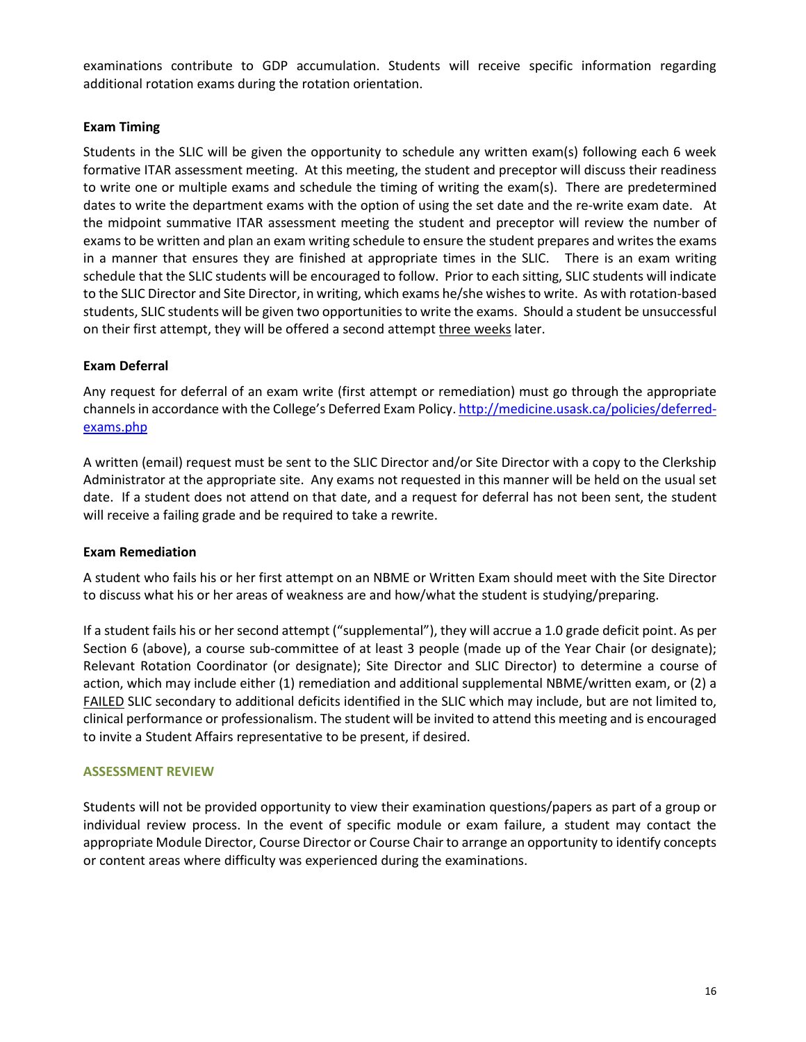examinations contribute to GDP accumulation. Students will receive specific information regarding additional rotation exams during the rotation orientation.

**Exam Timing**

Students in the SLIC will be given the opportunity to schedule any written exam(s) following each 6 week formative ITAR assessment meeting. At this meeting, the student and preceptor will discuss their readiness to write one or multiple exams and schedule the timing of writing the exam(s). There are predetermined dates to write the department exams with the option of using the set date and the re-write exam date. At the midpoint summative ITAR assessment meeting the student and preceptor will review the number of exams to be written and plan an exam writing schedule to ensure the student prepares and writes the exams in a manner that ensures they are finished at appropriate times in the SLIC. There is an exam writing schedule that the SLIC students will be encouraged to follow. Prior to each sitting, SLIC students will indicate to the SLIC Director and Site Director, in writing, which exams he/she wishes to write. As with rotation-based students, SLIC students will be given two opportunities to write the exams. Should a student be unsuccessful on their first attempt, they will be offered a second attempt <u>three weeks</u> later.

**Exam Deferral**

Any request for deferral of an exam write (first attempt or remediation) must go through the appropriate channels in accordance with the College's Deferred Exam Policy. [http://medicine.usask.ca/policies/deferred-exams.php](http://medicine.usask.ca/policies/deferred-exams.php)

A written (email) request must be sent to the SLIC Director and/or Site Director with a copy to the Clerkship Administrator at the appropriate site. Any exams not requested in this manner will be held on the usual set date. If a student does not attend on that date, and a request for deferral has not been sent, the student will receive a failing grade and be required to take a rewrite.

**Exam Remediation**

A student who fails his or her first attempt on an NBME or Written Exam should meet with the Site Director to discuss what his or her areas of weakness are and how/what the student is studying/preparing.

If a student fails his or her second attempt ("supplemental"), they will accrue a 1.0 grade deficit point. As per Section 6 (above), a course sub-committee of at least 3 people (made up of the Year Chair (or designate); Relevant Rotation Coordinator (or designate); Site Director and SLIC Director) to determine a course of action, which may include either (1) remediation and additional supplemental NBME/written exam, or (2) a <u>FAILED</u> SLIC secondary to additional deficits identified in the SLIC which may include, but are not limited to, clinical performance or professionalism. The student will be invited to attend this meeting and is encouraged to invite a Student Affairs representative to be present, if desired.

## ASSESSMENT REVIEW

Students will not be provided opportunity to view their examination questions/papers as part of a group or individual review process. In the event of specific module or exam failure, a student may contact the appropriate Module Director, Course Director or Course Chair to arrange an opportunity to identify concepts or content areas where difficulty was experienced during the examinations.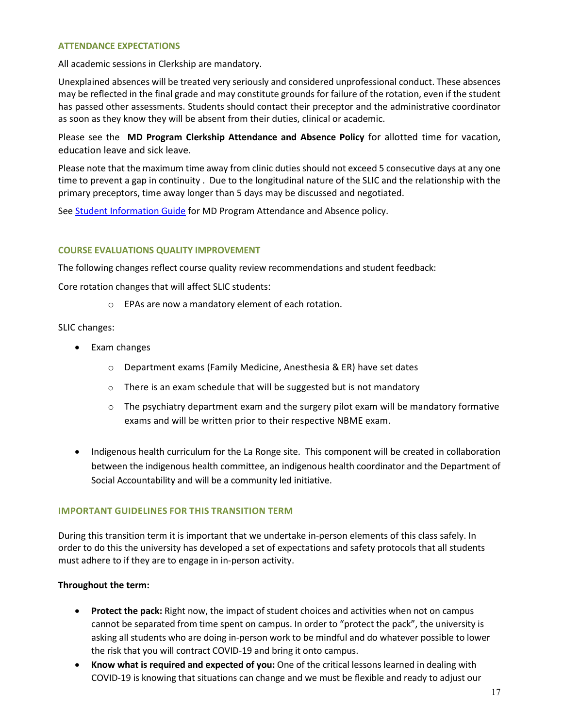## ATTENDANCE EXPECTATIONS

All academic sessions in Clerkship are mandatory.

Unexplained absences will be treated very seriously and considered unprofessional conduct. These absences may be reflected in the final grade and may constitute grounds for failure of the rotation, even if the student has passed other assessments. Students should contact their preceptor and the administrative coordinator as soon as they know they will be absent from their duties, clinical or academic.

Please see the **MD Program Clerkship Attendance and Absence Policy** for allotted time for vacation, education leave and sick leave.

Please note that the maximum time away from clinic duties should not exceed 5 consecutive days at any one time to prevent a gap in continuity . Due to the longitudinal nature of the SLIC and the relationship with the primary preceptors, time away longer than 5 days may be discussed and negotiated.

See [Student Information Guide](Student Information Guide) for MD Program Attendance and Absence policy.

## COURSE EVALUATIONS QUALITY IMPROVEMENT

The following changes reflect course quality review recommendations and student feedback:

Core rotation changes that will affect SLIC students:

- EPAs are now a mandatory element of each rotation.

SLIC changes:

- Exam changes
  - Department exams (Family Medicine, Anesthesia & ER) have set dates
  - There is an exam schedule that will be suggested but is not mandatory
  - The psychiatry department exam and the surgery pilot exam will be mandatory formative exams and will be written prior to their respective NBME exam.
- Indigenous health curriculum for the La Ronge site. This component will be created in collaboration between the indigenous health committee, an indigenous health coordinator and the Department of Social Accountability and will be a community led initiative.

## IMPORTANT GUIDELINES FOR THIS TRANSITION TERM

During this transition term it is important that we undertake in-person elements of this class safely. In order to do this the university has developed a set of expectations and safety protocols that all students must adhere to if they are to engage in in-person activity.

**Throughout the term:**

- **Protect the pack:** Right now, the impact of student choices and activities when not on campus cannot be separated from time spent on campus. In order to "protect the pack", the university is asking all students who are doing in-person work to be mindful and do whatever possible to lower the risk that you will contract COVID-19 and bring it onto campus.
- **Know what is required and expected of you:** One of the critical lessons learned in dealing with COVID-19 is knowing that situations can change and we must be flexible and ready to adjust our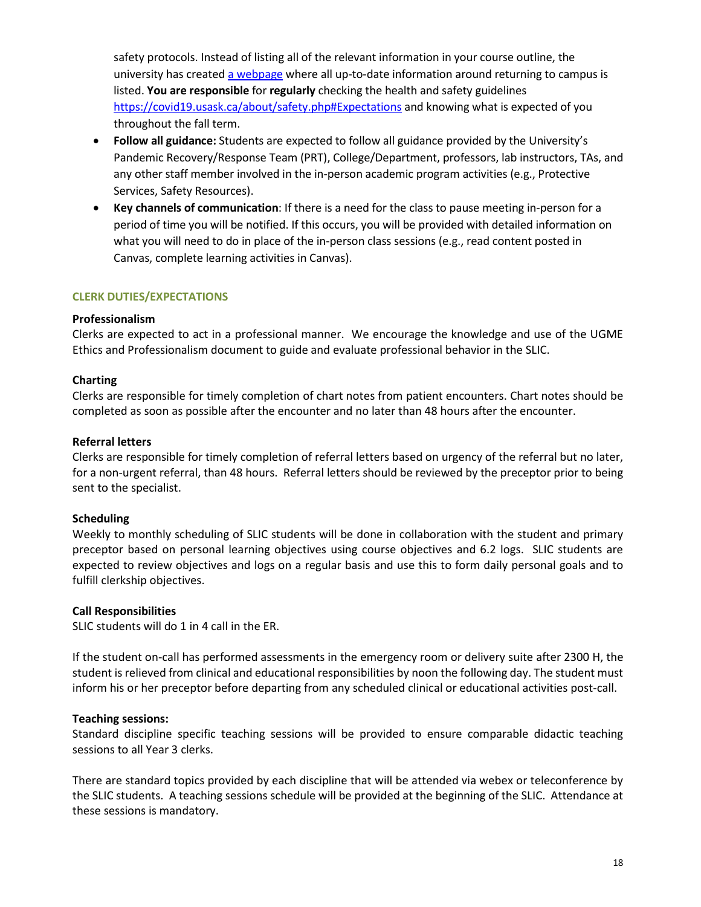safety protocols. Instead of listing all of the relevant information in your course outline, the university has created [a webpage]() where all up-to-date information around returning to campus is listed. **You are responsible** for **regularly** checking the health and safety guidelines https://covid19.usask.ca/about/safety.php#Expectations and knowing what is expected of you throughout the fall term.

- **Follow all guidance:** Students are expected to follow all guidance provided by the University's Pandemic Recovery/Response Team (PRT), College/Department, professors, lab instructors, TAs, and any other staff member involved in the in-person academic program activities (e.g., Protective Services, Safety Resources).
- **Key channels of communication**: If there is a need for the class to pause meeting in-person for a period of time you will be notified. If this occurs, you will be provided with detailed information on what you will need to do in place of the in-person class sessions (e.g., read content posted in Canvas, complete learning activities in Canvas).

## CLERK DUTIES/EXPECTATIONS

### Professionalism

Clerks are expected to act in a professional manner. We encourage the knowledge and use of the UGME Ethics and Professionalism document to guide and evaluate professional behavior in the SLIC.

### Charting

Clerks are responsible for timely completion of chart notes from patient encounters. Chart notes should be completed as soon as possible after the encounter and no later than 48 hours after the encounter.

### Referral letters

Clerks are responsible for timely completion of referral letters based on urgency of the referral but no later, for a non-urgent referral, than 48 hours. Referral letters should be reviewed by the preceptor prior to being sent to the specialist.

### Scheduling

Weekly to monthly scheduling of SLIC students will be done in collaboration with the student and primary preceptor based on personal learning objectives using course objectives and 6.2 logs. SLIC students are expected to review objectives and logs on a regular basis and use this to form daily personal goals and to fulfill clerkship objectives.

### Call Responsibilities

SLIC students will do 1 in 4 call in the ER.

If the student on-call has performed assessments in the emergency room or delivery suite after 2300 H, the student is relieved from clinical and educational responsibilities by noon the following day. The student must inform his or her preceptor before departing from any scheduled clinical or educational activities post-call.

### Teaching sessions:

Standard discipline specific teaching sessions will be provided to ensure comparable didactic teaching sessions to all Year 3 clerks.

There are standard topics provided by each discipline that will be attended via webex or teleconference by the SLIC students. A teaching sessions schedule will be provided at the beginning of the SLIC. Attendance at these sessions is mandatory.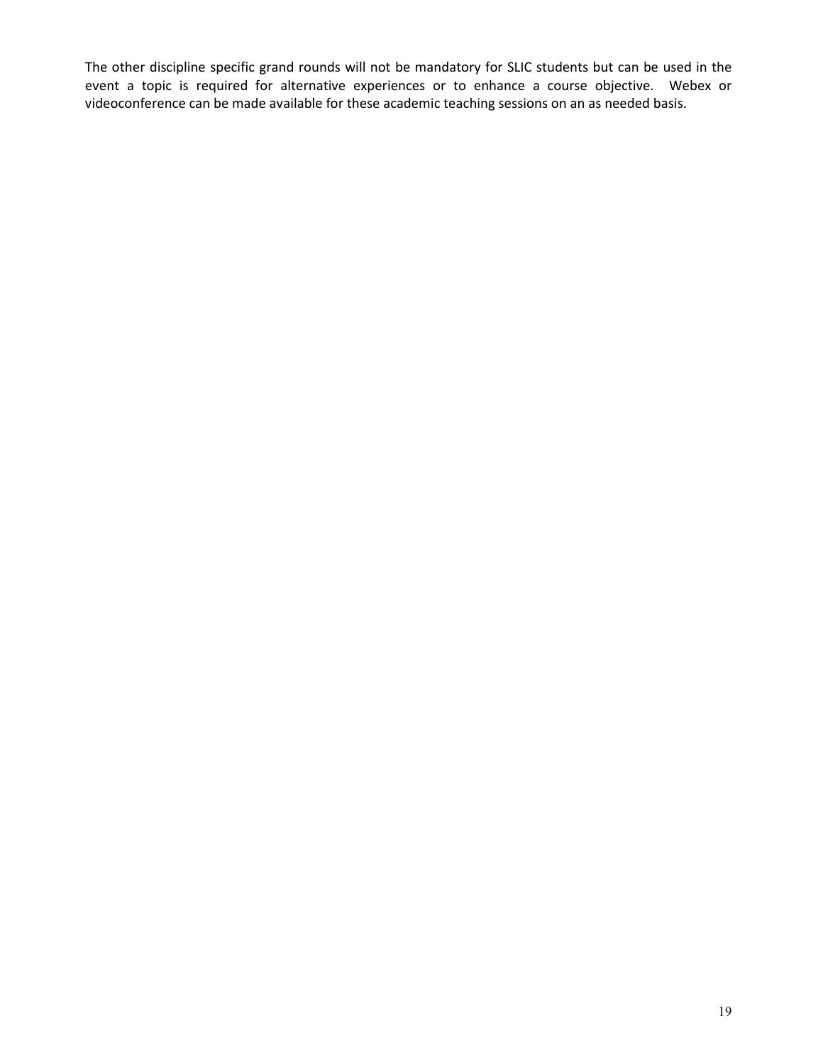The other discipline specific grand rounds will not be mandatory for SLIC students but can be used in the event a topic is required for alternative experiences or to enhance a course objective. Webex or videoconference can be made available for these academic teaching sessions on an as needed basis.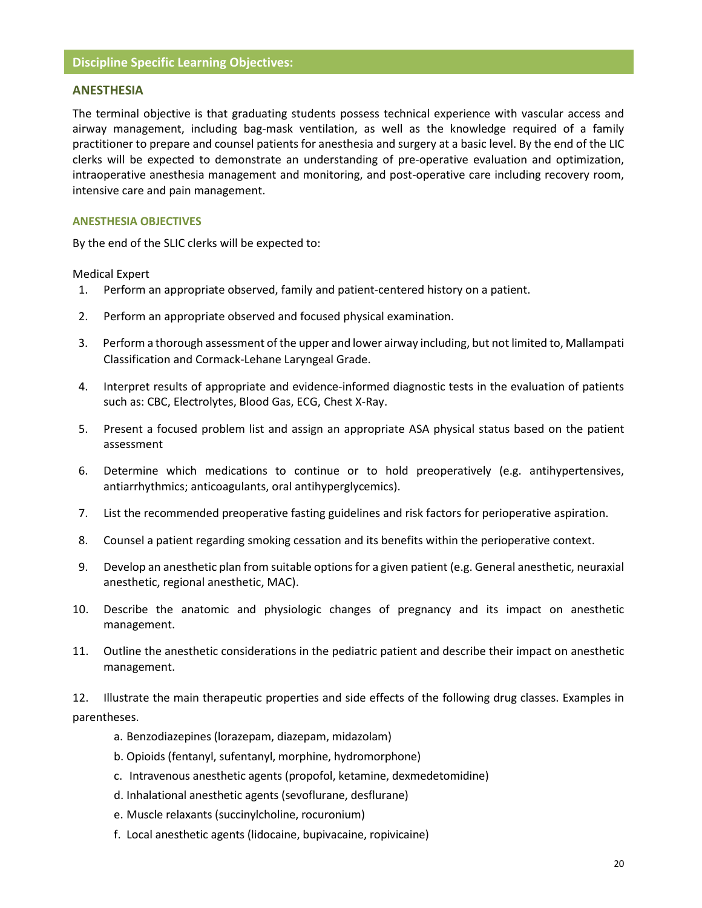## Discipline Specific Learning Objectives:

### ANESTHESIA

The terminal objective is that graduating students possess technical experience with vascular access and airway management, including bag-mask ventilation, as well as the knowledge required of a family practitioner to prepare and counsel patients for anesthesia and surgery at a basic level. By the end of the LIC clerks will be expected to demonstrate an understanding of pre-operative evaluation and optimization, intraoperative anesthesia management and monitoring, and post-operative care including recovery room, intensive care and pain management.

#### ANESTHESIA OBJECTIVES

By the end of the SLIC clerks will be expected to:

Medical Expert

1. Perform an appropriate observed, family and patient-centered history on a patient.
2. Perform an appropriate observed and focused physical examination.
3. Perform a thorough assessment of the upper and lower airway including, but not limited to, Mallampati Classification and Cormack-Lehane Laryngeal Grade.
4. Interpret results of appropriate and evidence-informed diagnostic tests in the evaluation of patients such as: CBC, Electrolytes, Blood Gas, ECG, Chest X-Ray.
5. Present a focused problem list and assign an appropriate ASA physical status based on the patient assessment
6. Determine which medications to continue or to hold preoperatively (e.g. antihypertensives, antiarrhythmics; anticoagulants, oral antihyperglycemics).
7. List the recommended preoperative fasting guidelines and risk factors for perioperative aspiration.
8. Counsel a patient regarding smoking cessation and its benefits within the perioperative context.
9. Develop an anesthetic plan from suitable options for a given patient (e.g. General anesthetic, neuraxial anesthetic, regional anesthetic, MAC).
10. Describe the anatomic and physiologic changes of pregnancy and its impact on anesthetic management.
11. Outline the anesthetic considerations in the pediatric patient and describe their impact on anesthetic management.
12. Illustrate the main therapeutic properties and side effects of the following drug classes. Examples in parentheses.
    a. Benzodiazepines (lorazepam, diazepam, midazolam)
    b. Opioids (fentanyl, sufentanyl, morphine, hydromorphone)
    c. Intravenous anesthetic agents (propofol, ketamine, dexmedetomidine)
    d. Inhalational anesthetic agents (sevoflurane, desflurane)
    e. Muscle relaxants (succinylcholine, rocuronium)
    f. Local anesthetic agents (lidocaine, bupivacaine, ropivicaine)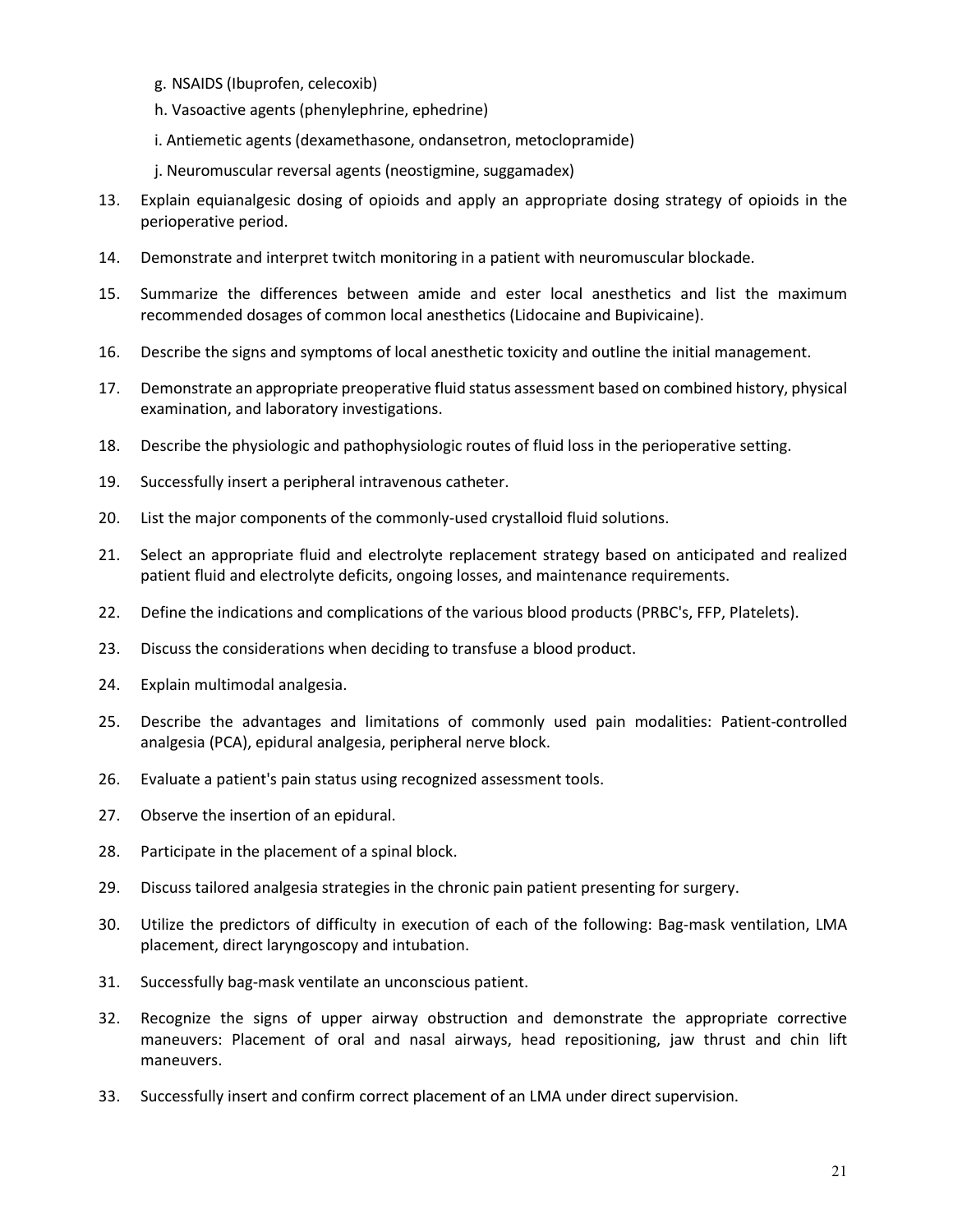g. NSAIDS (Ibuprofen, celecoxib)

h. Vasoactive agents (phenylephrine, ephedrine)

i. Antiemetic agents (dexamethasone, ondansetron, metoclopramide)

j. Neuromuscular reversal agents (neostigmine, suggamadex)

13. Explain equianalgesic dosing of opioids and apply an appropriate dosing strategy of opioids in the perioperative period.
14. Demonstrate and interpret twitch monitoring in a patient with neuromuscular blockade.
15. Summarize the differences between amide and ester local anesthetics and list the maximum recommended dosages of common local anesthetics (Lidocaine and Bupivicaine).
16. Describe the signs and symptoms of local anesthetic toxicity and outline the initial management.
17. Demonstrate an appropriate preoperative fluid status assessment based on combined history, physical examination, and laboratory investigations.
18. Describe the physiologic and pathophysiologic routes of fluid loss in the perioperative setting.
19. Successfully insert a peripheral intravenous catheter.
20. List the major components of the commonly-used crystalloid fluid solutions.
21. Select an appropriate fluid and electrolyte replacement strategy based on anticipated and realized patient fluid and electrolyte deficits, ongoing losses, and maintenance requirements.
22. Define the indications and complications of the various blood products (PRBC's, FFP, Platelets).
23. Discuss the considerations when deciding to transfuse a blood product.
24. Explain multimodal analgesia.
25. Describe the advantages and limitations of commonly used pain modalities: Patient-controlled analgesia (PCA), epidural analgesia, peripheral nerve block.
26. Evaluate a patient's pain status using recognized assessment tools.
27. Observe the insertion of an epidural.
28. Participate in the placement of a spinal block.
29. Discuss tailored analgesia strategies in the chronic pain patient presenting for surgery.
30. Utilize the predictors of difficulty in execution of each of the following: Bag-mask ventilation, LMA placement, direct laryngoscopy and intubation.
31. Successfully bag-mask ventilate an unconscious patient.
32. Recognize the signs of upper airway obstruction and demonstrate the appropriate corrective maneuvers: Placement of oral and nasal airways, head repositioning, jaw thrust and chin lift maneuvers.
33. Successfully insert and confirm correct placement of an LMA under direct supervision.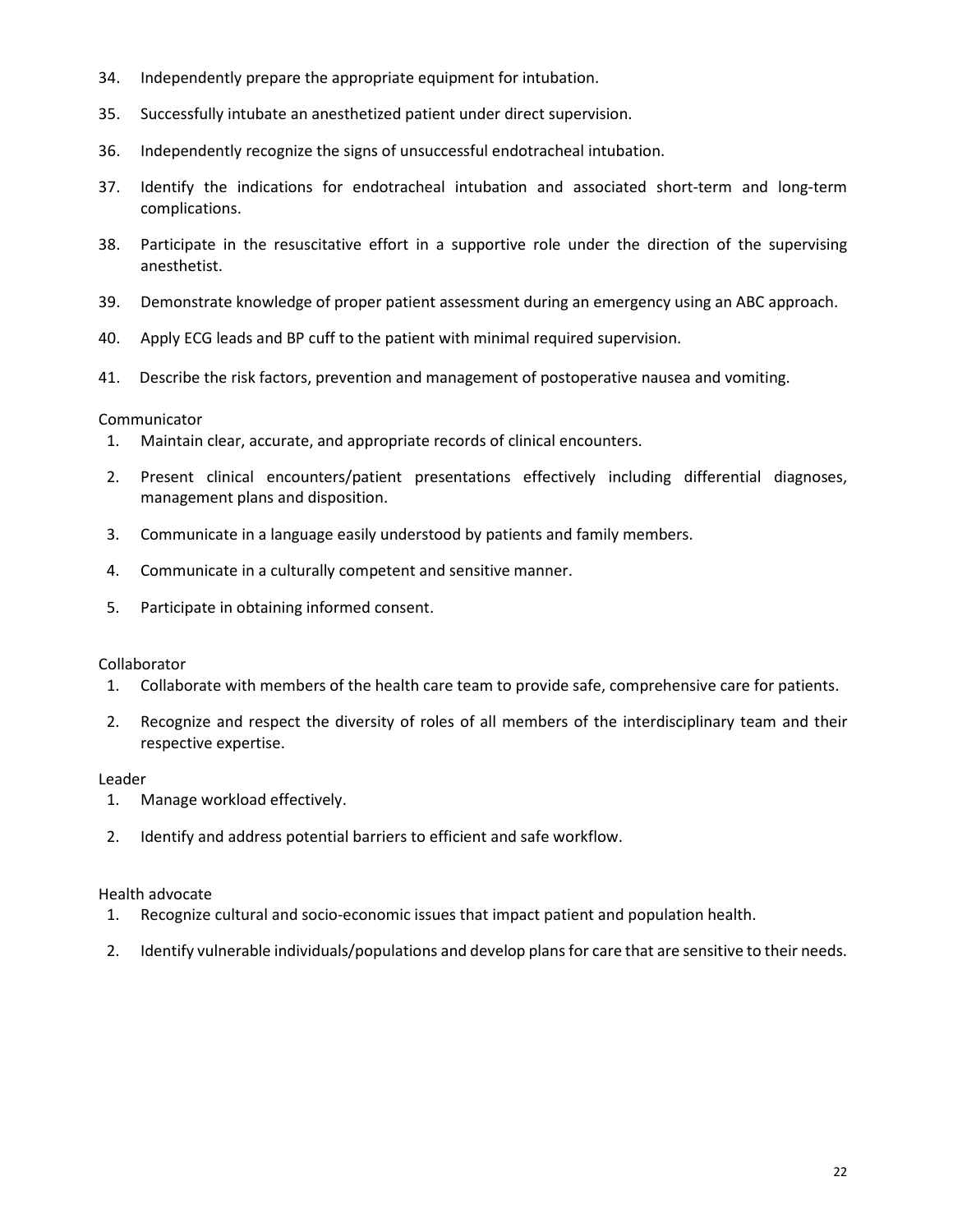34. Independently prepare the appropriate equipment for intubation.
35. Successfully intubate an anesthetized patient under direct supervision.
36. Independently recognize the signs of unsuccessful endotracheal intubation.
37. Identify the indications for endotracheal intubation and associated short-term and long-term complications.
38. Participate in the resuscitative effort in a supportive role under the direction of the supervising anesthetist.
39. Demonstrate knowledge of proper patient assessment during an emergency using an ABC approach.
40. Apply ECG leads and BP cuff to the patient with minimal required supervision.
41. Describe the risk factors, prevention and management of postoperative nausea and vomiting.

Communicator

1. Maintain clear, accurate, and appropriate records of clinical encounters.
2. Present clinical encounters/patient presentations effectively including differential diagnoses, management plans and disposition.
3. Communicate in a language easily understood by patients and family members.
4. Communicate in a culturally competent and sensitive manner.
5. Participate in obtaining informed consent.

Collaborator

1. Collaborate with members of the health care team to provide safe, comprehensive care for patients.
2. Recognize and respect the diversity of roles of all members of the interdisciplinary team and their respective expertise.

Leader

1. Manage workload effectively.
2. Identify and address potential barriers to efficient and safe workflow.

Health advocate

1. Recognize cultural and socio-economic issues that impact patient and population health.
2. Identify vulnerable individuals/populations and develop plans for care that are sensitive to their needs.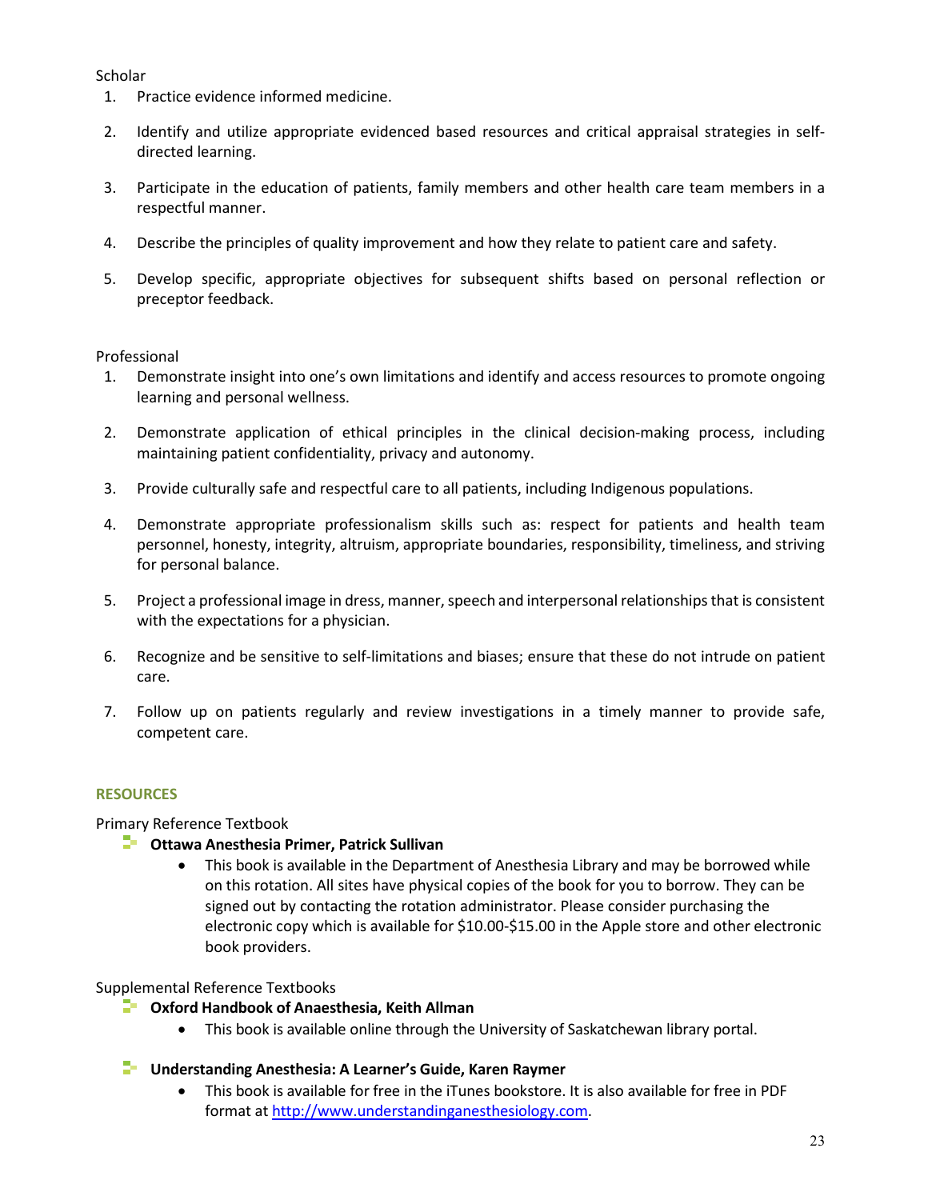Scholar

1. Practice evidence informed medicine.
2. Identify and utilize appropriate evidenced based resources and critical appraisal strategies in self-directed learning.
3. Participate in the education of patients, family members and other health care team members in a respectful manner.
4. Describe the principles of quality improvement and how they relate to patient care and safety.
5. Develop specific, appropriate objectives for subsequent shifts based on personal reflection or preceptor feedback.

Professional

1. Demonstrate insight into one's own limitations and identify and access resources to promote ongoing learning and personal wellness.
2. Demonstrate application of ethical principles in the clinical decision-making process, including maintaining patient confidentiality, privacy and autonomy.
3. Provide culturally safe and respectful care to all patients, including Indigenous populations.
4. Demonstrate appropriate professionalism skills such as: respect for patients and health team personnel, honesty, integrity, altruism, appropriate boundaries, responsibility, timeliness, and striving for personal balance.
5. Project a professional image in dress, manner, speech and interpersonal relationships that is consistent with the expectations for a physician.
6. Recognize and be sensitive to self-limitations and biases; ensure that these do not intrude on patient care.
7. Follow up on patients regularly and review investigations in a timely manner to provide safe, competent care.

## RESOURCES

Primary Reference Textbook

- **Ottawa Anesthesia Primer, Patrick Sullivan**
  - This book is available in the Department of Anesthesia Library and may be borrowed while on this rotation. All sites have physical copies of the book for you to borrow. They can be signed out by contacting the rotation administrator. Please consider purchasing the electronic copy which is available for $10.00-$15.00 in the Apple store and other electronic book providers.

Supplemental Reference Textbooks

- **Oxford Handbook of Anaesthesia, Keith Allman**
  - This book is available online through the University of Saskatchewan library portal.
- **Understanding Anesthesia: A Learner's Guide, Karen Raymer**
  - This book is available for free in the iTunes bookstore. It is also available for free in PDF format at [http://www.understandinganesthesiology.com](http://www.understandinganesthesiology.com).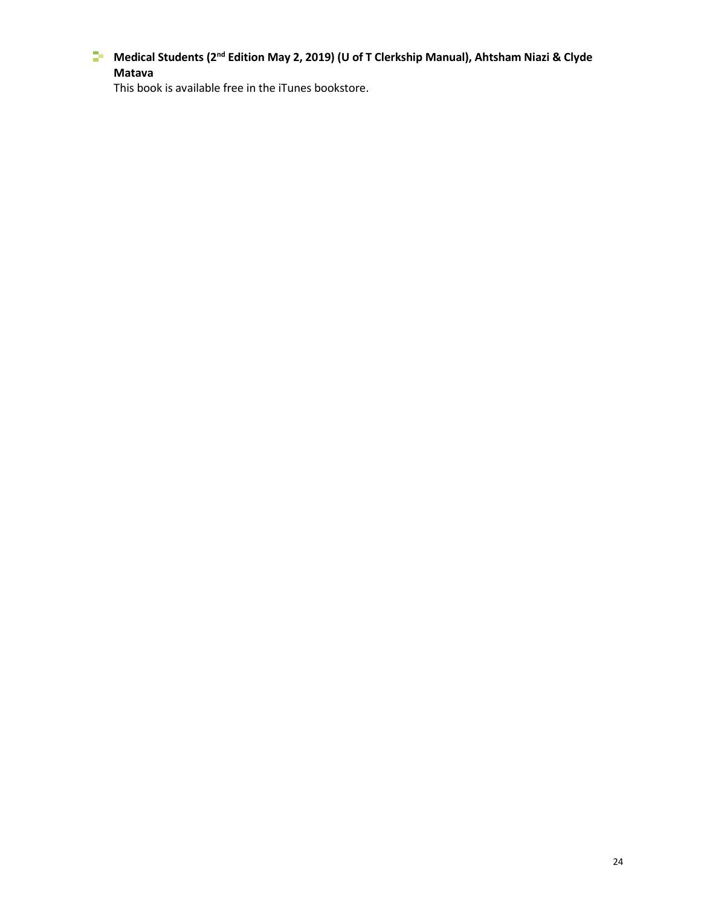- **Medical Students (2nd Edition May 2, 2019) (U of T Clerkship Manual), Ahtsham Niazi & Clyde Matava**

  This book is available free in the iTunes bookstore.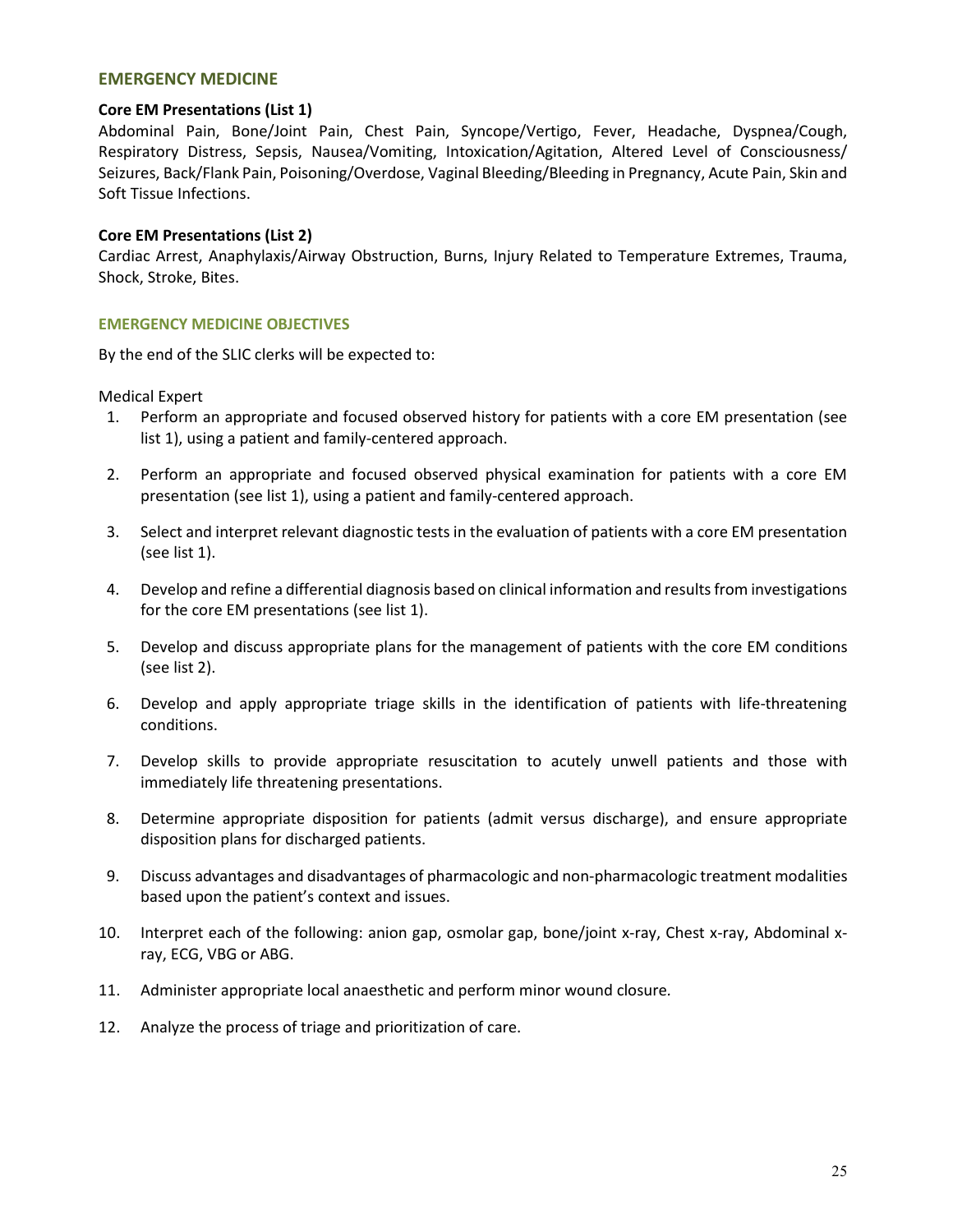## EMERGENCY MEDICINE

**Core EM Presentations (List 1)**
Abdominal Pain, Bone/Joint Pain, Chest Pain, Syncope/Vertigo, Fever, Headache, Dyspnea/Cough, Respiratory Distress, Sepsis, Nausea/Vomiting, Intoxication/Agitation, Altered Level of Consciousness/ Seizures, Back/Flank Pain, Poisoning/Overdose, Vaginal Bleeding/Bleeding in Pregnancy, Acute Pain, Skin and Soft Tissue Infections.

**Core EM Presentations (List 2)**
Cardiac Arrest, Anaphylaxis/Airway Obstruction, Burns, Injury Related to Temperature Extremes, Trauma, Shock, Stroke, Bites.

### EMERGENCY MEDICINE OBJECTIVES

By the end of the SLIC clerks will be expected to:

Medical Expert

1. Perform an appropriate and focused observed history for patients with a core EM presentation (see list 1), using a patient and family-centered approach.
2. Perform an appropriate and focused observed physical examination for patients with a core EM presentation (see list 1), using a patient and family-centered approach.
3. Select and interpret relevant diagnostic tests in the evaluation of patients with a core EM presentation (see list 1).
4. Develop and refine a differential diagnosis based on clinical information and results from investigations for the core EM presentations (see list 1).
5. Develop and discuss appropriate plans for the management of patients with the core EM conditions (see list 2).
6. Develop and apply appropriate triage skills in the identification of patients with life-threatening conditions.
7. Develop skills to provide appropriate resuscitation to acutely unwell patients and those with immediately life threatening presentations.
8. Determine appropriate disposition for patients (admit versus discharge), and ensure appropriate disposition plans for discharged patients.
9. Discuss advantages and disadvantages of pharmacologic and non-pharmacologic treatment modalities based upon the patient's context and issues.
10. Interpret each of the following: anion gap, osmolar gap, bone/joint x-ray, Chest x-ray, Abdominal x-ray, ECG, VBG or ABG.
11. Administer appropriate local anaesthetic and perform minor wound closure.
12. Analyze the process of triage and prioritization of care.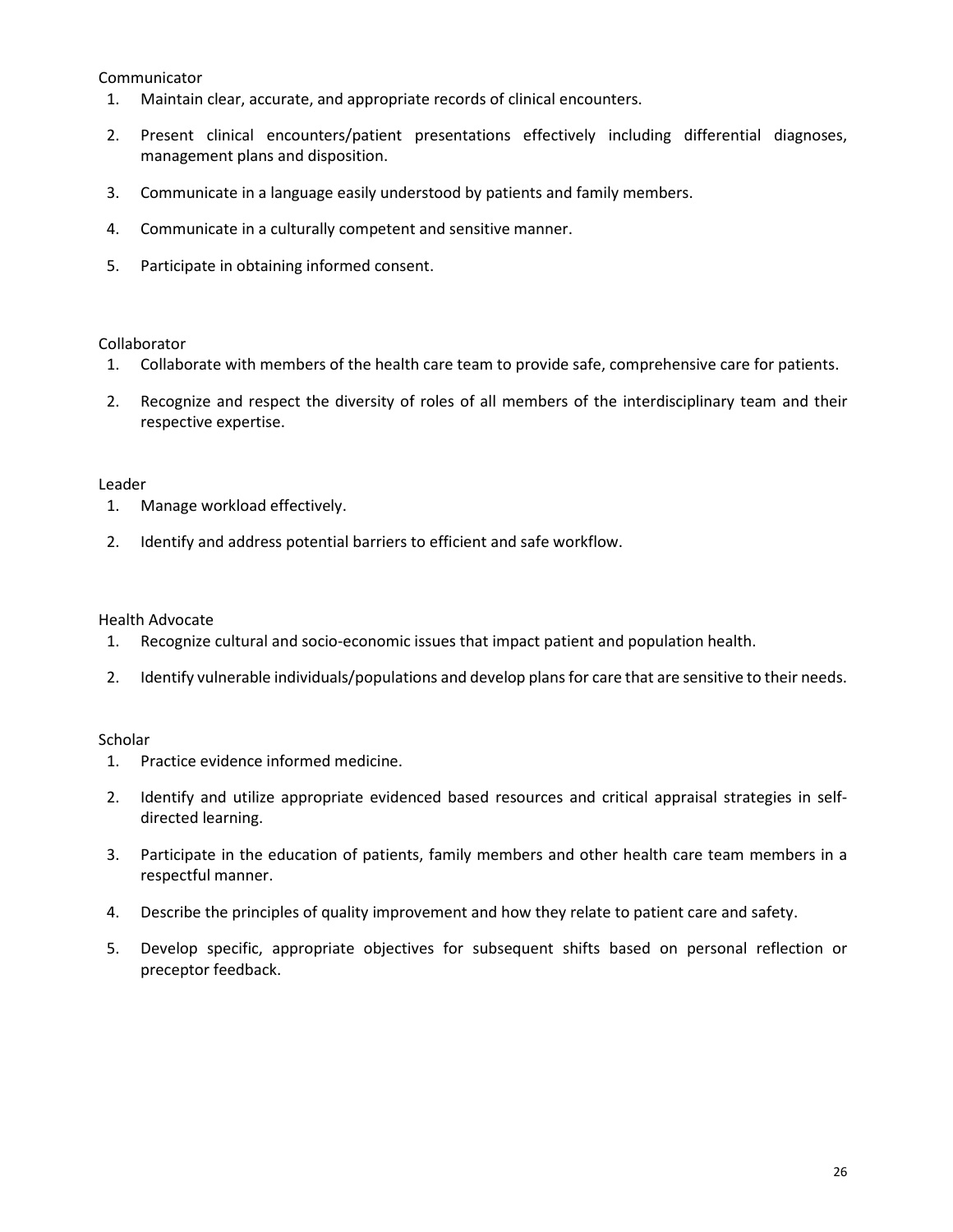Communicator

1. Maintain clear, accurate, and appropriate records of clinical encounters.
2. Present clinical encounters/patient presentations effectively including differential diagnoses, management plans and disposition.
3. Communicate in a language easily understood by patients and family members.
4. Communicate in a culturally competent and sensitive manner.
5. Participate in obtaining informed consent.

Collaborator

1. Collaborate with members of the health care team to provide safe, comprehensive care for patients.
2. Recognize and respect the diversity of roles of all members of the interdisciplinary team and their respective expertise.

Leader

1. Manage workload effectively.
2. Identify and address potential barriers to efficient and safe workflow.

Health Advocate

1. Recognize cultural and socio-economic issues that impact patient and population health.
2. Identify vulnerable individuals/populations and develop plans for care that are sensitive to their needs.

Scholar

1. Practice evidence informed medicine.
2. Identify and utilize appropriate evidenced based resources and critical appraisal strategies in self-directed learning.
3. Participate in the education of patients, family members and other health care team members in a respectful manner.
4. Describe the principles of quality improvement and how they relate to patient care and safety.
5. Develop specific, appropriate objectives for subsequent shifts based on personal reflection or preceptor feedback.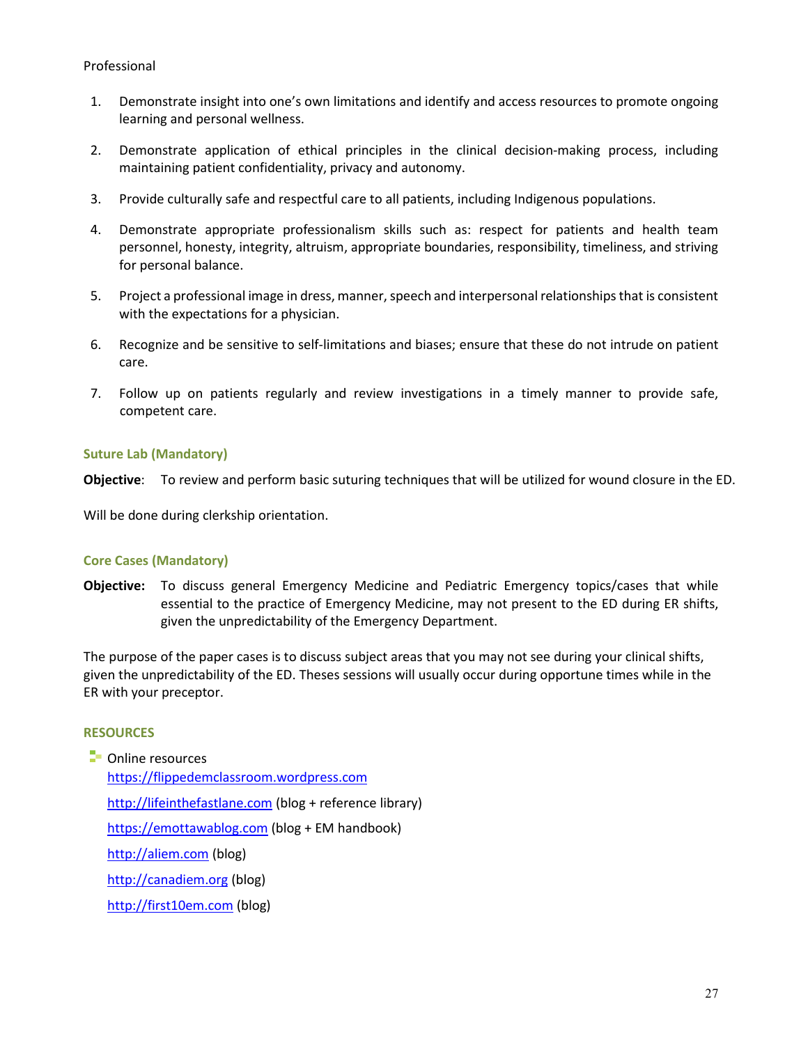Professional

1. Demonstrate insight into one's own limitations and identify and access resources to promote ongoing learning and personal wellness.
2. Demonstrate application of ethical principles in the clinical decision-making process, including maintaining patient confidentiality, privacy and autonomy.
3. Provide culturally safe and respectful care to all patients, including Indigenous populations.
4. Demonstrate appropriate professionalism skills such as: respect for patients and health team personnel, honesty, integrity, altruism, appropriate boundaries, responsibility, timeliness, and striving for personal balance.
5. Project a professional image in dress, manner, speech and interpersonal relationships that is consistent with the expectations for a physician.
6. Recognize and be sensitive to self-limitations and biases; ensure that these do not intrude on patient care.
7. Follow up on patients regularly and review investigations in a timely manner to provide safe, competent care.

### Suture Lab (Mandatory)

**Objective**: To review and perform basic suturing techniques that will be utilized for wound closure in the ED.

Will be done during clerkship orientation.

### Core Cases (Mandatory)

**Objective:** To discuss general Emergency Medicine and Pediatric Emergency topics/cases that while essential to the practice of Emergency Medicine, may not present to the ED during ER shifts, given the unpredictability of the Emergency Department.

The purpose of the paper cases is to discuss subject areas that you may not see during your clinical shifts, given the unpredictability of the ED. Theses sessions will usually occur during opportune times while in the ER with your preceptor.

### RESOURCES

- Online resources
  https://flippedemclassroom.wordpress.com
  http://lifeinthefastlane.com (blog + reference library)
  https://emottawablog.com (blog + EM handbook)
  http://aliem.com (blog)
  http://canadiem.org (blog)
  http://first10em.com (blog)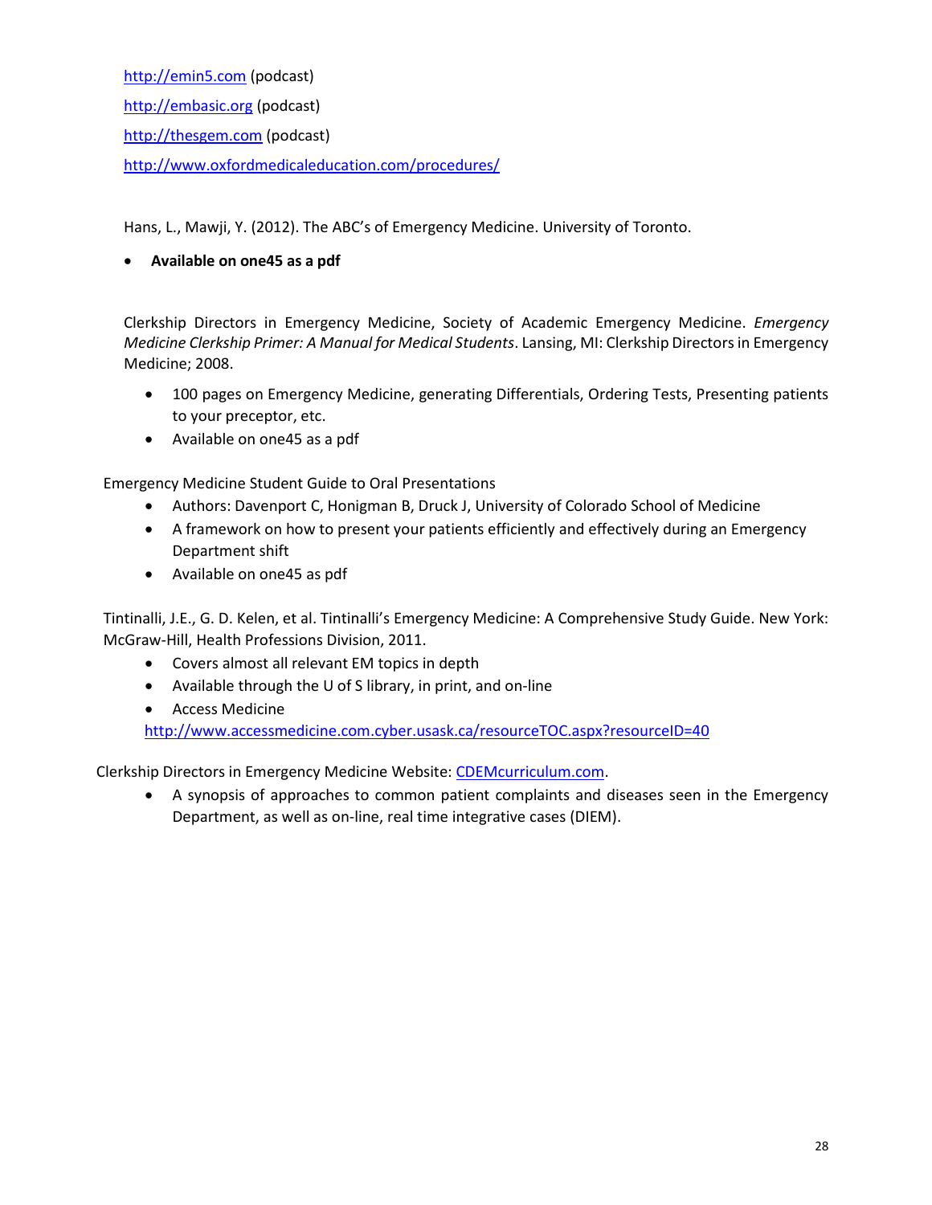[http://emin5.com](http://emin5.com) (podcast)

[http://embasic.org](http://embasic.org) (podcast)

[http://thesgem.com](http://thesgem.com) (podcast)

[http://www.oxfordmedicaleducation.com/procedures/](http://www.oxfordmedicaleducation.com/procedures/)

Hans, L., Mawji, Y. (2012). The ABC's of Emergency Medicine. University of Toronto.

- **Available on one45 as a pdf**

Clerkship Directors in Emergency Medicine, Society of Academic Emergency Medicine. *Emergency Medicine Clerkship Primer: A Manual for Medical Students*. Lansing, MI: Clerkship Directors in Emergency Medicine; 2008.

- 100 pages on Emergency Medicine, generating Differentials, Ordering Tests, Presenting patients to your preceptor, etc.
- Available on one45 as a pdf

Emergency Medicine Student Guide to Oral Presentations

- Authors: Davenport C, Honigman B, Druck J, University of Colorado School of Medicine
- A framework on how to present your patients efficiently and effectively during an Emergency Department shift
- Available on one45 as pdf

Tintinalli, J.E., G. D. Kelen, et al. Tintinalli's Emergency Medicine: A Comprehensive Study Guide. New York: McGraw-Hill, Health Professions Division, 2011.

- Covers almost all relevant EM topics in depth
- Available through the U of S library, in print, and on-line
- Access Medicine [http://www.accessmedicine.com.cyber.usask.ca/resourceTOC.aspx?resourceID=40](http://www.accessmedicine.com.cyber.usask.ca/resourceTOC.aspx?resourceID=40)

Clerkship Directors in Emergency Medicine Website: [CDEMcurriculum.com](http://CDEMcurriculum.com).

- A synopsis of approaches to common patient complaints and diseases seen in the Emergency Department, as well as on-line, real time integrative cases (DIEM).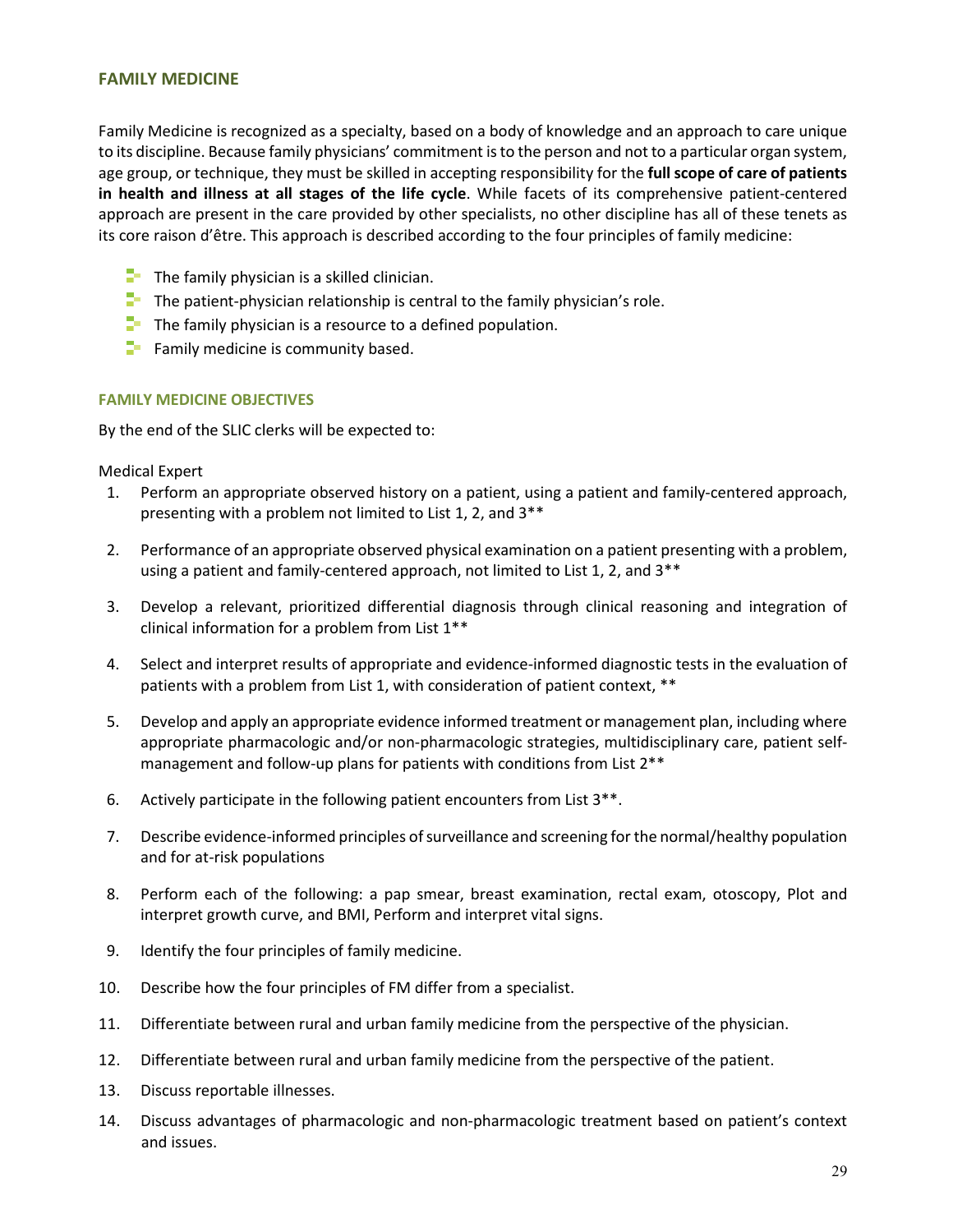## FAMILY MEDICINE

Family Medicine is recognized as a specialty, based on a body of knowledge and an approach to care unique to its discipline. Because family physicians' commitment is to the person and not to a particular organ system, age group, or technique, they must be skilled in accepting responsibility for the **full scope of care of patients in health and illness at all stages of the life cycle**. While facets of its comprehensive patient-centered approach are present in the care provided by other specialists, no other discipline has all of these tenets as its core raison d'être. This approach is described according to the four principles of family medicine:

- The family physician is a skilled clinician.
- The patient-physician relationship is central to the family physician's role.
- The family physician is a resource to a defined population.
- Family medicine is community based.

### FAMILY MEDICINE OBJECTIVES

By the end of the SLIC clerks will be expected to:

Medical Expert

1. Perform an appropriate observed history on a patient, using a patient and family-centered approach, presenting with a problem not limited to List 1, 2, and 3**
2. Performance of an appropriate observed physical examination on a patient presenting with a problem, using a patient and family-centered approach, not limited to List 1, 2, and 3**
3. Develop a relevant, prioritized differential diagnosis through clinical reasoning and integration of clinical information for a problem from List 1**
4. Select and interpret results of appropriate and evidence-informed diagnostic tests in the evaluation of patients with a problem from List 1, with consideration of patient context, **
5. Develop and apply an appropriate evidence informed treatment or management plan, including where appropriate pharmacologic and/or non-pharmacologic strategies, multidisciplinary care, patient self-management and follow-up plans for patients with conditions from List 2**
6. Actively participate in the following patient encounters from List 3**.
7. Describe evidence-informed principles of surveillance and screening for the normal/healthy population and for at-risk populations
8. Perform each of the following: a pap smear, breast examination, rectal exam, otoscopy, Plot and interpret growth curve, and BMI, Perform and interpret vital signs.
9. Identify the four principles of family medicine.
10. Describe how the four principles of FM differ from a specialist.
11. Differentiate between rural and urban family medicine from the perspective of the physician.
12. Differentiate between rural and urban family medicine from the perspective of the patient.
13. Discuss reportable illnesses.
14. Discuss advantages of pharmacologic and non-pharmacologic treatment based on patient's context and issues.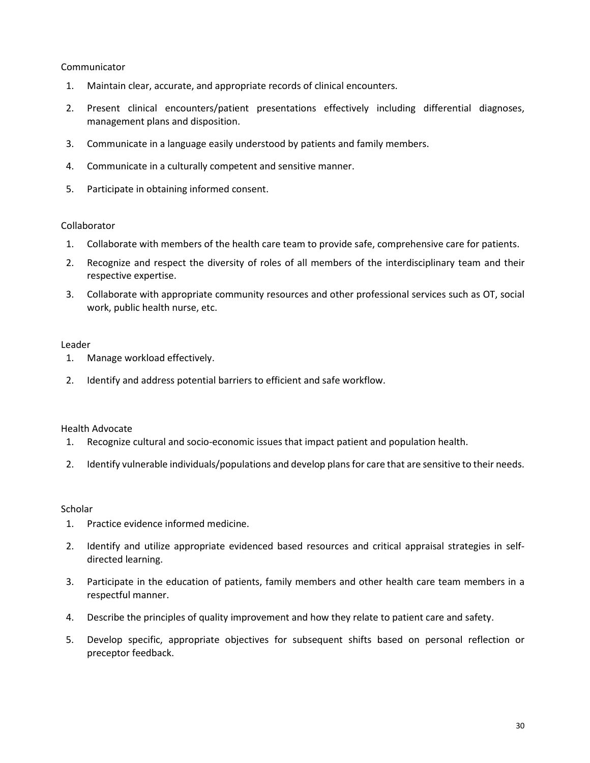Communicator

1. Maintain clear, accurate, and appropriate records of clinical encounters.
2. Present clinical encounters/patient presentations effectively including differential diagnoses, management plans and disposition.
3. Communicate in a language easily understood by patients and family members.
4. Communicate in a culturally competent and sensitive manner.
5. Participate in obtaining informed consent.

Collaborator

1. Collaborate with members of the health care team to provide safe, comprehensive care for patients.
2. Recognize and respect the diversity of roles of all members of the interdisciplinary team and their respective expertise.
3. Collaborate with appropriate community resources and other professional services such as OT, social work, public health nurse, etc.

Leader

1. Manage workload effectively.
2. Identify and address potential barriers to efficient and safe workflow.

Health Advocate

1. Recognize cultural and socio-economic issues that impact patient and population health.
2. Identify vulnerable individuals/populations and develop plans for care that are sensitive to their needs.

Scholar

1. Practice evidence informed medicine.
2. Identify and utilize appropriate evidenced based resources and critical appraisal strategies in self-directed learning.
3. Participate in the education of patients, family members and other health care team members in a respectful manner.
4. Describe the principles of quality improvement and how they relate to patient care and safety.
5. Develop specific, appropriate objectives for subsequent shifts based on personal reflection or preceptor feedback.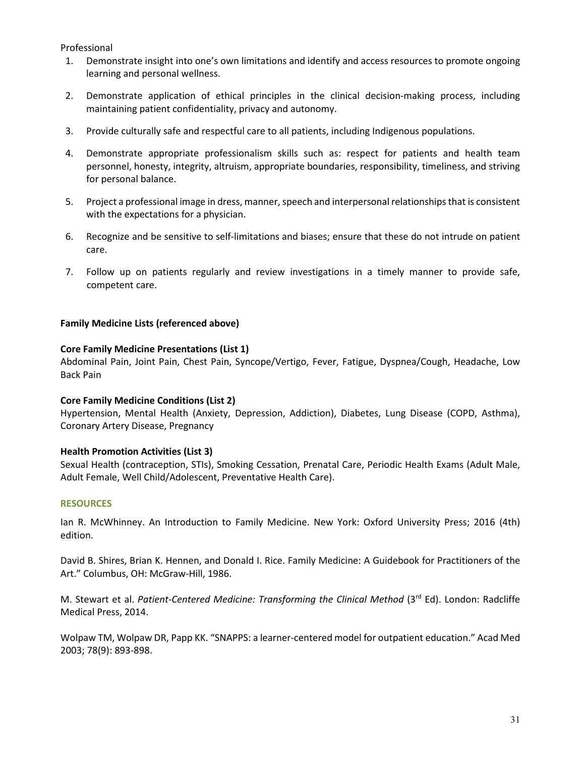Professional

1. Demonstrate insight into one's own limitations and identify and access resources to promote ongoing learning and personal wellness.
2. Demonstrate application of ethical principles in the clinical decision-making process, including maintaining patient confidentiality, privacy and autonomy.
3. Provide culturally safe and respectful care to all patients, including Indigenous populations.
4. Demonstrate appropriate professionalism skills such as: respect for patients and health team personnel, honesty, integrity, altruism, appropriate boundaries, responsibility, timeliness, and striving for personal balance.
5. Project a professional image in dress, manner, speech and interpersonal relationships that is consistent with the expectations for a physician.
6. Recognize and be sensitive to self-limitations and biases; ensure that these do not intrude on patient care.
7. Follow up on patients regularly and review investigations in a timely manner to provide safe, competent care.

**Family Medicine Lists (referenced above)**

**Core Family Medicine Presentations (List 1)**
Abdominal Pain, Joint Pain, Chest Pain, Syncope/Vertigo, Fever, Fatigue, Dyspnea/Cough, Headache, Low Back Pain

**Core Family Medicine Conditions (List 2)**
Hypertension, Mental Health (Anxiety, Depression, Addiction), Diabetes, Lung Disease (COPD, Asthma), Coronary Artery Disease, Pregnancy

**Health Promotion Activities (List 3)**
Sexual Health (contraception, STIs), Smoking Cessation, Prenatal Care, Periodic Health Exams (Adult Male, Adult Female, Well Child/Adolescent, Preventative Health Care).

## RESOURCES

Ian R. McWhinney. An Introduction to Family Medicine. New York: Oxford University Press; 2016 (4th) edition.

David B. Shires, Brian K. Hennen, and Donald I. Rice. Family Medicine: A Guidebook for Practitioners of the Art." Columbus, OH: McGraw-Hill, 1986.

M. Stewart et al. *Patient-Centered Medicine: Transforming the Clinical Method* (3rd Ed). London: Radcliffe Medical Press, 2014.

Wolpaw TM, Wolpaw DR, Papp KK. "SNAPPS: a learner-centered model for outpatient education." Acad Med 2003; 78(9): 893-898.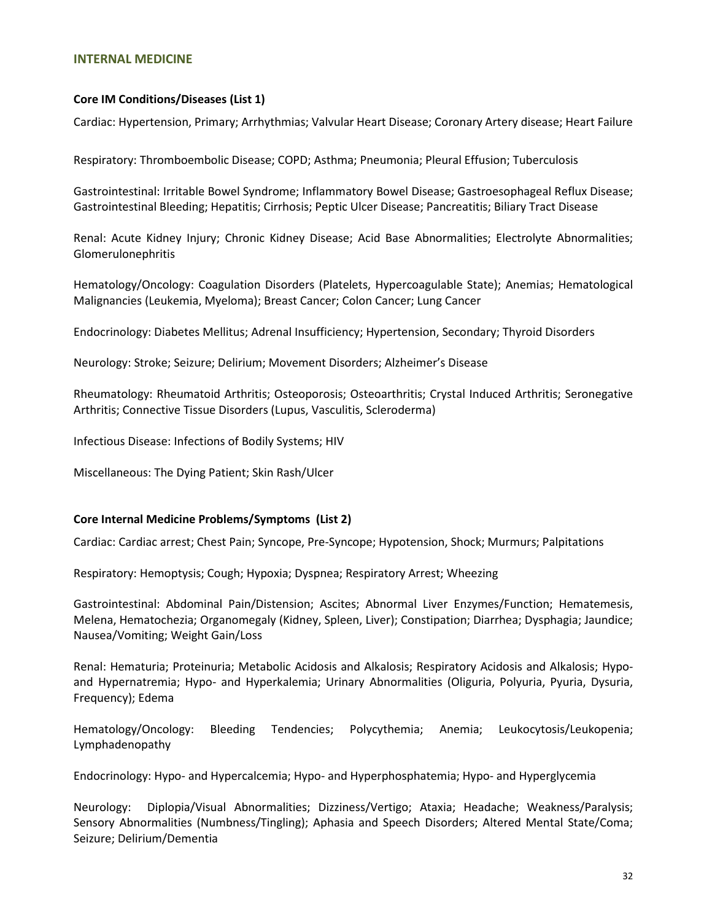## INTERNAL MEDICINE

### Core IM Conditions/Diseases (List 1)

Cardiac: Hypertension, Primary; Arrhythmias; Valvular Heart Disease; Coronary Artery disease; Heart Failure

Respiratory: Thromboembolic Disease; COPD; Asthma; Pneumonia; Pleural Effusion; Tuberculosis

Gastrointestinal: Irritable Bowel Syndrome; Inflammatory Bowel Disease; Gastroesophageal Reflux Disease; Gastrointestinal Bleeding; Hepatitis; Cirrhosis; Peptic Ulcer Disease; Pancreatitis; Biliary Tract Disease

Renal: Acute Kidney Injury; Chronic Kidney Disease; Acid Base Abnormalities; Electrolyte Abnormalities; Glomerulonephritis

Hematology/Oncology: Coagulation Disorders (Platelets, Hypercoagulable State); Anemias; Hematological Malignancies (Leukemia, Myeloma); Breast Cancer; Colon Cancer; Lung Cancer

Endocrinology: Diabetes Mellitus; Adrenal Insufficiency; Hypertension, Secondary; Thyroid Disorders

Neurology: Stroke; Seizure; Delirium; Movement Disorders; Alzheimer's Disease

Rheumatology: Rheumatoid Arthritis; Osteoporosis; Osteoarthritis; Crystal Induced Arthritis; Seronegative Arthritis; Connective Tissue Disorders (Lupus, Vasculitis, Scleroderma)

Infectious Disease: Infections of Bodily Systems; HIV

Miscellaneous: The Dying Patient; Skin Rash/Ulcer

### Core Internal Medicine Problems/Symptoms (List 2)

Cardiac: Cardiac arrest; Chest Pain; Syncope, Pre-Syncope; Hypotension, Shock; Murmurs; Palpitations

Respiratory: Hemoptysis; Cough; Hypoxia; Dyspnea; Respiratory Arrest; Wheezing

Gastrointestinal: Abdominal Pain/Distension; Ascites; Abnormal Liver Enzymes/Function; Hematemesis, Melena, Hematochezia; Organomegaly (Kidney, Spleen, Liver); Constipation; Diarrhea; Dysphagia; Jaundice; Nausea/Vomiting; Weight Gain/Loss

Renal: Hematuria; Proteinuria; Metabolic Acidosis and Alkalosis; Respiratory Acidosis and Alkalosis; Hypo- and Hypernatremia; Hypo- and Hyperkalemia; Urinary Abnormalities (Oliguria, Polyuria, Pyuria, Dysuria, Frequency); Edema

Hematology/Oncology: Bleeding Tendencies; Polycythemia; Anemia; Leukocytosis/Leukopenia; Lymphadenopathy

Endocrinology: Hypo- and Hypercalcemia; Hypo- and Hyperphosphatemia; Hypo- and Hyperglycemia

Neurology: Diplopia/Visual Abnormalities; Dizziness/Vertigo; Ataxia; Headache; Weakness/Paralysis; Sensory Abnormalities (Numbness/Tingling); Aphasia and Speech Disorders; Altered Mental State/Coma; Seizure; Delirium/Dementia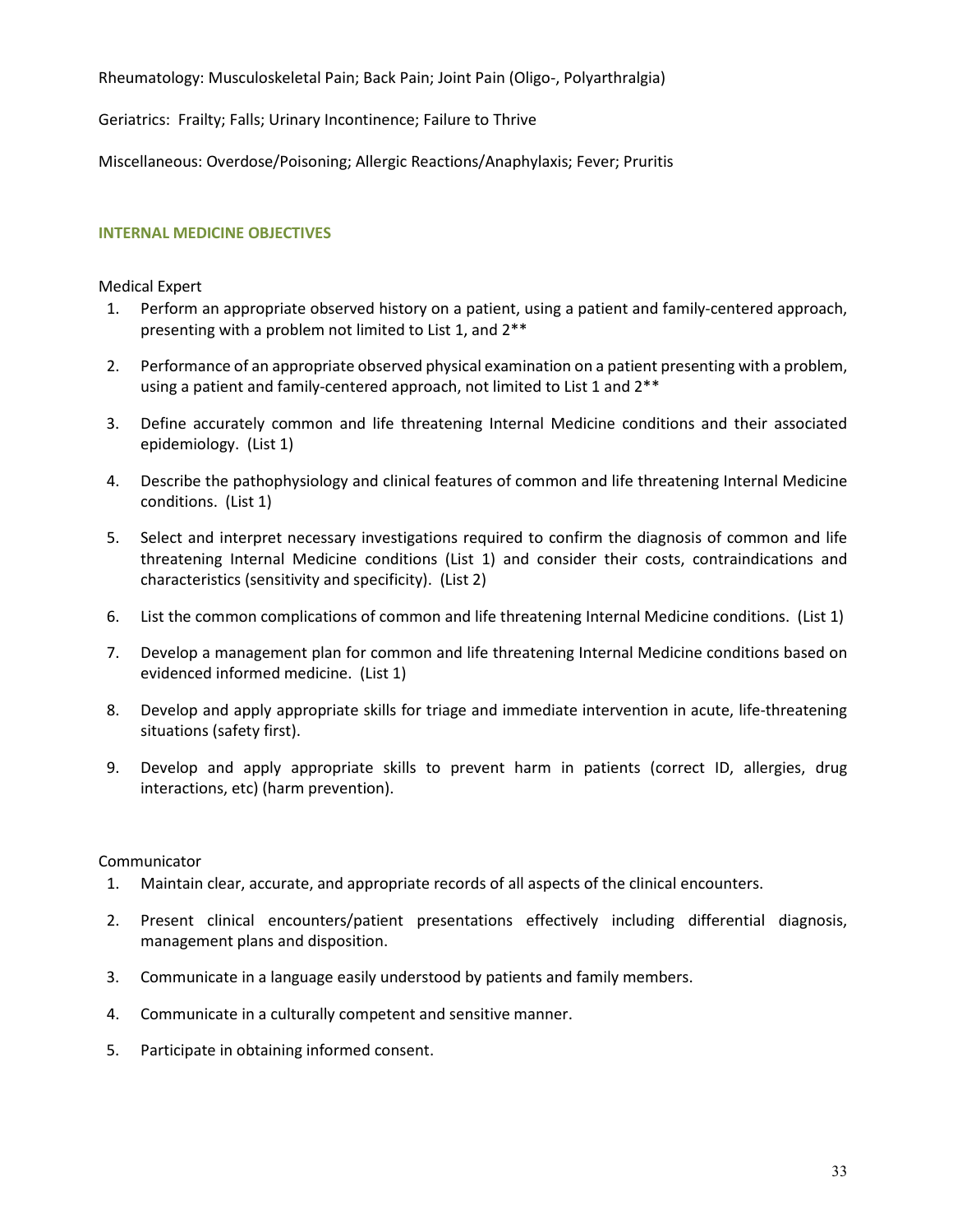Rheumatology: Musculoskeletal Pain; Back Pain; Joint Pain (Oligo-, Polyarthralgia)

Geriatrics: Frailty; Falls; Urinary Incontinence; Failure to Thrive

Miscellaneous: Overdose/Poisoning; Allergic Reactions/Anaphylaxis; Fever; Pruritis

## INTERNAL MEDICINE OBJECTIVES

Medical Expert

1. Perform an appropriate observed history on a patient, using a patient and family-centered approach, presenting with a problem not limited to List 1, and 2**
2. Performance of an appropriate observed physical examination on a patient presenting with a problem, using a patient and family-centered approach, not limited to List 1 and 2**
3. Define accurately common and life threatening Internal Medicine conditions and their associated epidemiology. (List 1)
4. Describe the pathophysiology and clinical features of common and life threatening Internal Medicine conditions. (List 1)
5. Select and interpret necessary investigations required to confirm the diagnosis of common and life threatening Internal Medicine conditions (List 1) and consider their costs, contraindications and characteristics (sensitivity and specificity). (List 2)
6. List the common complications of common and life threatening Internal Medicine conditions. (List 1)
7. Develop a management plan for common and life threatening Internal Medicine conditions based on evidenced informed medicine. (List 1)
8. Develop and apply appropriate skills for triage and immediate intervention in acute, life-threatening situations (safety first).
9. Develop and apply appropriate skills to prevent harm in patients (correct ID, allergies, drug interactions, etc) (harm prevention).

Communicator

1. Maintain clear, accurate, and appropriate records of all aspects of the clinical encounters.
2. Present clinical encounters/patient presentations effectively including differential diagnosis, management plans and disposition.
3. Communicate in a language easily understood by patients and family members.
4. Communicate in a culturally competent and sensitive manner.
5. Participate in obtaining informed consent.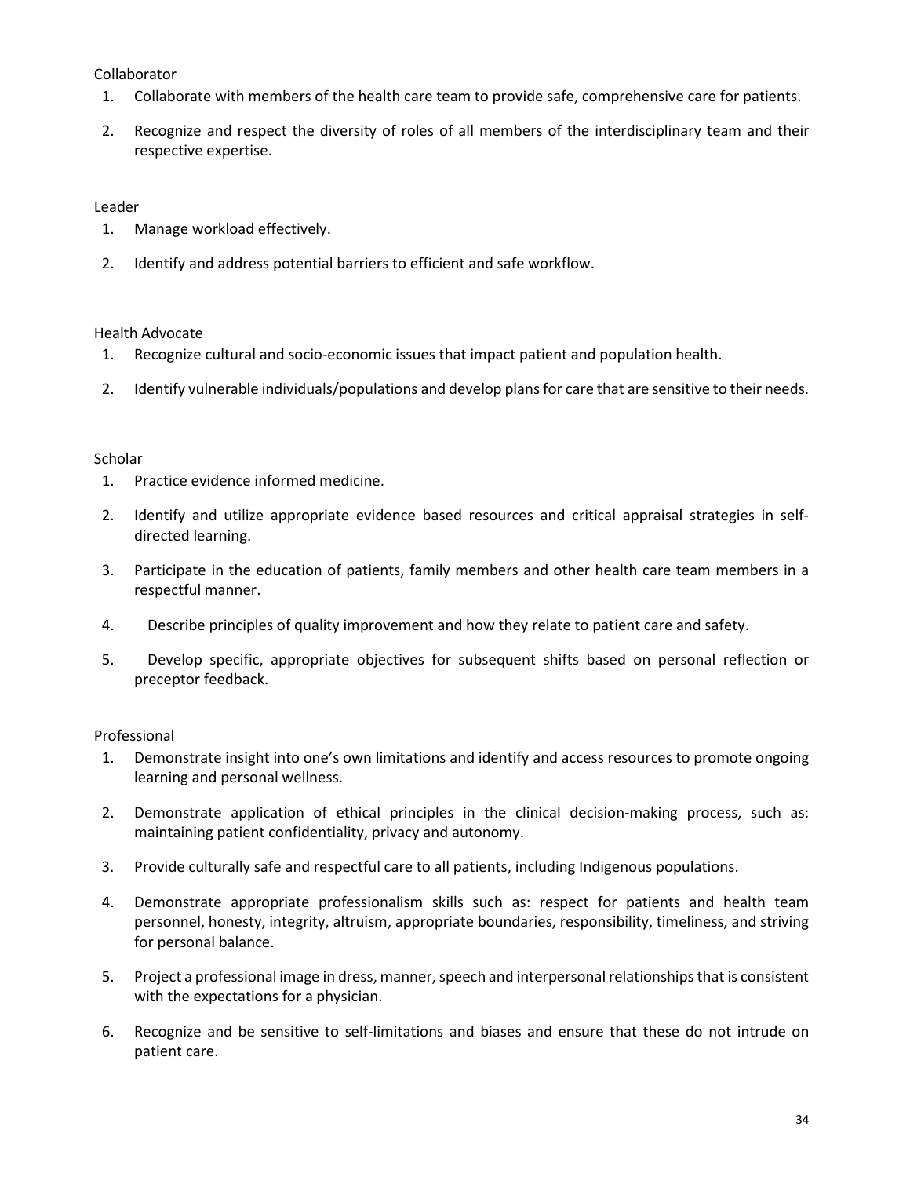Collaborator

1. Collaborate with members of the health care team to provide safe, comprehensive care for patients.
2. Recognize and respect the diversity of roles of all members of the interdisciplinary team and their respective expertise.

Leader

1. Manage workload effectively.
2. Identify and address potential barriers to efficient and safe workflow.

Health Advocate

1. Recognize cultural and socio-economic issues that impact patient and population health.
2. Identify vulnerable individuals/populations and develop plans for care that are sensitive to their needs.

Scholar

1. Practice evidence informed medicine.
2. Identify and utilize appropriate evidence based resources and critical appraisal strategies in self-directed learning.
3. Participate in the education of patients, family members and other health care team members in a respectful manner.
4. Describe principles of quality improvement and how they relate to patient care and safety.
5. Develop specific, appropriate objectives for subsequent shifts based on personal reflection or preceptor feedback.

Professional

1. Demonstrate insight into one's own limitations and identify and access resources to promote ongoing learning and personal wellness.
2. Demonstrate application of ethical principles in the clinical decision-making process, such as: maintaining patient confidentiality, privacy and autonomy.
3. Provide culturally safe and respectful care to all patients, including Indigenous populations.
4. Demonstrate appropriate professionalism skills such as: respect for patients and health team personnel, honesty, integrity, altruism, appropriate boundaries, responsibility, timeliness, and striving for personal balance.
5. Project a professional image in dress, manner, speech and interpersonal relationships that is consistent with the expectations for a physician.
6. Recognize and be sensitive to self-limitations and biases and ensure that these do not intrude on patient care.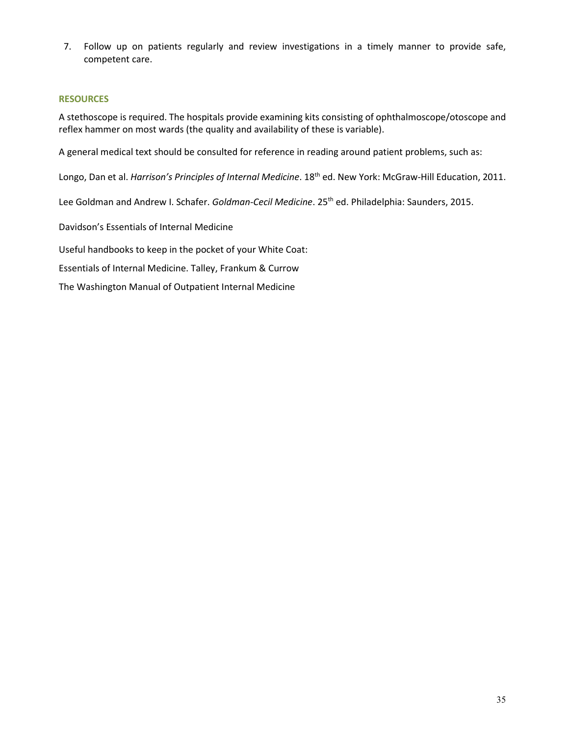7. Follow up on patients regularly and review investigations in a timely manner to provide safe, competent care.

## RESOURCES

A stethoscope is required. The hospitals provide examining kits consisting of ophthalmoscope/otoscope and reflex hammer on most wards (the quality and availability of these is variable).

A general medical text should be consulted for reference in reading around patient problems, such as:

Longo, Dan et al. *Harrison's Principles of Internal Medicine*. 18th ed. New York: McGraw-Hill Education, 2011.

Lee Goldman and Andrew I. Schafer. *Goldman-Cecil Medicine*. 25th ed. Philadelphia: Saunders, 2015.

Davidson's Essentials of Internal Medicine

Useful handbooks to keep in the pocket of your White Coat:

Essentials of Internal Medicine. Talley, Frankum & Currow

The Washington Manual of Outpatient Internal Medicine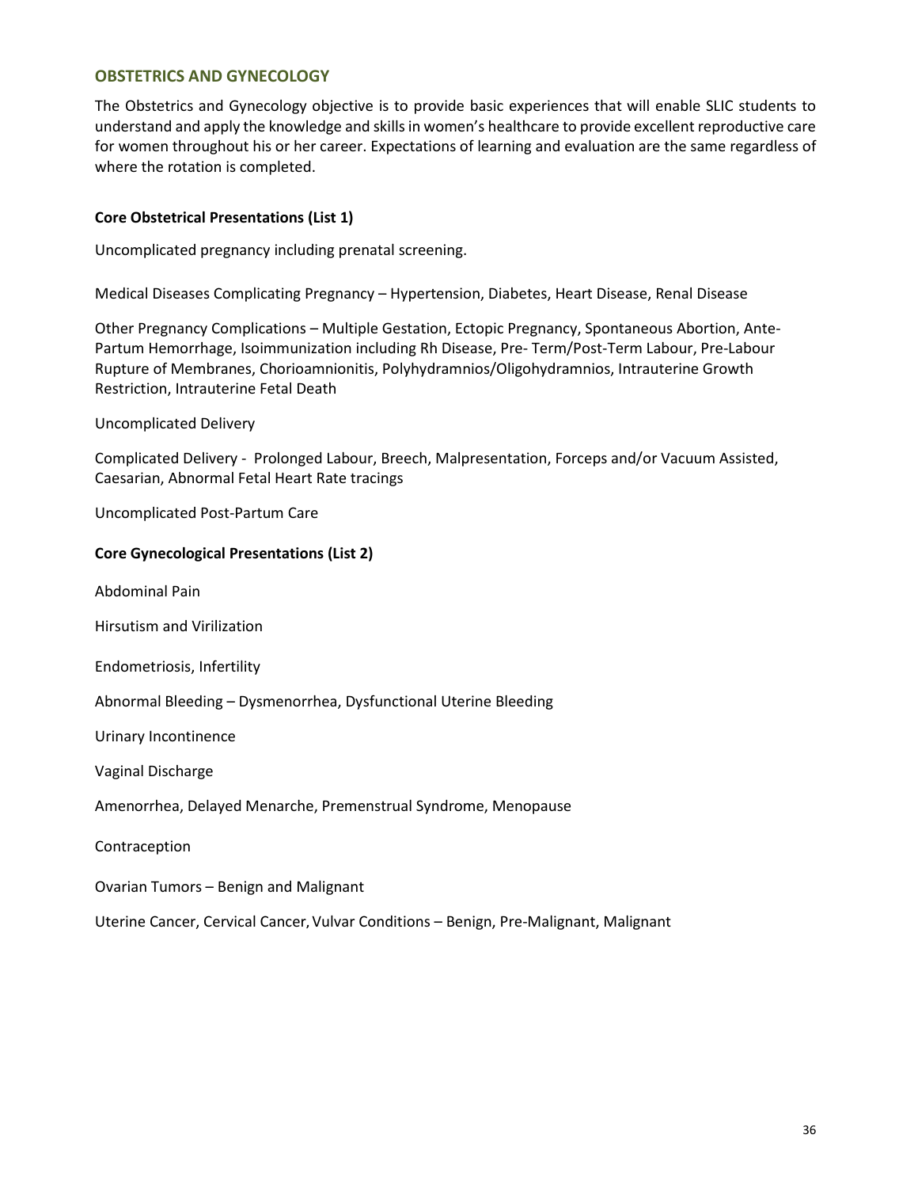## OBSTETRICS AND GYNECOLOGY

The Obstetrics and Gynecology objective is to provide basic experiences that will enable SLIC students to understand and apply the knowledge and skills in women's healthcare to provide excellent reproductive care for women throughout his or her career. Expectations of learning and evaluation are the same regardless of where the rotation is completed.

**Core Obstetrical Presentations (List 1)**

Uncomplicated pregnancy including prenatal screening.

Medical Diseases Complicating Pregnancy – Hypertension, Diabetes, Heart Disease, Renal Disease

Other Pregnancy Complications – Multiple Gestation, Ectopic Pregnancy, Spontaneous Abortion, Ante-Partum Hemorrhage, Isoimmunization including Rh Disease, Pre- Term/Post-Term Labour, Pre-Labour Rupture of Membranes, Chorioamnionitis, Polyhydramnios/Oligohydramnios, Intrauterine Growth Restriction, Intrauterine Fetal Death

Uncomplicated Delivery

Complicated Delivery - Prolonged Labour, Breech, Malpresentation, Forceps and/or Vacuum Assisted, Caesarian, Abnormal Fetal Heart Rate tracings

Uncomplicated Post-Partum Care

**Core Gynecological Presentations (List 2)**

Abdominal Pain

Hirsutism and Virilization

Endometriosis, Infertility

Abnormal Bleeding – Dysmenorrhea, Dysfunctional Uterine Bleeding

Urinary Incontinence

Vaginal Discharge

Amenorrhea, Delayed Menarche, Premenstrual Syndrome, Menopause

Contraception

Ovarian Tumors – Benign and Malignant

Uterine Cancer, Cervical Cancer, Vulvar Conditions – Benign, Pre-Malignant, Malignant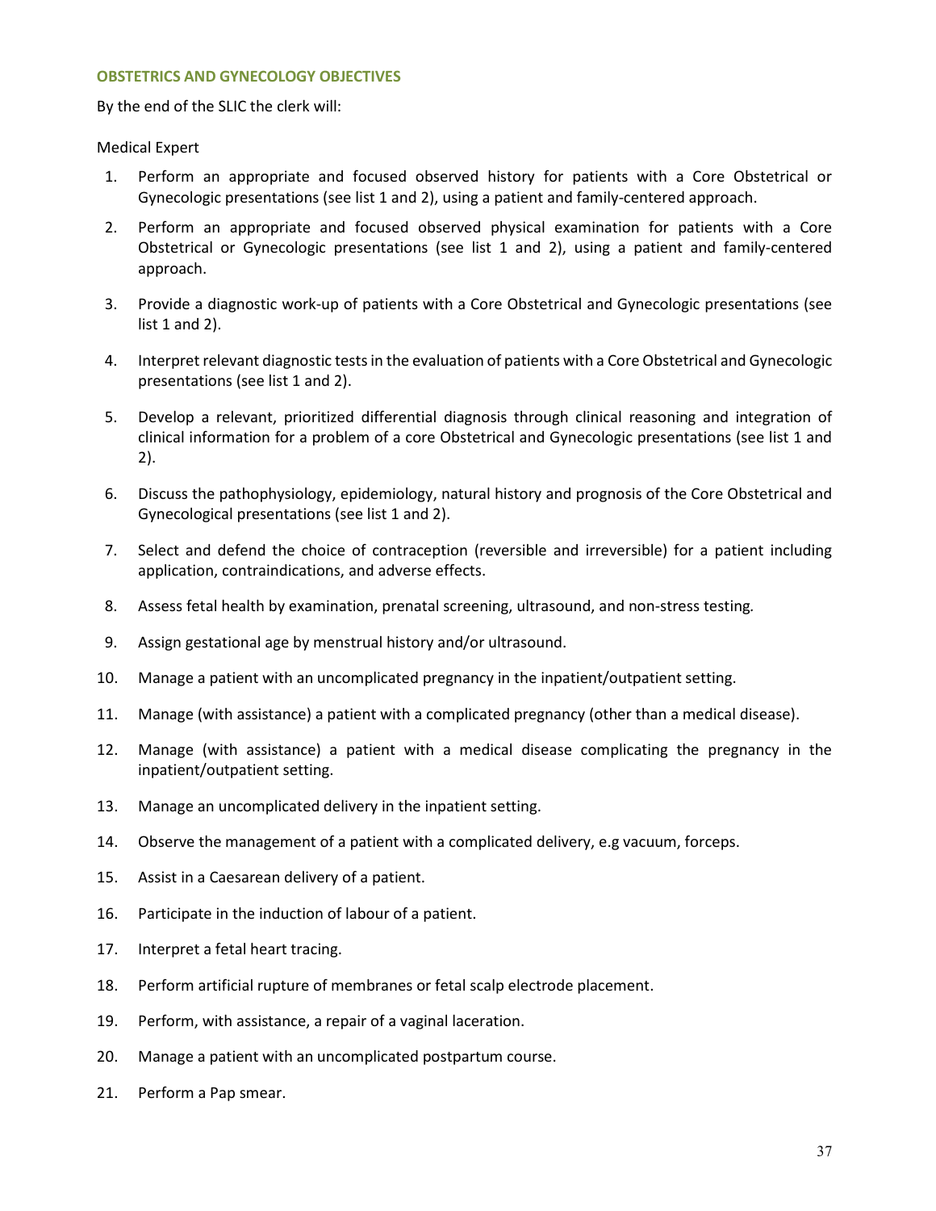### OBSTETRICS AND GYNECOLOGY OBJECTIVES

By the end of the SLIC the clerk will:

Medical Expert

1. Perform an appropriate and focused observed history for patients with a Core Obstetrical or Gynecologic presentations (see list 1 and 2), using a patient and family-centered approach.
2. Perform an appropriate and focused observed physical examination for patients with a Core Obstetrical or Gynecologic presentations (see list 1 and 2), using a patient and family-centered approach.
3. Provide a diagnostic work-up of patients with a Core Obstetrical and Gynecologic presentations (see list 1 and 2).
4. Interpret relevant diagnostic tests in the evaluation of patients with a Core Obstetrical and Gynecologic presentations (see list 1 and 2).
5. Develop a relevant, prioritized differential diagnosis through clinical reasoning and integration of clinical information for a problem of a core Obstetrical and Gynecologic presentations (see list 1 and 2).
6. Discuss the pathophysiology, epidemiology, natural history and prognosis of the Core Obstetrical and Gynecological presentations (see list 1 and 2).
7. Select and defend the choice of contraception (reversible and irreversible) for a patient including application, contraindications, and adverse effects.
8. Assess fetal health by examination, prenatal screening, ultrasound, and non-stress testing.
9. Assign gestational age by menstrual history and/or ultrasound.
10. Manage a patient with an uncomplicated pregnancy in the inpatient/outpatient setting.
11. Manage (with assistance) a patient with a complicated pregnancy (other than a medical disease).
12. Manage (with assistance) a patient with a medical disease complicating the pregnancy in the inpatient/outpatient setting.
13. Manage an uncomplicated delivery in the inpatient setting.
14. Observe the management of a patient with a complicated delivery, e.g vacuum, forceps.
15. Assist in a Caesarean delivery of a patient.
16. Participate in the induction of labour of a patient.
17. Interpret a fetal heart tracing.
18. Perform artificial rupture of membranes or fetal scalp electrode placement.
19. Perform, with assistance, a repair of a vaginal laceration.
20. Manage a patient with an uncomplicated postpartum course.
21. Perform a Pap smear.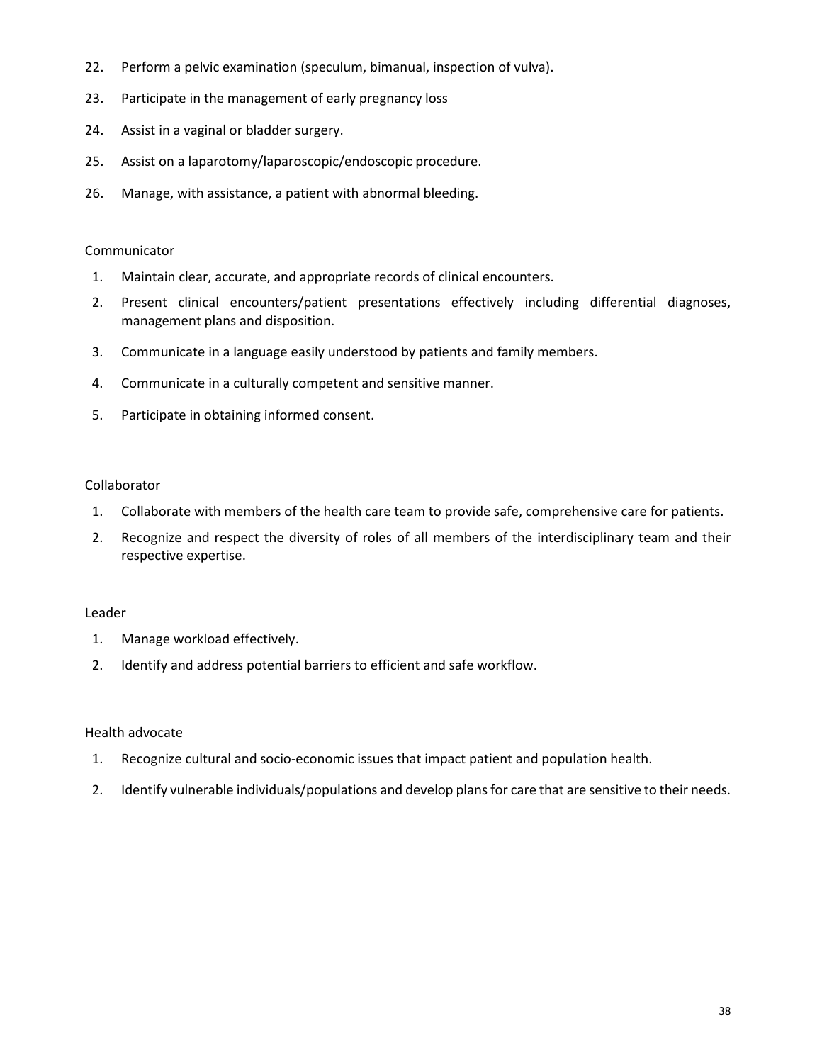22. Perform a pelvic examination (speculum, bimanual, inspection of vulva).
23. Participate in the management of early pregnancy loss
24. Assist in a vaginal or bladder surgery.
25. Assist on a laparotomy/laparoscopic/endoscopic procedure.
26. Manage, with assistance, a patient with abnormal bleeding.

Communicator

1. Maintain clear, accurate, and appropriate records of clinical encounters.
2. Present clinical encounters/patient presentations effectively including differential diagnoses, management plans and disposition.
3. Communicate in a language easily understood by patients and family members.
4. Communicate in a culturally competent and sensitive manner.
5. Participate in obtaining informed consent.

Collaborator

1. Collaborate with members of the health care team to provide safe, comprehensive care for patients.
2. Recognize and respect the diversity of roles of all members of the interdisciplinary team and their respective expertise.

Leader

1. Manage workload effectively.
2. Identify and address potential barriers to efficient and safe workflow.

Health advocate

1. Recognize cultural and socio-economic issues that impact patient and population health.
2. Identify vulnerable individuals/populations and develop plans for care that are sensitive to their needs.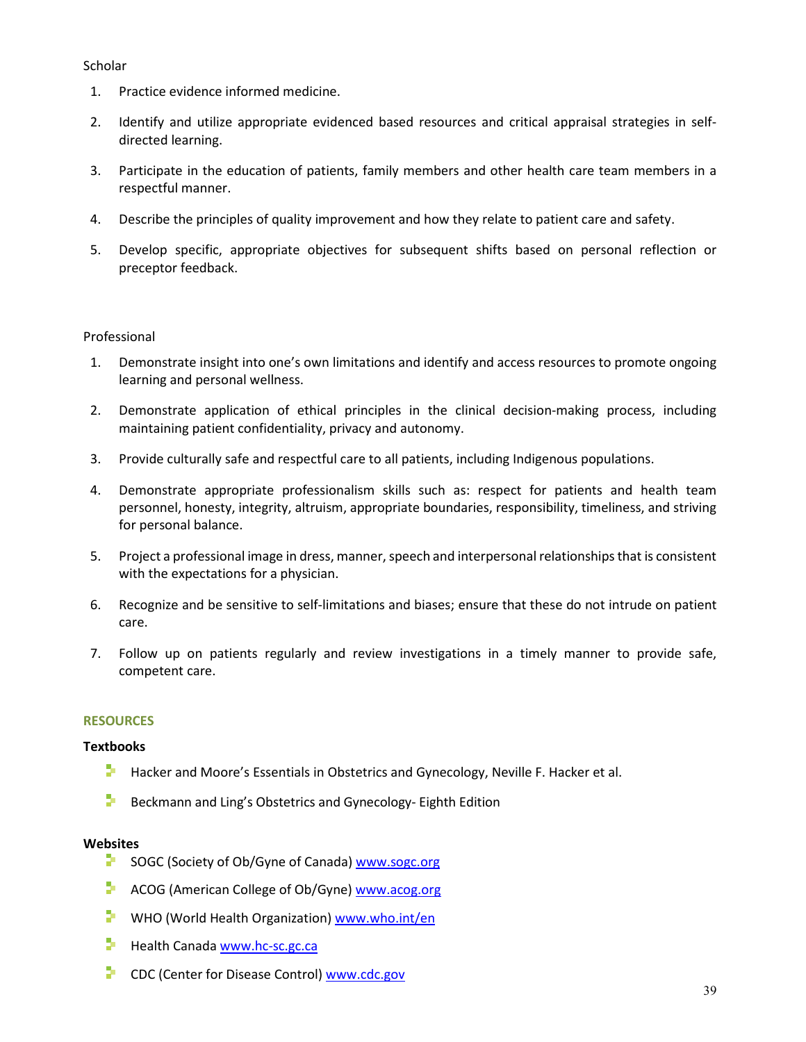Scholar

1. Practice evidence informed medicine.
2. Identify and utilize appropriate evidenced based resources and critical appraisal strategies in self-directed learning.
3. Participate in the education of patients, family members and other health care team members in a respectful manner.
4. Describe the principles of quality improvement and how they relate to patient care and safety.
5. Develop specific, appropriate objectives for subsequent shifts based on personal reflection or preceptor feedback.

Professional

1. Demonstrate insight into one's own limitations and identify and access resources to promote ongoing learning and personal wellness.
2. Demonstrate application of ethical principles in the clinical decision-making process, including maintaining patient confidentiality, privacy and autonomy.
3. Provide culturally safe and respectful care to all patients, including Indigenous populations.
4. Demonstrate appropriate professionalism skills such as: respect for patients and health team personnel, honesty, integrity, altruism, appropriate boundaries, responsibility, timeliness, and striving for personal balance.
5. Project a professional image in dress, manner, speech and interpersonal relationships that is consistent with the expectations for a physician.
6. Recognize and be sensitive to self-limitations and biases; ensure that these do not intrude on patient care.
7. Follow up on patients regularly and review investigations in a timely manner to provide safe, competent care.

## RESOURCES

**Textbooks**

- Hacker and Moore's Essentials in Obstetrics and Gynecology, Neville F. Hacker et al.
- Beckmann and Ling's Obstetrics and Gynecology- Eighth Edition

**Websites**

- SOGC (Society of Ob/Gyne of Canada) www.sogc.org
- ACOG (American College of Ob/Gyne) www.acog.org
- WHO (World Health Organization) www.who.int/en
- Health Canada www.hc-sc.gc.ca
- CDC (Center for Disease Control) www.cdc.gov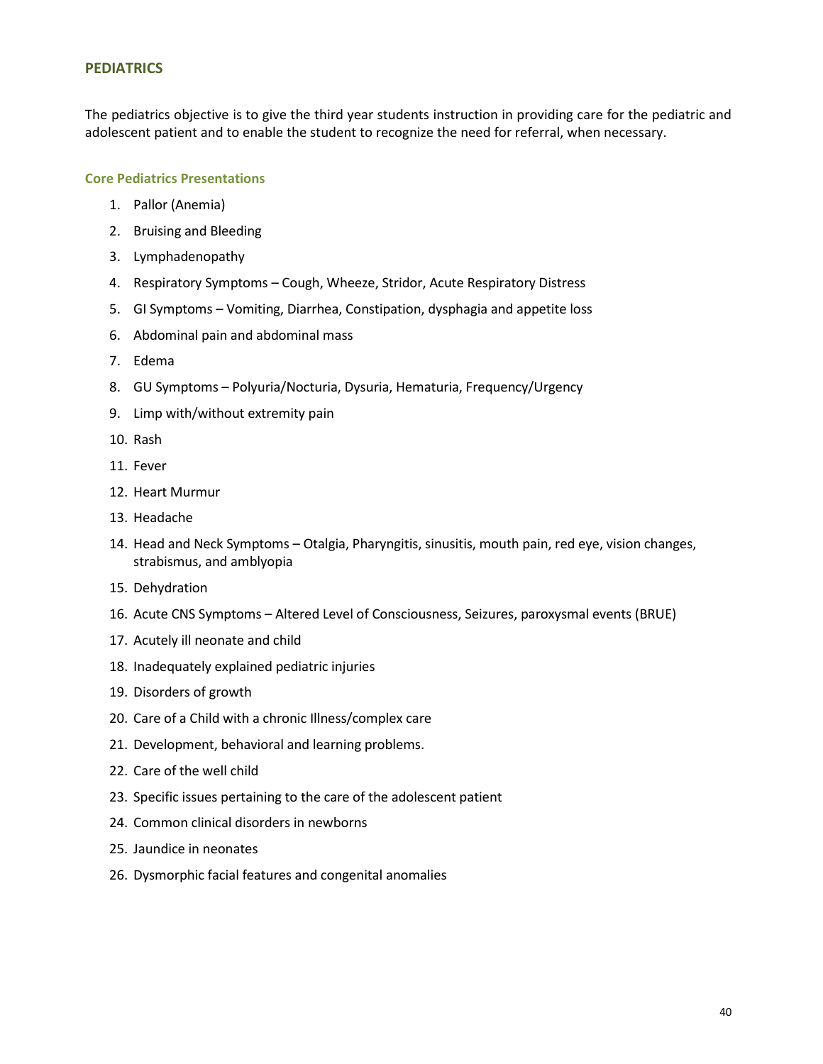## PEDIATRICS

The pediatrics objective is to give the third year students instruction in providing care for the pediatric and adolescent patient and to enable the student to recognize the need for referral, when necessary.

### Core Pediatrics Presentations

1. Pallor (Anemia)
2. Bruising and Bleeding
3. Lymphadenopathy
4. Respiratory Symptoms – Cough, Wheeze, Stridor, Acute Respiratory Distress
5. GI Symptoms – Vomiting, Diarrhea, Constipation, dysphagia and appetite loss
6. Abdominal pain and abdominal mass
7. Edema
8. GU Symptoms – Polyuria/Nocturia, Dysuria, Hematuria, Frequency/Urgency
9. Limp with/without extremity pain
10. Rash
11. Fever
12. Heart Murmur
13. Headache
14. Head and Neck Symptoms – Otalgia, Pharyngitis, sinusitis, mouth pain, red eye, vision changes, strabismus, and amblyopia
15. Dehydration
16. Acute CNS Symptoms – Altered Level of Consciousness, Seizures, paroxysmal events (BRUE)
17. Acutely ill neonate and child
18. Inadequately explained pediatric injuries
19. Disorders of growth
20. Care of a Child with a chronic Illness/complex care
21. Development, behavioral and learning problems.
22. Care of the well child
23. Specific issues pertaining to the care of the adolescent patient
24. Common clinical disorders in newborns
25. Jaundice in neonates
26. Dysmorphic facial features and congenital anomalies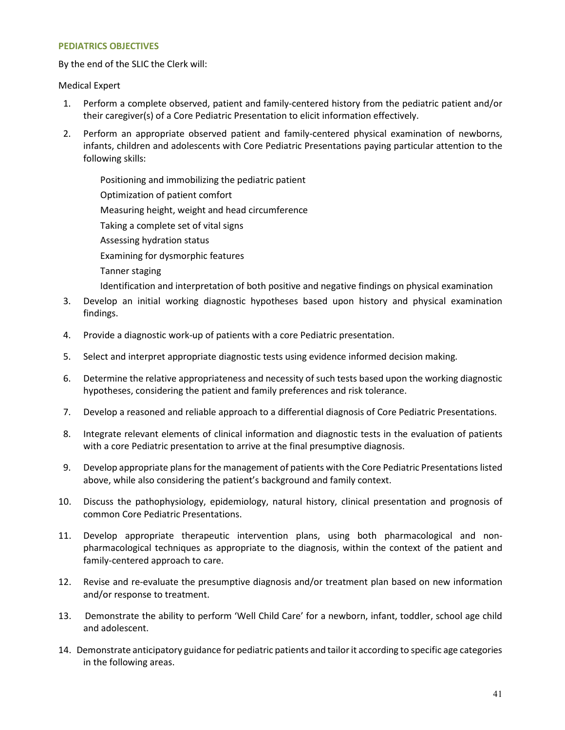## PEDIATRICS OBJECTIVES

By the end of the SLIC the Clerk will:

Medical Expert

1. Perform a complete observed, patient and family-centered history from the pediatric patient and/or their caregiver(s) of a Core Pediatric Presentation to elicit information effectively.
2. Perform an appropriate observed patient and family-centered physical examination of newborns, infants, children and adolescents with Core Pediatric Presentations paying particular attention to the following skills:

   Positioning and immobilizing the pediatric patient

   Optimization of patient comfort

   Measuring height, weight and head circumference

   Taking a complete set of vital signs

   Assessing hydration status

   Examining for dysmorphic features

   Tanner staging

   Identification and interpretation of both positive and negative findings on physical examination
3. Develop an initial working diagnostic hypotheses based upon history and physical examination findings.
4. Provide a diagnostic work-up of patients with a core Pediatric presentation.
5. Select and interpret appropriate diagnostic tests using evidence informed decision making.
6. Determine the relative appropriateness and necessity of such tests based upon the working diagnostic hypotheses, considering the patient and family preferences and risk tolerance.
7. Develop a reasoned and reliable approach to a differential diagnosis of Core Pediatric Presentations.
8. Integrate relevant elements of clinical information and diagnostic tests in the evaluation of patients with a core Pediatric presentation to arrive at the final presumptive diagnosis.
9. Develop appropriate plans for the management of patients with the Core Pediatric Presentations listed above, while also considering the patient's background and family context.
10. Discuss the pathophysiology, epidemiology, natural history, clinical presentation and prognosis of common Core Pediatric Presentations.
11. Develop appropriate therapeutic intervention plans, using both pharmacological and non-pharmacological techniques as appropriate to the diagnosis, within the context of the patient and family-centered approach to care.
12. Revise and re-evaluate the presumptive diagnosis and/or treatment plan based on new information and/or response to treatment.
13. Demonstrate the ability to perform 'Well Child Care' for a newborn, infant, toddler, school age child and adolescent.
14. Demonstrate anticipatory guidance for pediatric patients and tailor it according to specific age categories in the following areas.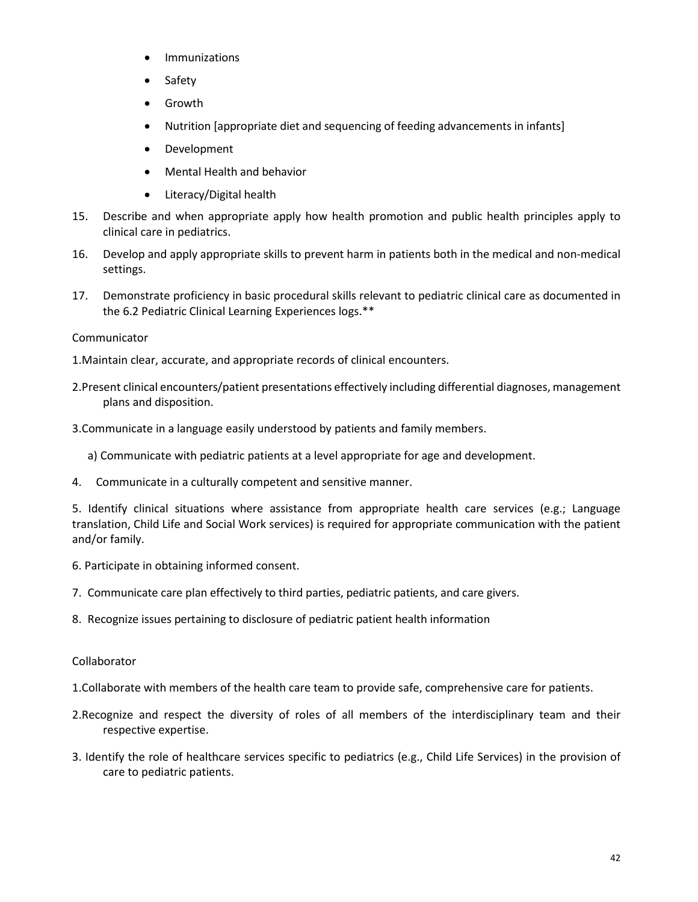- Immunizations
- Safety
- Growth
- Nutrition [appropriate diet and sequencing of feeding advancements in infants]
- Development
- Mental Health and behavior
- Literacy/Digital health

15. Describe and when appropriate apply how health promotion and public health principles apply to clinical care in pediatrics.
16. Develop and apply appropriate skills to prevent harm in patients both in the medical and non-medical settings.
17. Demonstrate proficiency in basic procedural skills relevant to pediatric clinical care as documented in the 6.2 Pediatric Clinical Learning Experiences logs.**

Communicator

1. Maintain clear, accurate, and appropriate records of clinical encounters.
2. Present clinical encounters/patient presentations effectively including differential diagnoses, management plans and disposition.
3. Communicate in a language easily understood by patients and family members.

   a) Communicate with pediatric patients at a level appropriate for age and development.

4. Communicate in a culturally competent and sensitive manner.
5. Identify clinical situations where assistance from appropriate health care services (e.g.; Language translation, Child Life and Social Work services) is required for appropriate communication with the patient and/or family.
6. Participate in obtaining informed consent.
7. Communicate care plan effectively to third parties, pediatric patients, and care givers.
8. Recognize issues pertaining to disclosure of pediatric patient health information

Collaborator

1. Collaborate with members of the health care team to provide safe, comprehensive care for patients.
2. Recognize and respect the diversity of roles of all members of the interdisciplinary team and their respective expertise.
3. Identify the role of healthcare services specific to pediatrics (e.g., Child Life Services) in the provision of care to pediatric patients.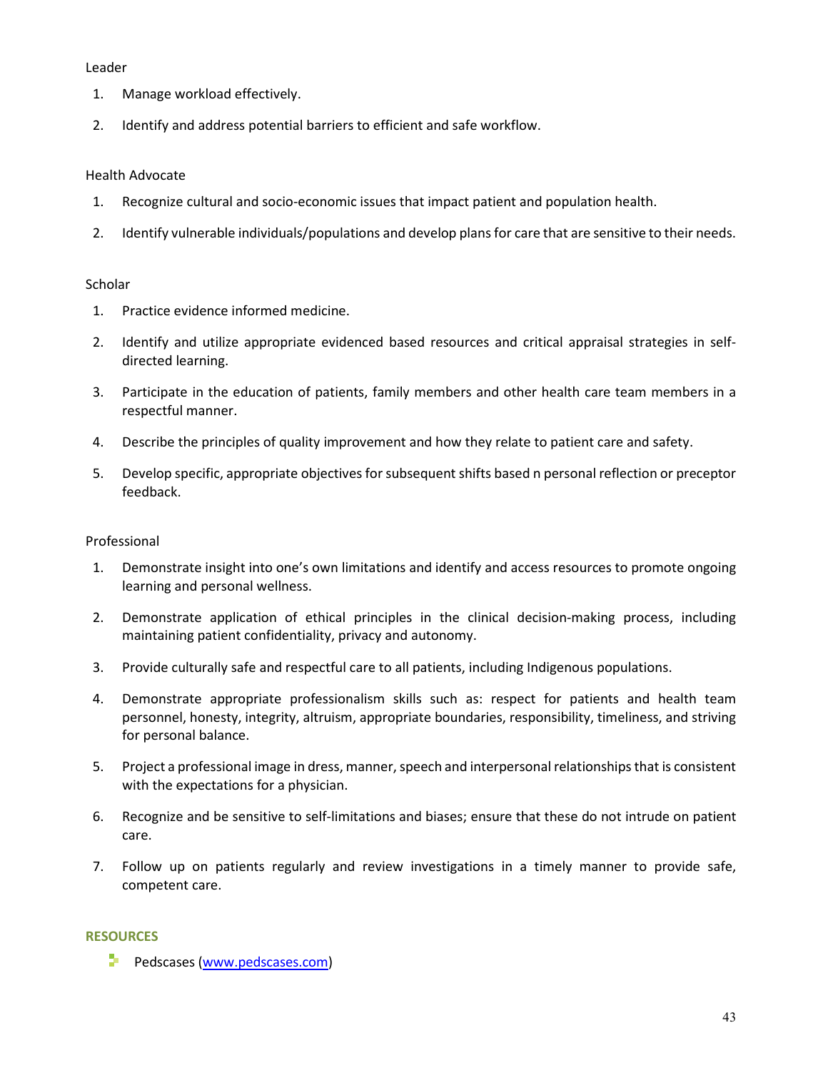Leader

1. Manage workload effectively.
2. Identify and address potential barriers to efficient and safe workflow.

Health Advocate

1. Recognize cultural and socio-economic issues that impact patient and population health.
2. Identify vulnerable individuals/populations and develop plans for care that are sensitive to their needs.

Scholar

1. Practice evidence informed medicine.
2. Identify and utilize appropriate evidenced based resources and critical appraisal strategies in self-directed learning.
3. Participate in the education of patients, family members and other health care team members in a respectful manner.
4. Describe the principles of quality improvement and how they relate to patient care and safety.
5. Develop specific, appropriate objectives for subsequent shifts based n personal reflection or preceptor feedback.

Professional

1. Demonstrate insight into one's own limitations and identify and access resources to promote ongoing learning and personal wellness.
2. Demonstrate application of ethical principles in the clinical decision-making process, including maintaining patient confidentiality, privacy and autonomy.
3. Provide culturally safe and respectful care to all patients, including Indigenous populations.
4. Demonstrate appropriate professionalism skills such as: respect for patients and health team personnel, honesty, integrity, altruism, appropriate boundaries, responsibility, timeliness, and striving for personal balance.
5. Project a professional image in dress, manner, speech and interpersonal relationships that is consistent with the expectations for a physician.
6. Recognize and be sensitive to self-limitations and biases; ensure that these do not intrude on patient care.
7. Follow up on patients regularly and review investigations in a timely manner to provide safe, competent care.

## RESOURCES

- Pedscases (www.pedscases.com)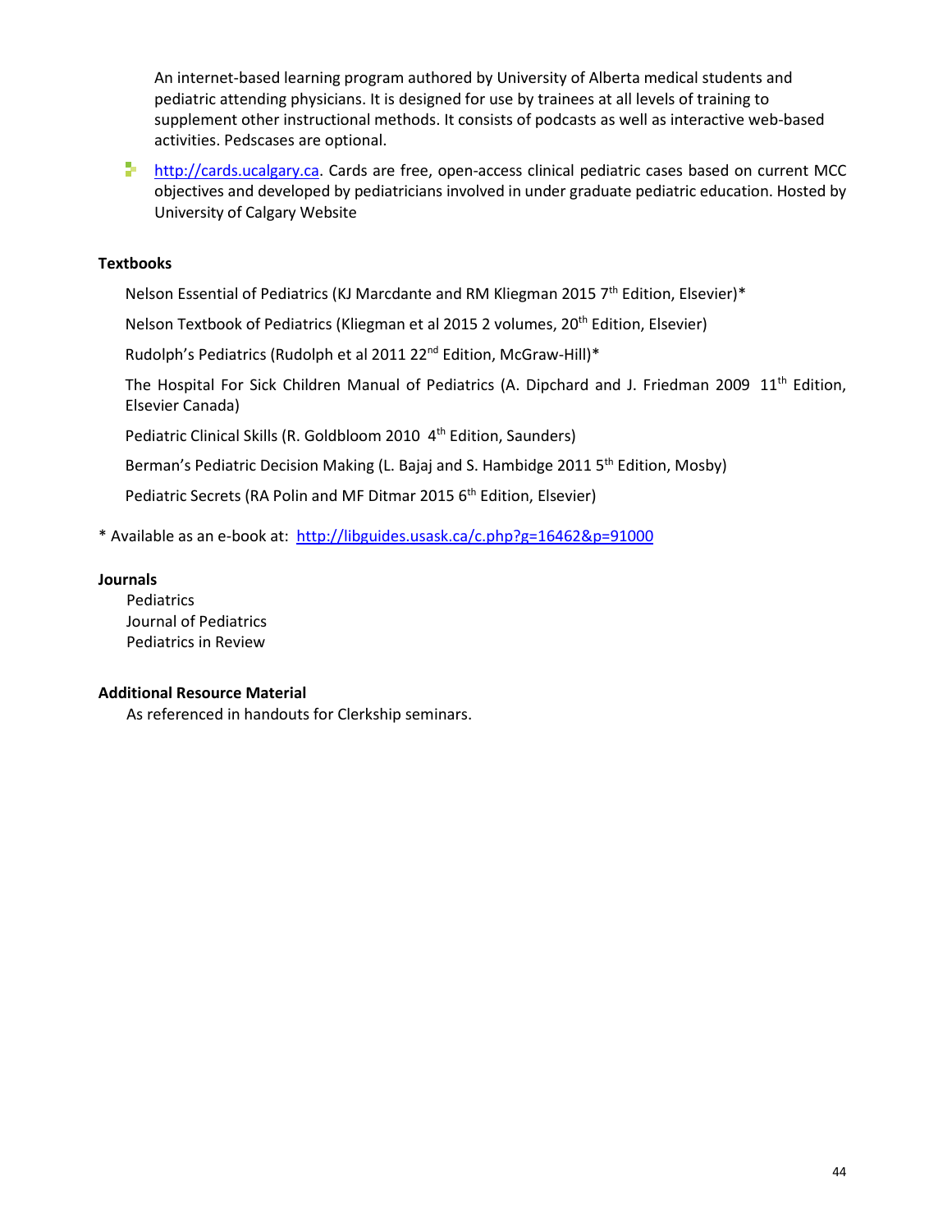An internet-based learning program authored by University of Alberta medical students and pediatric attending physicians. It is designed for use by trainees at all levels of training to supplement other instructional methods. It consists of podcasts as well as interactive web-based activities. Pedscases are optional.

- http://cards.ucalgary.ca. Cards are free, open-access clinical pediatric cases based on current MCC objectives and developed by pediatricians involved in under graduate pediatric education. Hosted by University of Calgary Website

**Textbooks**

Nelson Essential of Pediatrics (KJ Marcdante and RM Kliegman 2015 7th Edition, Elsevier)*

Nelson Textbook of Pediatrics (Kliegman et al 2015 2 volumes, 20th Edition, Elsevier)

Rudolph's Pediatrics (Rudolph et al 2011 22nd Edition, McGraw-Hill)*

The Hospital For Sick Children Manual of Pediatrics (A. Dipchard and J. Friedman 2009 11th Edition, Elsevier Canada)

Pediatric Clinical Skills (R. Goldbloom 2010 4th Edition, Saunders)

Berman's Pediatric Decision Making (L. Bajaj and S. Hambidge 2011 5th Edition, Mosby)

Pediatric Secrets (RA Polin and MF Ditmar 2015 6th Edition, Elsevier)

* Available as an e-book at: http://libguides.usask.ca/c.php?g=16462&p=91000

**Journals**

Pediatrics
Journal of Pediatrics
Pediatrics in Review

**Additional Resource Material**

As referenced in handouts for Clerkship seminars.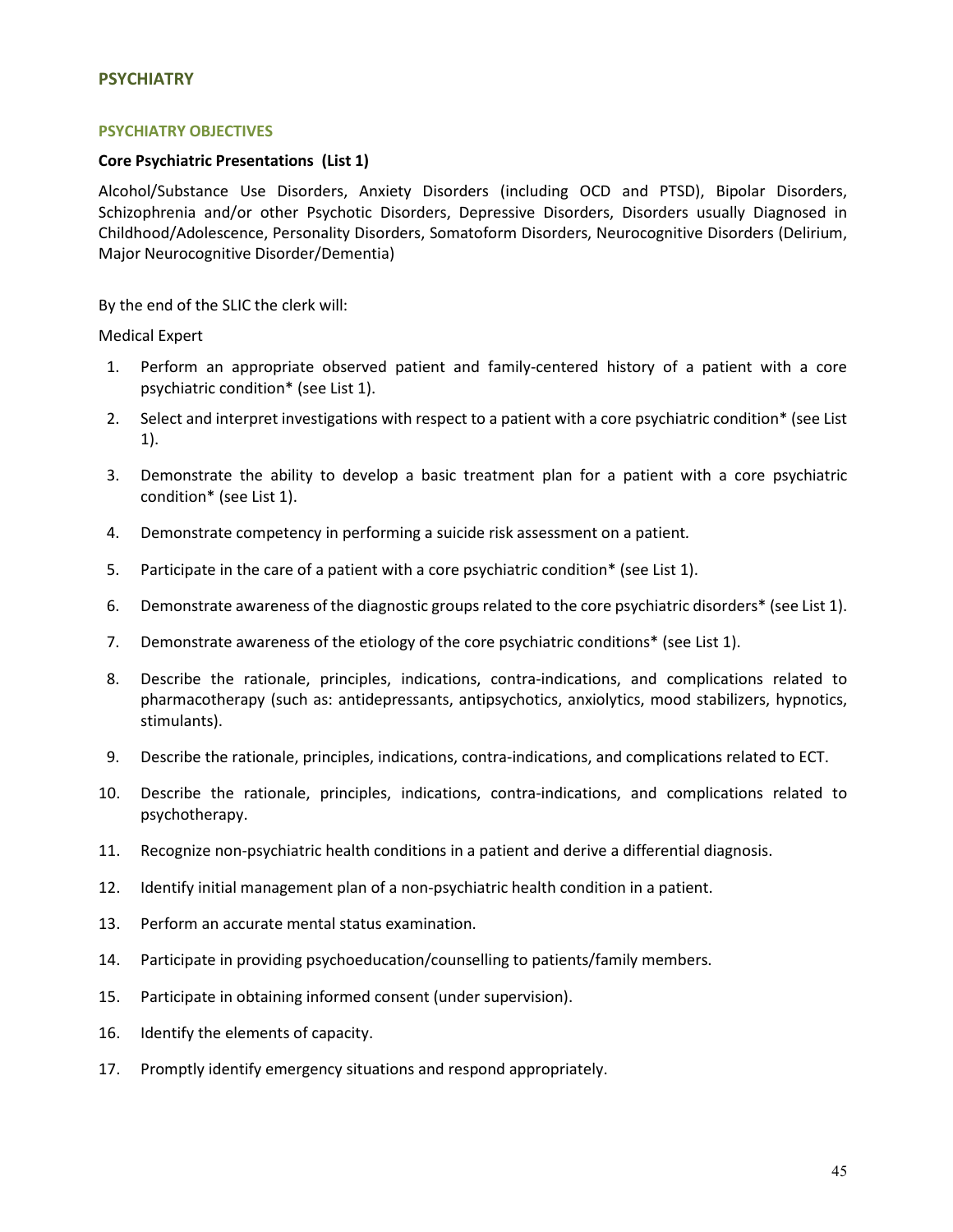## PSYCHIATRY

### PSYCHIATRY OBJECTIVES

**Core Psychiatric Presentations (List 1)**

Alcohol/Substance Use Disorders, Anxiety Disorders (including OCD and PTSD), Bipolar Disorders, Schizophrenia and/or other Psychotic Disorders, Depressive Disorders, Disorders usually Diagnosed in Childhood/Adolescence, Personality Disorders, Somatoform Disorders, Neurocognitive Disorders (Delirium, Major Neurocognitive Disorder/Dementia)

By the end of the SLIC the clerk will:

Medical Expert

1. Perform an appropriate observed patient and family-centered history of a patient with a core psychiatric condition* (see List 1).
2. Select and interpret investigations with respect to a patient with a core psychiatric condition* (see List 1).
3. Demonstrate the ability to develop a basic treatment plan for a patient with a core psychiatric condition* (see List 1).
4. Demonstrate competency in performing a suicide risk assessment on a patient.
5. Participate in the care of a patient with a core psychiatric condition* (see List 1).
6. Demonstrate awareness of the diagnostic groups related to the core psychiatric disorders* (see List 1).
7. Demonstrate awareness of the etiology of the core psychiatric conditions* (see List 1).
8. Describe the rationale, principles, indications, contra-indications, and complications related to pharmacotherapy (such as: antidepressants, antipsychotics, anxiolytics, mood stabilizers, hypnotics, stimulants).
9. Describe the rationale, principles, indications, contra-indications, and complications related to ECT.
10. Describe the rationale, principles, indications, contra-indications, and complications related to psychotherapy.
11. Recognize non-psychiatric health conditions in a patient and derive a differential diagnosis.
12. Identify initial management plan of a non-psychiatric health condition in a patient.
13. Perform an accurate mental status examination.
14. Participate in providing psychoeducation/counselling to patients/family members.
15. Participate in obtaining informed consent (under supervision).
16. Identify the elements of capacity.
17. Promptly identify emergency situations and respond appropriately.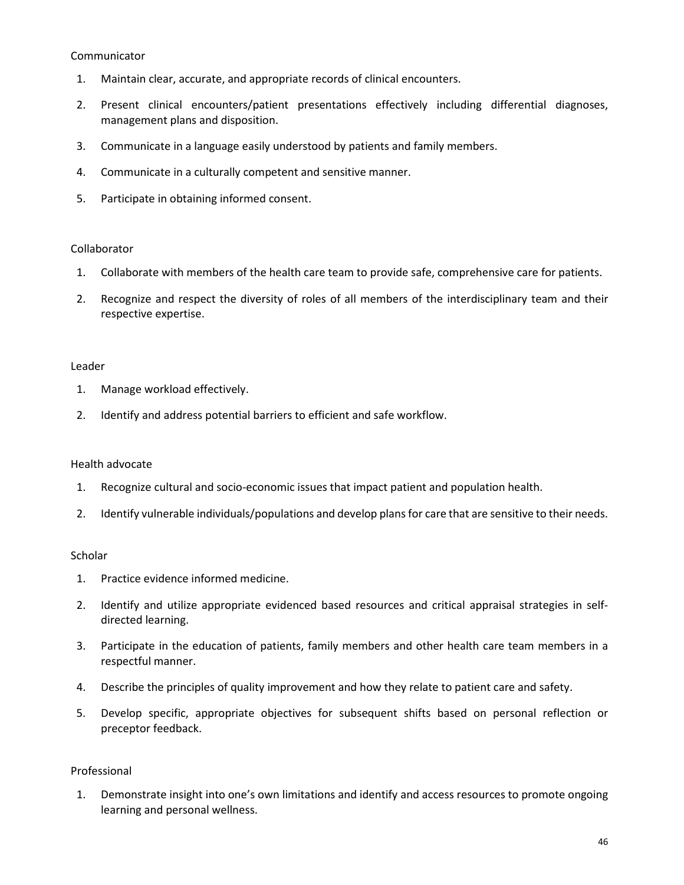Communicator

1. Maintain clear, accurate, and appropriate records of clinical encounters.
2. Present clinical encounters/patient presentations effectively including differential diagnoses, management plans and disposition.
3. Communicate in a language easily understood by patients and family members.
4. Communicate in a culturally competent and sensitive manner.
5. Participate in obtaining informed consent.

Collaborator

1. Collaborate with members of the health care team to provide safe, comprehensive care for patients.
2. Recognize and respect the diversity of roles of all members of the interdisciplinary team and their respective expertise.

Leader

1. Manage workload effectively.
2. Identify and address potential barriers to efficient and safe workflow.

Health advocate

1. Recognize cultural and socio-economic issues that impact patient and population health.
2. Identify vulnerable individuals/populations and develop plans for care that are sensitive to their needs.

Scholar

1. Practice evidence informed medicine.
2. Identify and utilize appropriate evidenced based resources and critical appraisal strategies in self-directed learning.
3. Participate in the education of patients, family members and other health care team members in a respectful manner.
4. Describe the principles of quality improvement and how they relate to patient care and safety.
5. Develop specific, appropriate objectives for subsequent shifts based on personal reflection or preceptor feedback.

Professional

1. Demonstrate insight into one's own limitations and identify and access resources to promote ongoing learning and personal wellness.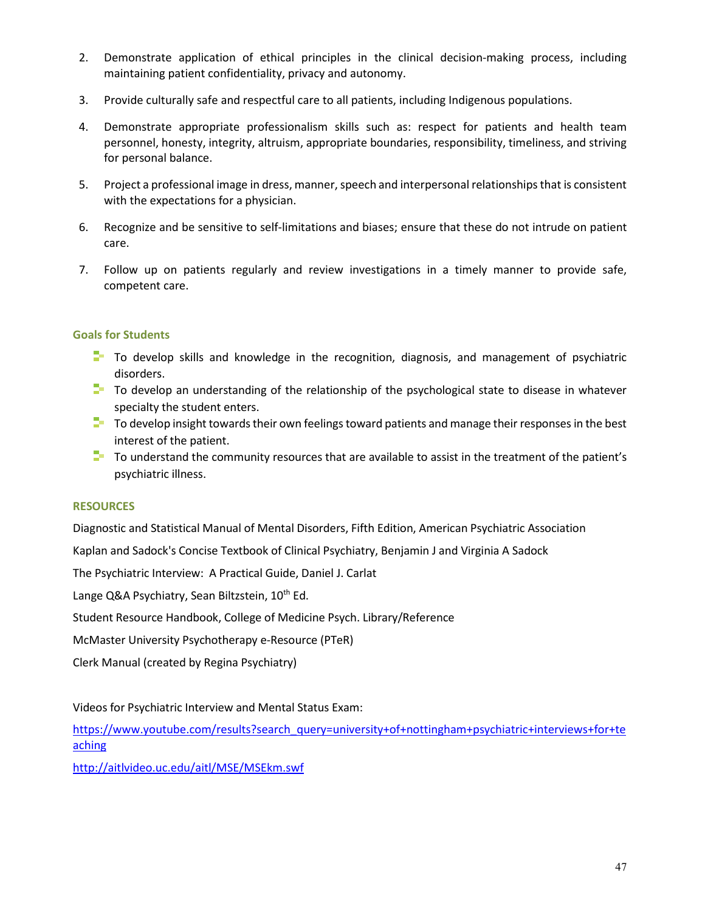2. Demonstrate application of ethical principles in the clinical decision-making process, including maintaining patient confidentiality, privacy and autonomy.
3. Provide culturally safe and respectful care to all patients, including Indigenous populations.
4. Demonstrate appropriate professionalism skills such as: respect for patients and health team personnel, honesty, integrity, altruism, appropriate boundaries, responsibility, timeliness, and striving for personal balance.
5. Project a professional image in dress, manner, speech and interpersonal relationships that is consistent with the expectations for a physician.
6. Recognize and be sensitive to self-limitations and biases; ensure that these do not intrude on patient care.
7. Follow up on patients regularly and review investigations in a timely manner to provide safe, competent care.

### Goals for Students

- To develop skills and knowledge in the recognition, diagnosis, and management of psychiatric disorders.
- To develop an understanding of the relationship of the psychological state to disease in whatever specialty the student enters.
- To develop insight towards their own feelings toward patients and manage their responses in the best interest of the patient.
- To understand the community resources that are available to assist in the treatment of the patient's psychiatric illness.

### RESOURCES

Diagnostic and Statistical Manual of Mental Disorders, Fifth Edition, American Psychiatric Association

Kaplan and Sadock's Concise Textbook of Clinical Psychiatry, Benjamin J and Virginia A Sadock

The Psychiatric Interview: A Practical Guide, Daniel J. Carlat

Lange Q&A Psychiatry, Sean Biltzstein, 10th Ed.

Student Resource Handbook, College of Medicine Psych. Library/Reference

McMaster University Psychotherapy e-Resource (PTeR)

Clerk Manual (created by Regina Psychiatry)

Videos for Psychiatric Interview and Mental Status Exam:

https://www.youtube.com/results?search_query=university+of+nottingham+psychiatric+interviews+for+teaching

http://aitlvideo.uc.edu/aitl/MSE/MSEkm.swf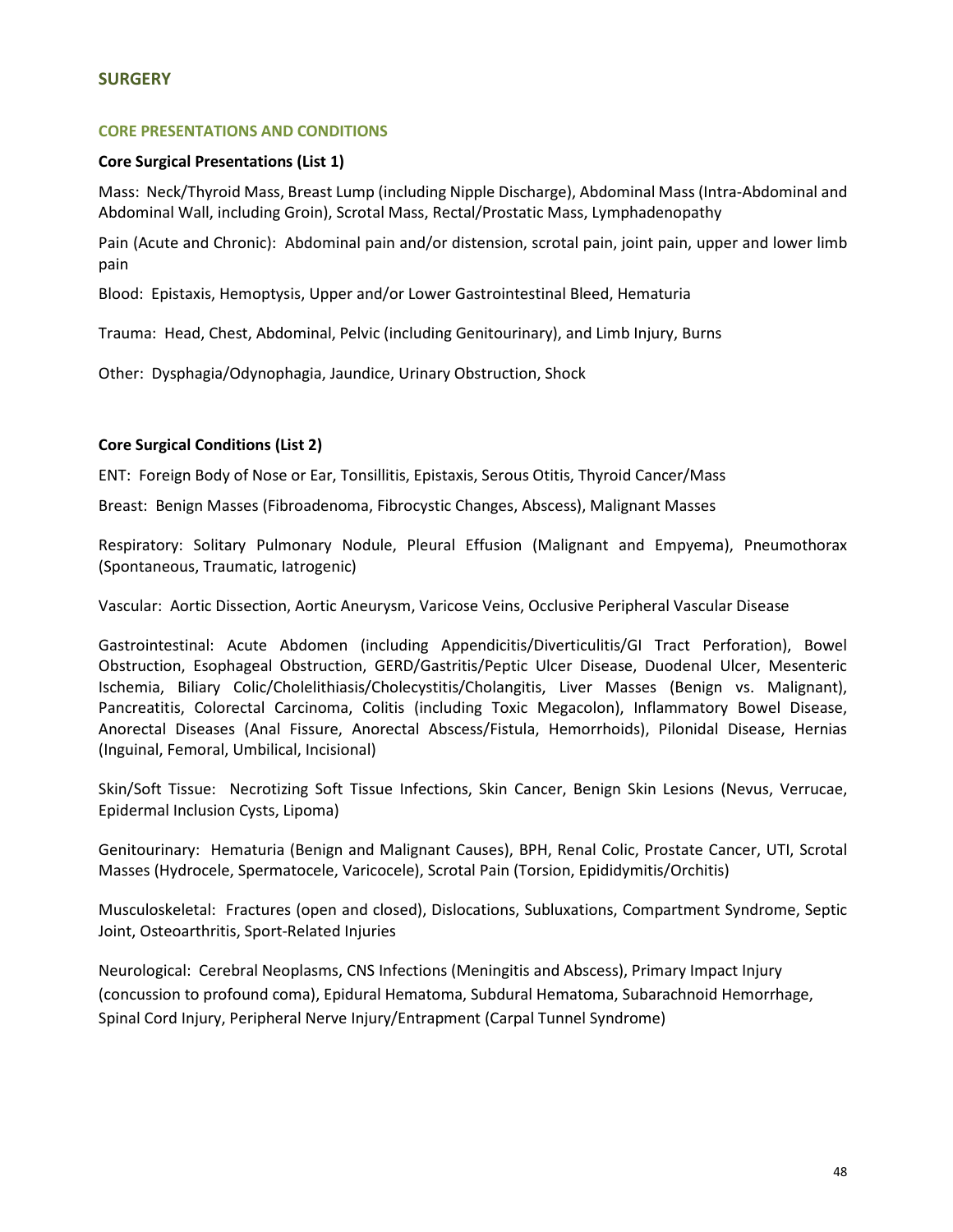## SURGERY

### CORE PRESENTATIONS AND CONDITIONS

**Core Surgical Presentations (List 1)**

Mass: Neck/Thyroid Mass, Breast Lump (including Nipple Discharge), Abdominal Mass (Intra-Abdominal and Abdominal Wall, including Groin), Scrotal Mass, Rectal/Prostatic Mass, Lymphadenopathy

Pain (Acute and Chronic): Abdominal pain and/or distension, scrotal pain, joint pain, upper and lower limb pain

Blood: Epistaxis, Hemoptysis, Upper and/or Lower Gastrointestinal Bleed, Hematuria

Trauma: Head, Chest, Abdominal, Pelvic (including Genitourinary), and Limb Injury, Burns

Other: Dysphagia/Odynophagia, Jaundice, Urinary Obstruction, Shock

**Core Surgical Conditions (List 2)**

ENT: Foreign Body of Nose or Ear, Tonsillitis, Epistaxis, Serous Otitis, Thyroid Cancer/Mass

Breast: Benign Masses (Fibroadenoma, Fibrocystic Changes, Abscess), Malignant Masses

Respiratory: Solitary Pulmonary Nodule, Pleural Effusion (Malignant and Empyema), Pneumothorax (Spontaneous, Traumatic, Iatrogenic)

Vascular: Aortic Dissection, Aortic Aneurysm, Varicose Veins, Occlusive Peripheral Vascular Disease

Gastrointestinal: Acute Abdomen (including Appendicitis/Diverticulitis/GI Tract Perforation), Bowel Obstruction, Esophageal Obstruction, GERD/Gastritis/Peptic Ulcer Disease, Duodenal Ulcer, Mesenteric Ischemia, Biliary Colic/Cholelithiasis/Cholecystitis/Cholangitis, Liver Masses (Benign vs. Malignant), Pancreatitis, Colorectal Carcinoma, Colitis (including Toxic Megacolon), Inflammatory Bowel Disease, Anorectal Diseases (Anal Fissure, Anorectal Abscess/Fistula, Hemorrhoids), Pilonidal Disease, Hernias (Inguinal, Femoral, Umbilical, Incisional)

Skin/Soft Tissue: Necrotizing Soft Tissue Infections, Skin Cancer, Benign Skin Lesions (Nevus, Verrucae, Epidermal Inclusion Cysts, Lipoma)

Genitourinary: Hematuria (Benign and Malignant Causes), BPH, Renal Colic, Prostate Cancer, UTI, Scrotal Masses (Hydrocele, Spermatocele, Varicocele), Scrotal Pain (Torsion, Epididymitis/Orchitis)

Musculoskeletal: Fractures (open and closed), Dislocations, Subluxations, Compartment Syndrome, Septic Joint, Osteoarthritis, Sport-Related Injuries

Neurological: Cerebral Neoplasms, CNS Infections (Meningitis and Abscess), Primary Impact Injury (concussion to profound coma), Epidural Hematoma, Subdural Hematoma, Subarachnoid Hemorrhage, Spinal Cord Injury, Peripheral Nerve Injury/Entrapment (Carpal Tunnel Syndrome)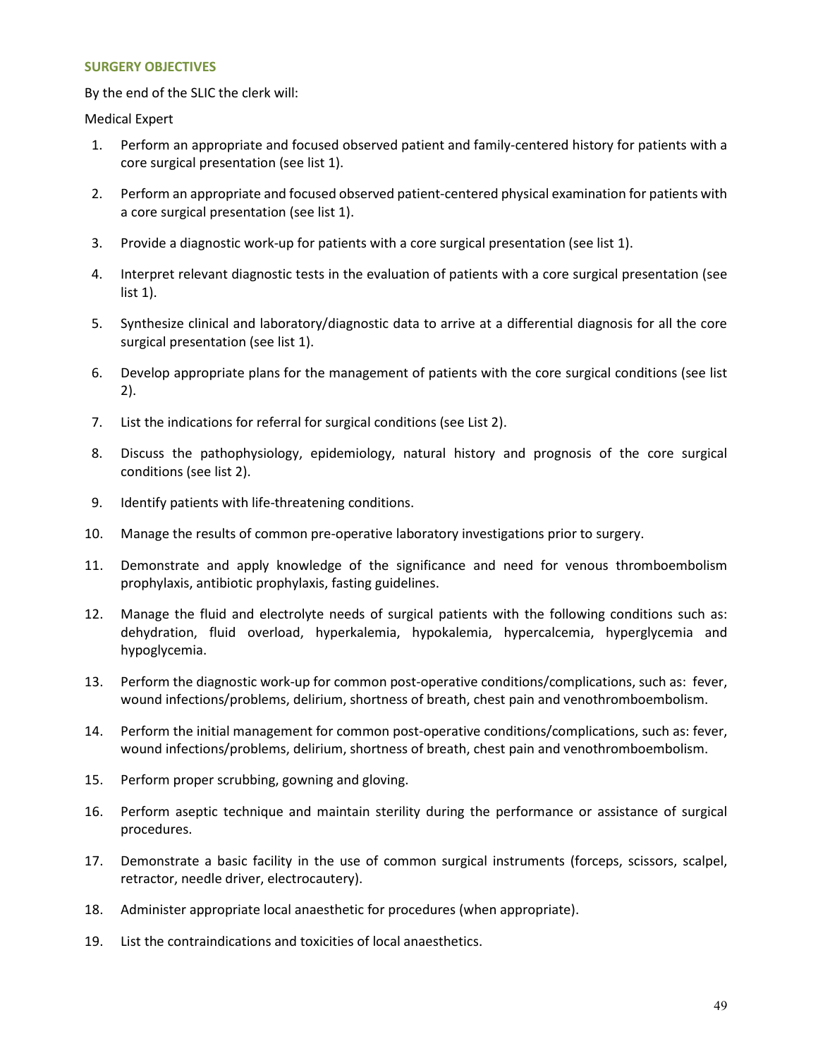## SURGERY OBJECTIVES

By the end of the SLIC the clerk will:

Medical Expert

1. Perform an appropriate and focused observed patient and family-centered history for patients with a core surgical presentation (see list 1).
2. Perform an appropriate and focused observed patient-centered physical examination for patients with a core surgical presentation (see list 1).
3. Provide a diagnostic work-up for patients with a core surgical presentation (see list 1).
4. Interpret relevant diagnostic tests in the evaluation of patients with a core surgical presentation (see list 1).
5. Synthesize clinical and laboratory/diagnostic data to arrive at a differential diagnosis for all the core surgical presentation (see list 1).
6. Develop appropriate plans for the management of patients with the core surgical conditions (see list 2).
7. List the indications for referral for surgical conditions (see List 2).
8. Discuss the pathophysiology, epidemiology, natural history and prognosis of the core surgical conditions (see list 2).
9. Identify patients with life-threatening conditions.
10. Manage the results of common pre-operative laboratory investigations prior to surgery.
11. Demonstrate and apply knowledge of the significance and need for venous thromboembolism prophylaxis, antibiotic prophylaxis, fasting guidelines.
12. Manage the fluid and electrolyte needs of surgical patients with the following conditions such as: dehydration, fluid overload, hyperkalemia, hypokalemia, hypercalcemia, hyperglycemia and hypoglycemia.
13. Perform the diagnostic work-up for common post-operative conditions/complications, such as: fever, wound infections/problems, delirium, shortness of breath, chest pain and venothromboembolism.
14. Perform the initial management for common post-operative conditions/complications, such as: fever, wound infections/problems, delirium, shortness of breath, chest pain and venothromboembolism.
15. Perform proper scrubbing, gowning and gloving.
16. Perform aseptic technique and maintain sterility during the performance or assistance of surgical procedures.
17. Demonstrate a basic facility in the use of common surgical instruments (forceps, scissors, scalpel, retractor, needle driver, electrocautery).
18. Administer appropriate local anaesthetic for procedures (when appropriate).
19. List the contraindications and toxicities of local anaesthetics.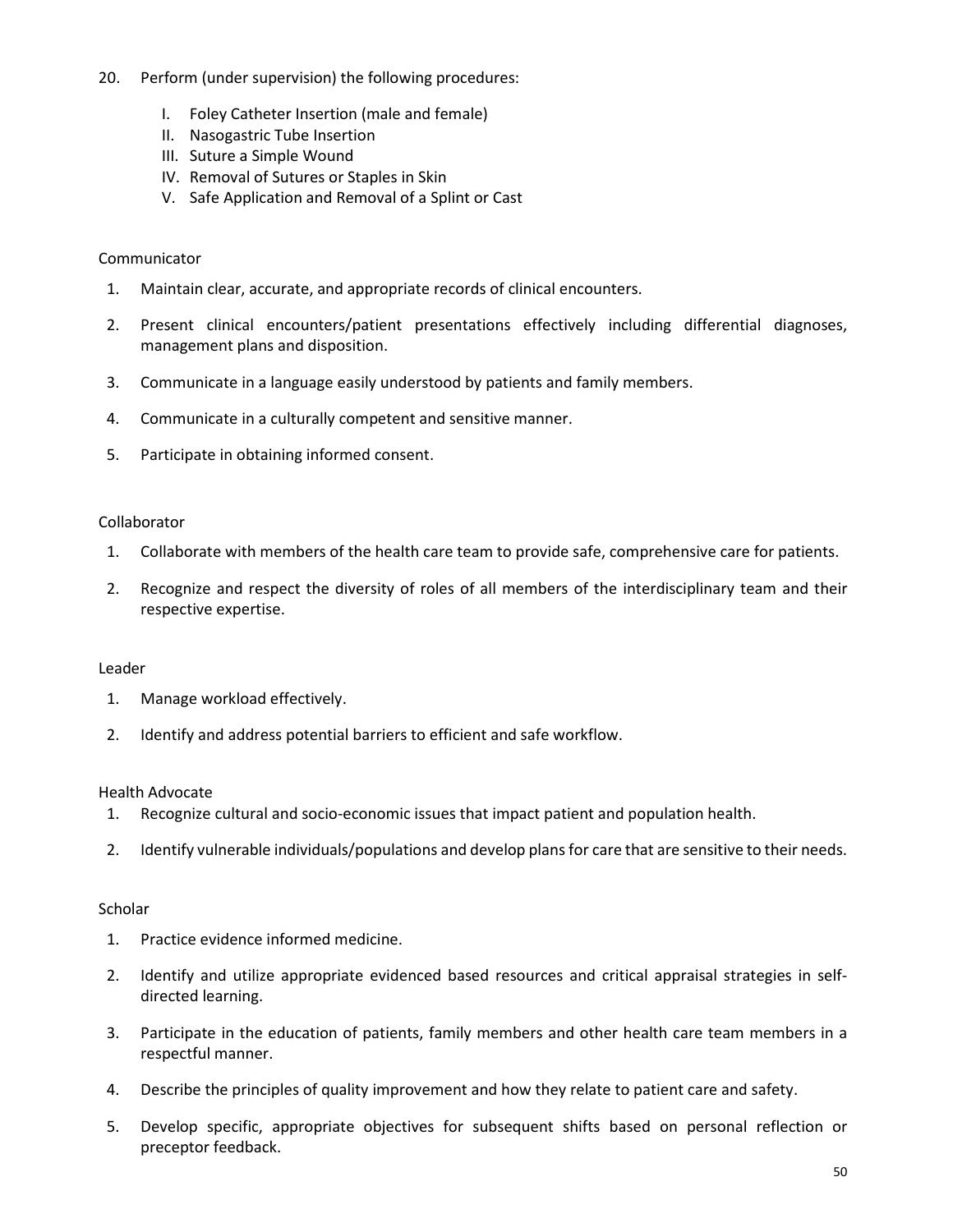20. Perform (under supervision) the following procedures:

    I. Foley Catheter Insertion (male and female)
    II. Nasogastric Tube Insertion
    III. Suture a Simple Wound
    IV. Removal of Sutures or Staples in Skin
    V. Safe Application and Removal of a Splint or Cast

Communicator

1. Maintain clear, accurate, and appropriate records of clinical encounters.
2. Present clinical encounters/patient presentations effectively including differential diagnoses, management plans and disposition.
3. Communicate in a language easily understood by patients and family members.
4. Communicate in a culturally competent and sensitive manner.
5. Participate in obtaining informed consent.

Collaborator

1. Collaborate with members of the health care team to provide safe, comprehensive care for patients.
2. Recognize and respect the diversity of roles of all members of the interdisciplinary team and their respective expertise.

Leader

1. Manage workload effectively.
2. Identify and address potential barriers to efficient and safe workflow.

Health Advocate

1. Recognize cultural and socio-economic issues that impact patient and population health.
2. Identify vulnerable individuals/populations and develop plans for care that are sensitive to their needs.

Scholar

1. Practice evidence informed medicine.
2. Identify and utilize appropriate evidenced based resources and critical appraisal strategies in self-directed learning.
3. Participate in the education of patients, family members and other health care team members in a respectful manner.
4. Describe the principles of quality improvement and how they relate to patient care and safety.
5. Develop specific, appropriate objectives for subsequent shifts based on personal reflection or preceptor feedback.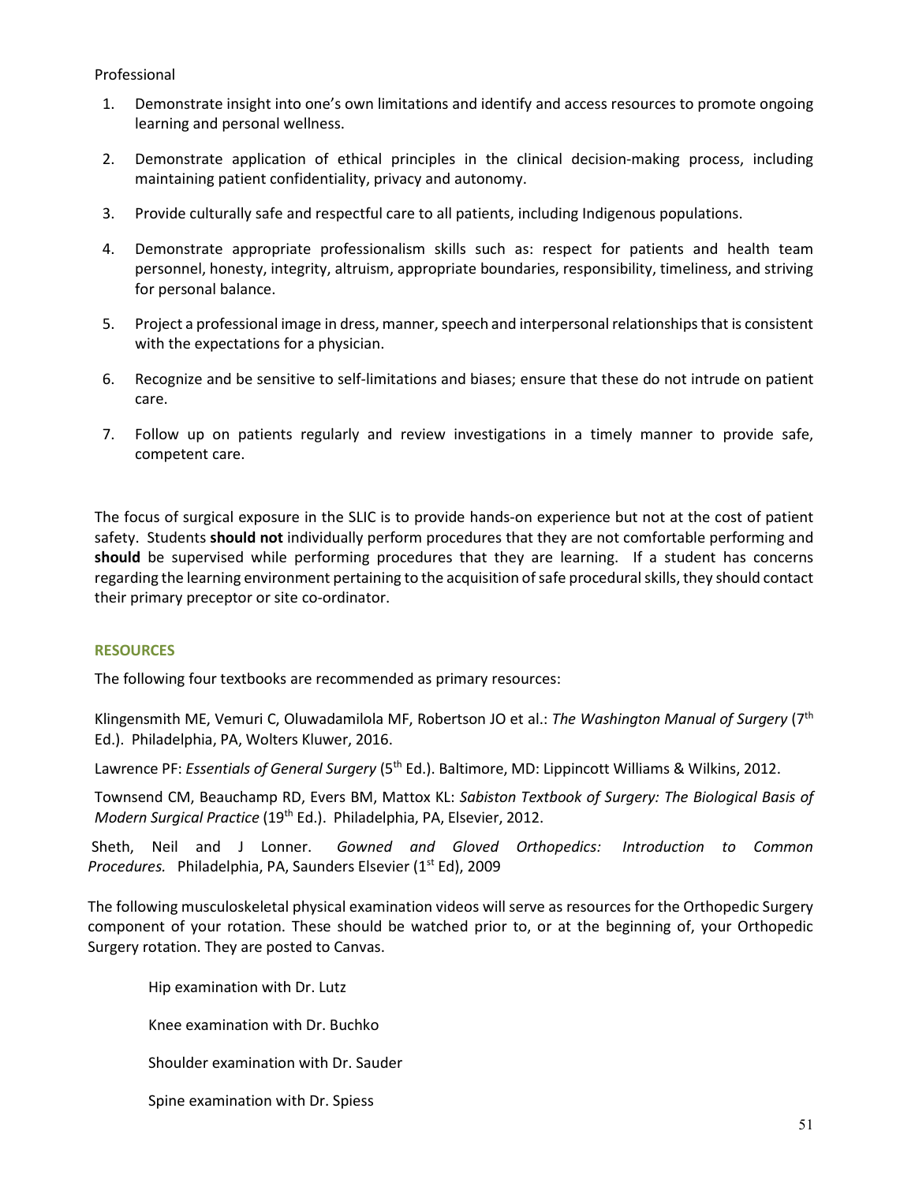Professional

1. Demonstrate insight into one's own limitations and identify and access resources to promote ongoing learning and personal wellness.

2. Demonstrate application of ethical principles in the clinical decision-making process, including maintaining patient confidentiality, privacy and autonomy.

3. Provide culturally safe and respectful care to all patients, including Indigenous populations.

4. Demonstrate appropriate professionalism skills such as: respect for patients and health team personnel, honesty, integrity, altruism, appropriate boundaries, responsibility, timeliness, and striving for personal balance.

5. Project a professional image in dress, manner, speech and interpersonal relationships that is consistent with the expectations for a physician.

6. Recognize and be sensitive to self-limitations and biases; ensure that these do not intrude on patient care.

7. Follow up on patients regularly and review investigations in a timely manner to provide safe, competent care.

The focus of surgical exposure in the SLIC is to provide hands-on experience but not at the cost of patient safety. Students **should not** individually perform procedures that they are not comfortable performing and **should** be supervised while performing procedures that they are learning. If a student has concerns regarding the learning environment pertaining to the acquisition of safe procedural skills, they should contact their primary preceptor or site co-ordinator.

## RESOURCES

The following four textbooks are recommended as primary resources:

Klingensmith ME, Vemuri C, Oluwadamilola MF, Robertson JO et al.: *The Washington Manual of Surgery* (7th Ed.). Philadelphia, PA, Wolters Kluwer, 2016.

Lawrence PF: *Essentials of General Surgery* (5th Ed.). Baltimore, MD: Lippincott Williams & Wilkins, 2012.

Townsend CM, Beauchamp RD, Evers BM, Mattox KL: *Sabiston Textbook of Surgery: The Biological Basis of Modern Surgical Practice* (19th Ed.). Philadelphia, PA, Elsevier, 2012.

Sheth, Neil and J Lonner. *Gowned and Gloved Orthopedics: Introduction to Common Procedures.* Philadelphia, PA, Saunders Elsevier (1st Ed), 2009

The following musculoskeletal physical examination videos will serve as resources for the Orthopedic Surgery component of your rotation. These should be watched prior to, or at the beginning of, your Orthopedic Surgery rotation. They are posted to Canvas.

Hip examination with Dr. Lutz

Knee examination with Dr. Buchko

Shoulder examination with Dr. Sauder

Spine examination with Dr. Spiess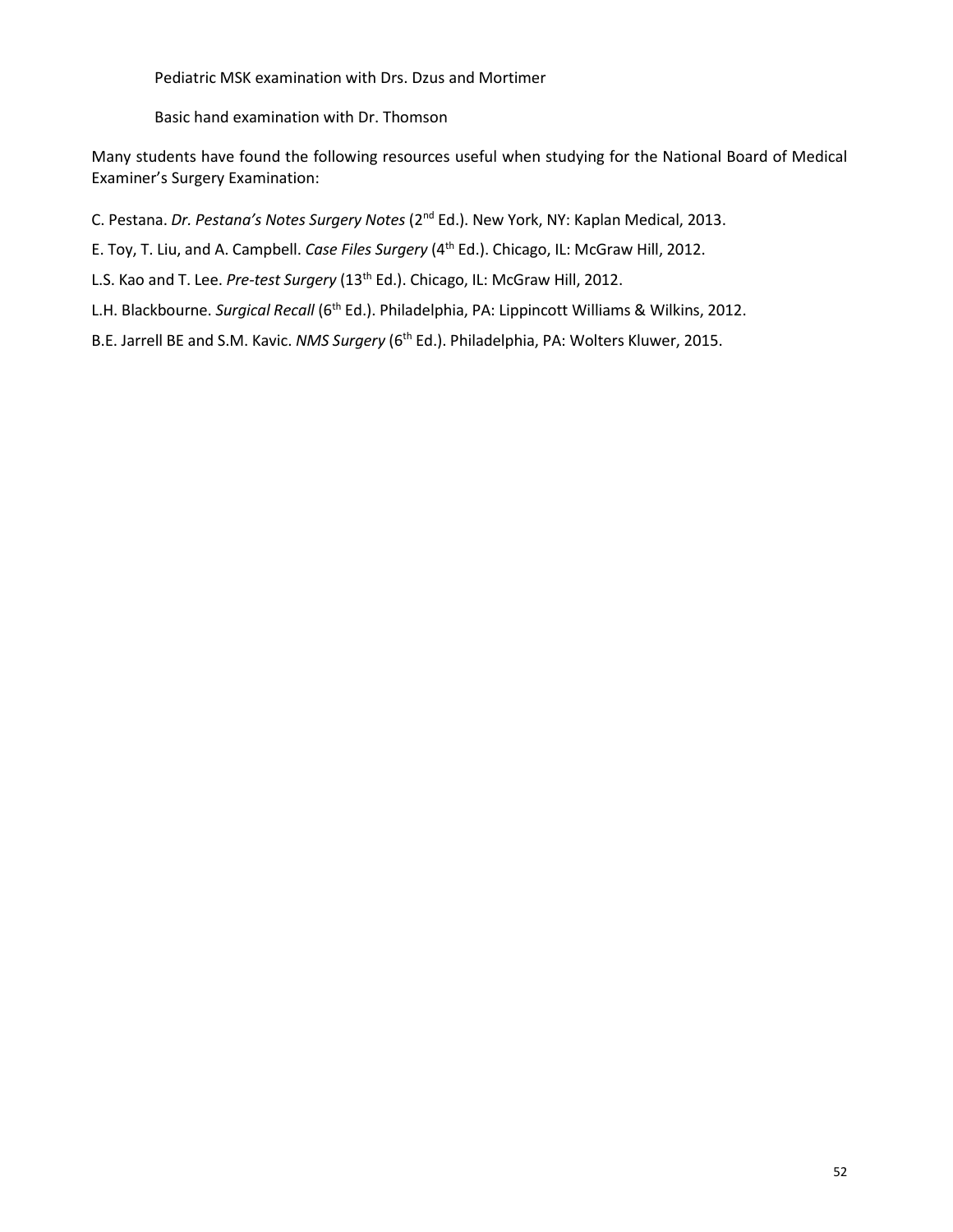Pediatric MSK examination with Drs. Dzus and Mortimer

Basic hand examination with Dr. Thomson

Many students have found the following resources useful when studying for the National Board of Medical Examiner's Surgery Examination:

C. Pestana. *Dr. Pestana's Notes Surgery Notes* (2nd Ed.). New York, NY: Kaplan Medical, 2013.

E. Toy, T. Liu, and A. Campbell. *Case Files Surgery* (4th Ed.). Chicago, IL: McGraw Hill, 2012.

L.S. Kao and T. Lee. *Pre-test Surgery* (13th Ed.). Chicago, IL: McGraw Hill, 2012.

L.H. Blackbourne. *Surgical Recall* (6th Ed.). Philadelphia, PA: Lippincott Williams & Wilkins, 2012.

B.E. Jarrell BE and S.M. Kavic. *NMS Surgery* (6th Ed.). Philadelphia, PA: Wolters Kluwer, 2015.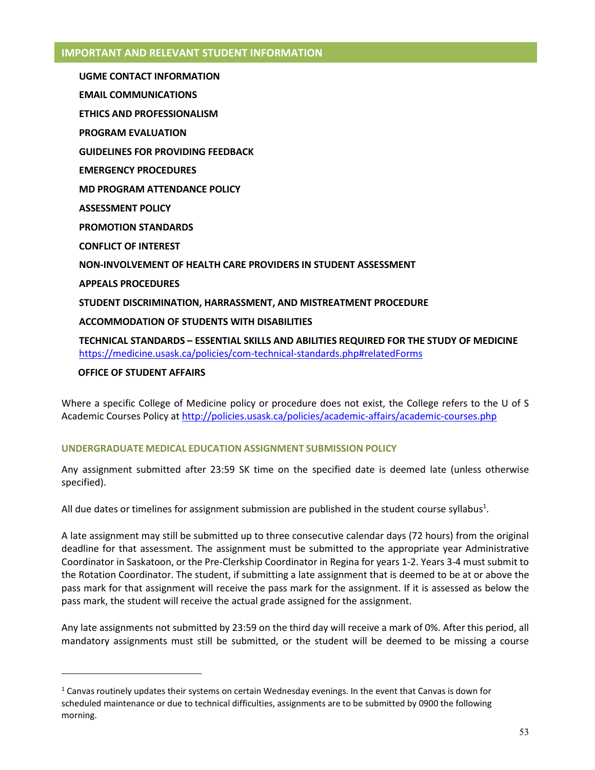## IMPORTANT AND RELEVANT STUDENT INFORMATION

**UGME CONTACT INFORMATION**

**EMAIL COMMUNICATIONS**

**ETHICS AND PROFESSIONALISM**

**PROGRAM EVALUATION**

**GUIDELINES FOR PROVIDING FEEDBACK**

**EMERGENCY PROCEDURES**

**MD PROGRAM ATTENDANCE POLICY**

**ASSESSMENT POLICY**

**PROMOTION STANDARDS**

**CONFLICT OF INTEREST**

**NON-INVOLVEMENT OF HEALTH CARE PROVIDERS IN STUDENT ASSESSMENT**

**APPEALS PROCEDURES**

**STUDENT DISCRIMINATION, HARRASSMENT, AND MISTREATMENT PROCEDURE**

**ACCOMMODATION OF STUDENTS WITH DISABILITIES**

**TECHNICAL STANDARDS – ESSENTIAL SKILLS AND ABILITIES REQUIRED FOR THE STUDY OF MEDICINE**
https://medicine.usask.ca/policies/com-technical-standards.php#relatedForms

**OFFICE OF STUDENT AFFAIRS**

Where a specific College of Medicine policy or procedure does not exist, the College refers to the U of S Academic Courses Policy at http://policies.usask.ca/policies/academic-affairs/academic-courses.php

### UNDERGRADUATE MEDICAL EDUCATION ASSIGNMENT SUBMISSION POLICY

Any assignment submitted after 23:59 SK time on the specified date is deemed late (unless otherwise specified).

All due dates or timelines for assignment submission are published in the student course syllabus[1].

A late assignment may still be submitted up to three consecutive calendar days (72 hours) from the original deadline for that assessment. The assignment must be submitted to the appropriate year Administrative Coordinator in Saskatoon, or the Pre-Clerkship Coordinator in Regina for years 1-2. Years 3-4 must submit to the Rotation Coordinator. The student, if submitting a late assignment that is deemed to be at or above the pass mark for that assignment will receive the pass mark for the assignment. If it is assessed as below the pass mark, the student will receive the actual grade assigned for the assignment.

Any late assignments not submitted by 23:59 on the third day will receive a mark of 0%. After this period, all mandatory assignments must still be submitted, or the student will be deemed to be missing a course

[1] Canvas routinely updates their systems on certain Wednesday evenings. In the event that Canvas is down for scheduled maintenance or due to technical difficulties, assignments are to be submitted by 0900 the following morning.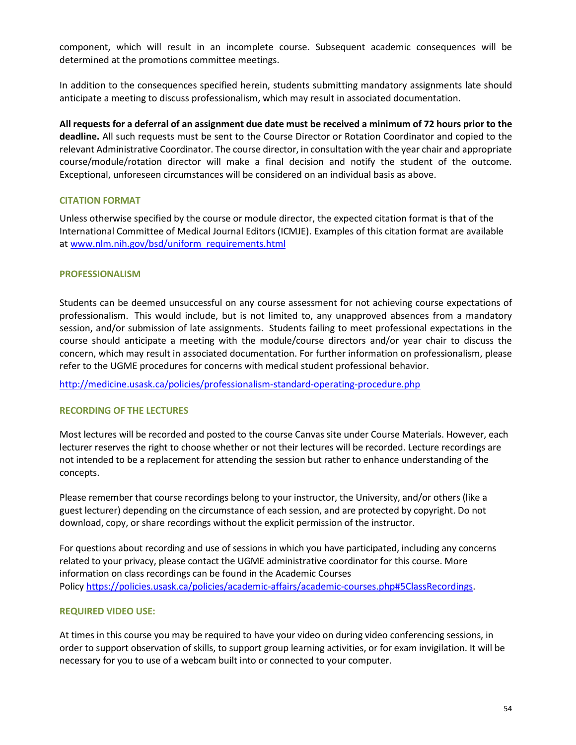component, which will result in an incomplete course. Subsequent academic consequences will be determined at the promotions committee meetings.

In addition to the consequences specified herein, students submitting mandatory assignments late should anticipate a meeting to discuss professionalism, which may result in associated documentation.

**All requests for a deferral of an assignment due date must be received a minimum of 72 hours prior to the deadline.** All such requests must be sent to the Course Director or Rotation Coordinator and copied to the relevant Administrative Coordinator. The course director, in consultation with the year chair and appropriate course/module/rotation director will make a final decision and notify the student of the outcome. Exceptional, unforeseen circumstances will be considered on an individual basis as above.

### CITATION FORMAT

Unless otherwise specified by the course or module director, the expected citation format is that of the International Committee of Medical Journal Editors (ICMJE). Examples of this citation format are available at [www.nlm.nih.gov/bsd/uniform_requirements.html](http://www.nlm.nih.gov/bsd/uniform_requirements.html)

### PROFESSIONALISM

Students can be deemed unsuccessful on any course assessment for not achieving course expectations of professionalism. This would include, but is not limited to, any unapproved absences from a mandatory session, and/or submission of late assignments. Students failing to meet professional expectations in the course should anticipate a meeting with the module/course directors and/or year chair to discuss the concern, which may result in associated documentation. For further information on professionalism, please refer to the UGME procedures for concerns with medical student professional behavior.

[http://medicine.usask.ca/policies/professionalism-standard-operating-procedure.php](http://medicine.usask.ca/policies/professionalism-standard-operating-procedure.php)

### RECORDING OF THE LECTURES

Most lectures will be recorded and posted to the course Canvas site under Course Materials. However, each lecturer reserves the right to choose whether or not their lectures will be recorded. Lecture recordings are not intended to be a replacement for attending the session but rather to enhance understanding of the concepts.

Please remember that course recordings belong to your instructor, the University, and/or others (like a guest lecturer) depending on the circumstance of each session, and are protected by copyright. Do not download, copy, or share recordings without the explicit permission of the instructor.

For questions about recording and use of sessions in which you have participated, including any concerns related to your privacy, please contact the UGME administrative coordinator for this course. More information on class recordings can be found in the Academic Courses Policy [https://policies.usask.ca/policies/academic-affairs/academic-courses.php#5ClassRecordings](https://policies.usask.ca/policies/academic-affairs/academic-courses.php#5ClassRecordings).

### REQUIRED VIDEO USE:

At times in this course you may be required to have your video on during video conferencing sessions, in order to support observation of skills, to support group learning activities, or for exam invigilation. It will be necessary for you to use of a webcam built into or connected to your computer.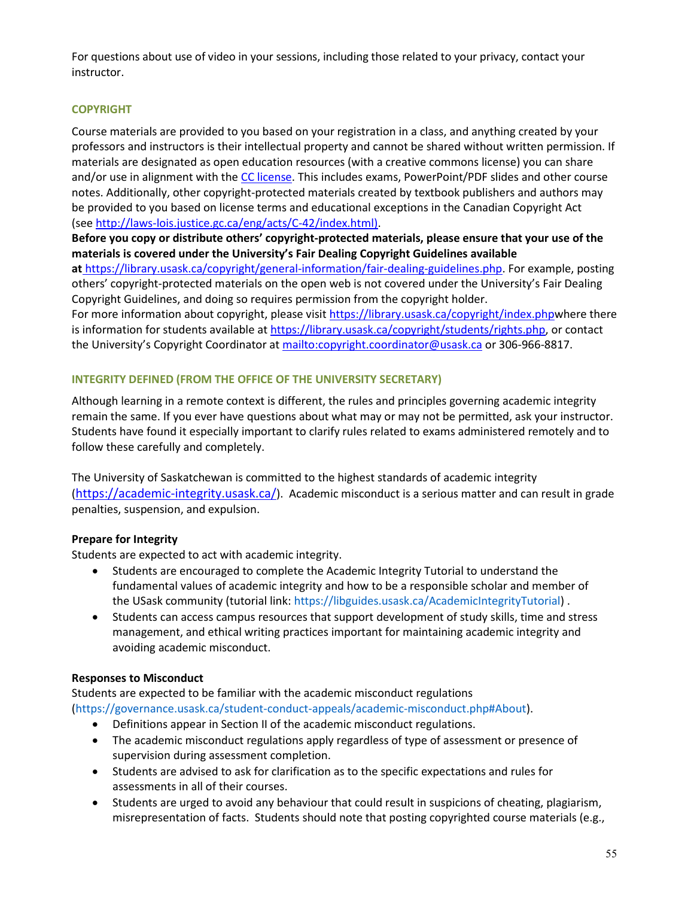For questions about use of video in your sessions, including those related to your privacy, contact your instructor.

## COPYRIGHT

Course materials are provided to you based on your registration in a class, and anything created by your professors and instructors is their intellectual property and cannot be shared without written permission. If materials are designated as open education resources (with a creative commons license) you can share and/or use in alignment with the CC license. This includes exams, PowerPoint/PDF slides and other course notes. Additionally, other copyright-protected materials created by textbook publishers and authors may be provided to you based on license terms and educational exceptions in the Canadian Copyright Act (see http://laws-lois.justice.gc.ca/eng/acts/C-42/index.html).

**Before you copy or distribute others' copyright-protected materials, please ensure that your use of the materials is covered under the University's Fair Dealing Copyright Guidelines available at** https://library.usask.ca/copyright/general-information/fair-dealing-guidelines.php. For example, posting others' copyright-protected materials on the open web is not covered under the University's Fair Dealing Copyright Guidelines, and doing so requires permission from the copyright holder.

For more information about copyright, please visit https://library.usask.ca/copyright/index.phpwhere there is information for students available at https://library.usask.ca/copyright/students/rights.php, or contact the University's Copyright Coordinator at mailto:copyright.coordinator@usask.ca or 306-966-8817.

## INTEGRITY DEFINED (FROM THE OFFICE OF THE UNIVERSITY SECRETARY)

Although learning in a remote context is different, the rules and principles governing academic integrity remain the same. If you ever have questions about what may or may not be permitted, ask your instructor. Students have found it especially important to clarify rules related to exams administered remotely and to follow these carefully and completely.

The University of Saskatchewan is committed to the highest standards of academic integrity (https://academic-integrity.usask.ca/). Academic misconduct is a serious matter and can result in grade penalties, suspension, and expulsion.

**Prepare for Integrity**

Students are expected to act with academic integrity.

- Students are encouraged to complete the Academic Integrity Tutorial to understand the fundamental values of academic integrity and how to be a responsible scholar and member of the USask community (tutorial link: https://libguides.usask.ca/AcademicIntegrityTutorial) .
- Students can access campus resources that support development of study skills, time and stress management, and ethical writing practices important for maintaining academic integrity and avoiding academic misconduct.

**Responses to Misconduct**

Students are expected to be familiar with the academic misconduct regulations (https://governance.usask.ca/student-conduct-appeals/academic-misconduct.php#About).

- Definitions appear in Section II of the academic misconduct regulations.
- The academic misconduct regulations apply regardless of type of assessment or presence of supervision during assessment completion.
- Students are advised to ask for clarification as to the specific expectations and rules for assessments in all of their courses.
- Students are urged to avoid any behaviour that could result in suspicions of cheating, plagiarism, misrepresentation of facts. Students should note that posting copyrighted course materials (e.g.,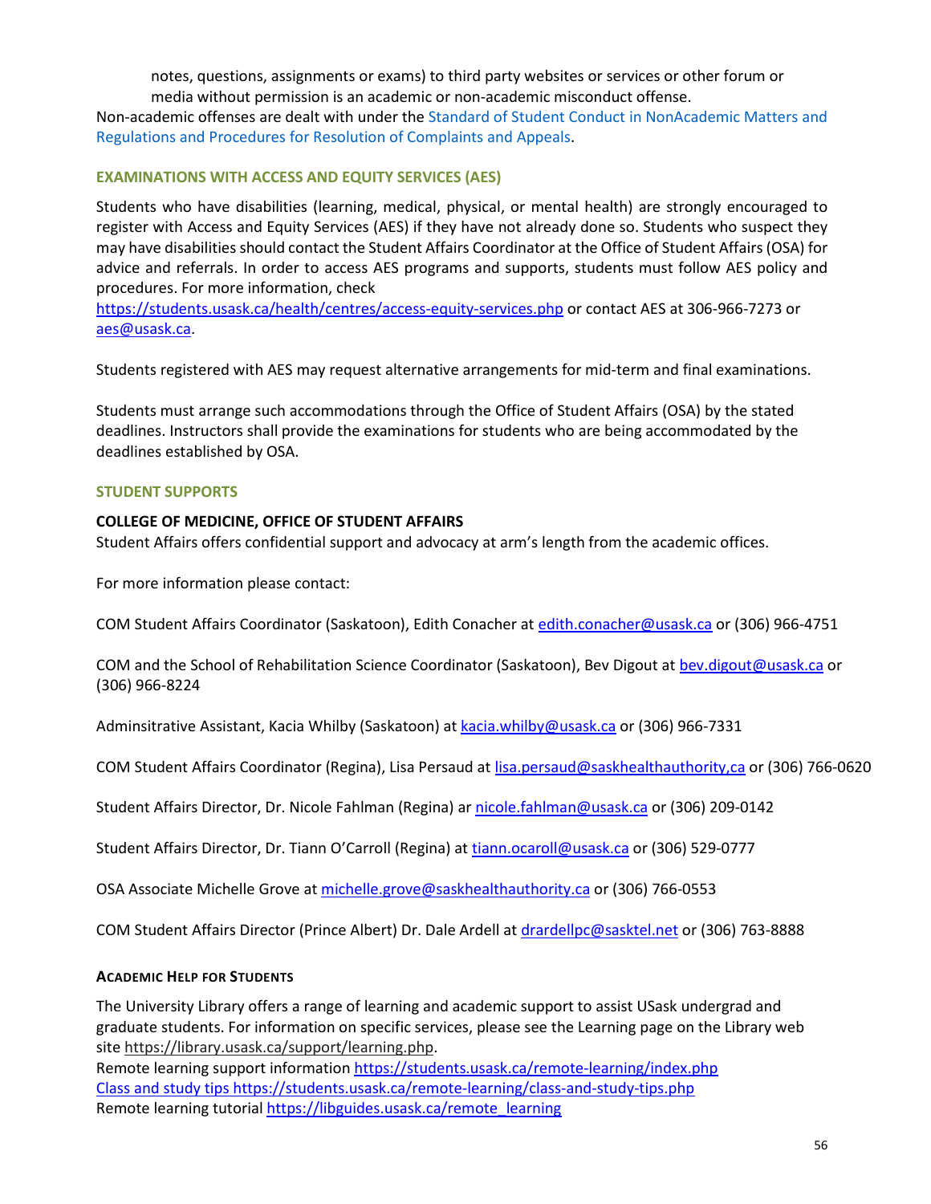notes, questions, assignments or exams) to third party websites or services or other forum or media without permission is an academic or non-academic misconduct offense.

Non-academic offenses are dealt with under the Standard of Student Conduct in NonAcademic Matters and Regulations and Procedures for Resolution of Complaints and Appeals.

## EXAMINATIONS WITH ACCESS AND EQUITY SERVICES (AES)

Students who have disabilities (learning, medical, physical, or mental health) are strongly encouraged to register with Access and Equity Services (AES) if they have not already done so. Students who suspect they may have disabilities should contact the Student Affairs Coordinator at the Office of Student Affairs (OSA) for advice and referrals. In order to access AES programs and supports, students must follow AES policy and procedures. For more information, check https://students.usask.ca/health/centres/access-equity-services.php or contact AES at 306-966-7273 or aes@usask.ca.

Students registered with AES may request alternative arrangements for mid-term and final examinations.

Students must arrange such accommodations through the Office of Student Affairs (OSA) by the stated deadlines. Instructors shall provide the examinations for students who are being accommodated by the deadlines established by OSA.

## STUDENT SUPPORTS

### COLLEGE OF MEDICINE, OFFICE OF STUDENT AFFAIRS

Student Affairs offers confidential support and advocacy at arm's length from the academic offices.

For more information please contact:

COM Student Affairs Coordinator (Saskatoon), Edith Conacher at edith.conacher@usask.ca or (306) 966-4751

COM and the School of Rehabilitation Science Coordinator (Saskatoon), Bev Digout at bev.digout@usask.ca or (306) 966-8224

Adminsitrative Assistant, Kacia Whilby (Saskatoon) at kacia.whilby@usask.ca or (306) 966-7331

COM Student Affairs Coordinator (Regina), Lisa Persaud at lisa.persaud@saskhealthauthority,ca or (306) 766-0620

Student Affairs Director, Dr. Nicole Fahlman (Regina) ar nicole.fahlman@usask.ca or (306) 209-0142

Student Affairs Director, Dr. Tiann O'Carroll (Regina) at tiann.ocaroll@usask.ca or (306) 529-0777

OSA Associate Michelle Grove at michelle.grove@saskhealthauthority.ca or (306) 766-0553

COM Student Affairs Director (Prince Albert) Dr. Dale Ardell at drardellpc@sasktel.net or (306) 763-8888

### ACADEMIC HELP FOR STUDENTS

The University Library offers a range of learning and academic support to assist USask undergrad and graduate students. For information on specific services, please see the Learning page on the Library web site https://library.usask.ca/support/learning.php.

Remote learning support information https://students.usask.ca/remote-learning/index.php

Class and study tips https://students.usask.ca/remote-learning/class-and-study-tips.php

Remote learning tutorial https://libguides.usask.ca/remote_learning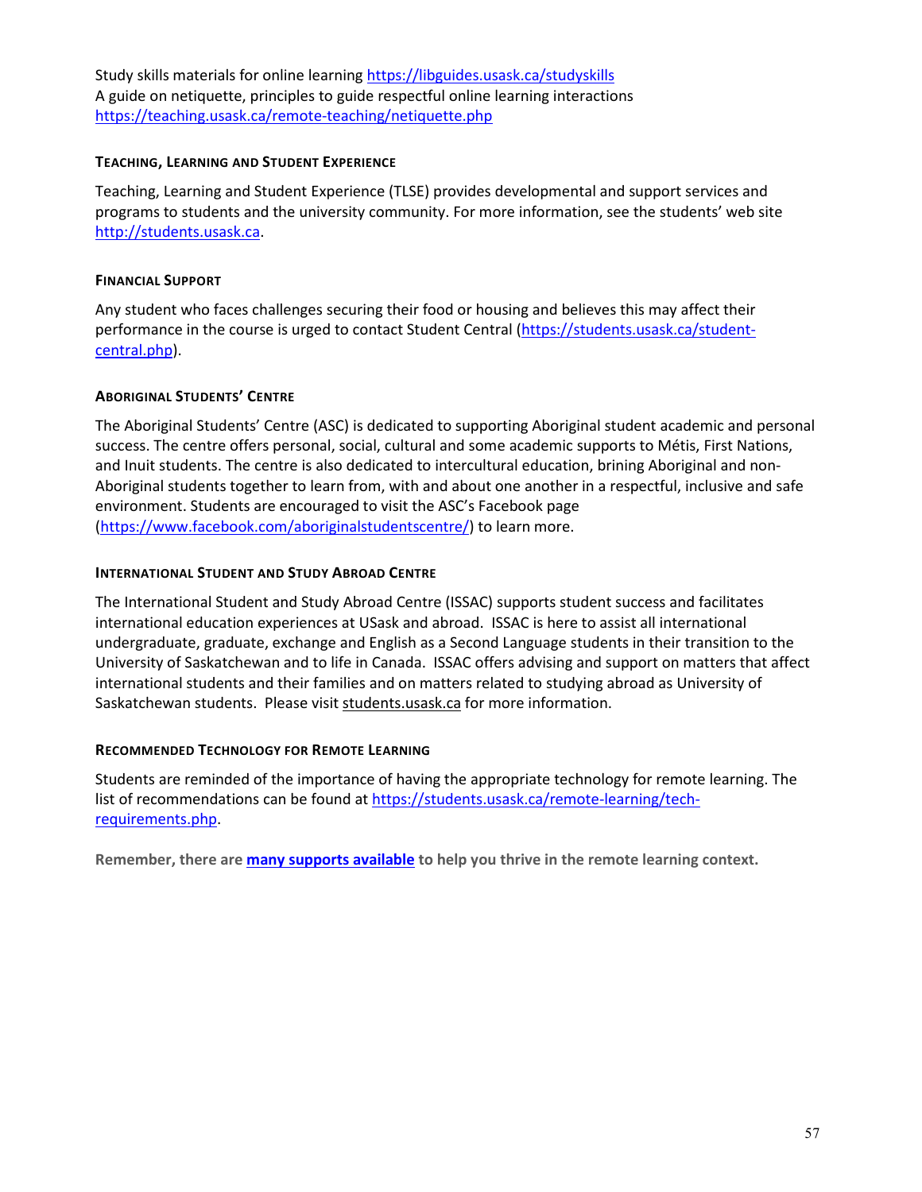Study skills materials for online learning https://libguides.usask.ca/studyskills
A guide on netiquette, principles to guide respectful online learning interactions
https://teaching.usask.ca/remote-teaching/netiquette.php

#### TEACHING, LEARNING AND STUDENT EXPERIENCE

Teaching, Learning and Student Experience (TLSE) provides developmental and support services and programs to students and the university community. For more information, see the students' web site http://students.usask.ca.

#### FINANCIAL SUPPORT

Any student who faces challenges securing their food or housing and believes this may affect their performance in the course is urged to contact Student Central (https://students.usask.ca/student-central.php).

#### ABORIGINAL STUDENTS' CENTRE

The Aboriginal Students' Centre (ASC) is dedicated to supporting Aboriginal student academic and personal success. The centre offers personal, social, cultural and some academic supports to Métis, First Nations, and Inuit students. The centre is also dedicated to intercultural education, brining Aboriginal and non-Aboriginal students together to learn from, with and about one another in a respectful, inclusive and safe environment. Students are encouraged to visit the ASC's Facebook page (https://www.facebook.com/aboriginalstudentscentre/) to learn more.

#### INTERNATIONAL STUDENT AND STUDY ABROAD CENTRE

The International Student and Study Abroad Centre (ISSAC) supports student success and facilitates international education experiences at USask and abroad. ISSAC is here to assist all international undergraduate, graduate, exchange and English as a Second Language students in their transition to the University of Saskatchewan and to life in Canada. ISSAC offers advising and support on matters that affect international students and their families and on matters related to studying abroad as University of Saskatchewan students. Please visit students.usask.ca for more information.

#### RECOMMENDED TECHNOLOGY FOR REMOTE LEARNING

Students are reminded of the importance of having the appropriate technology for remote learning. The list of recommendations can be found at https://students.usask.ca/remote-learning/tech-requirements.php.

**Remember, there are many supports available to help you thrive in the remote learning context.**